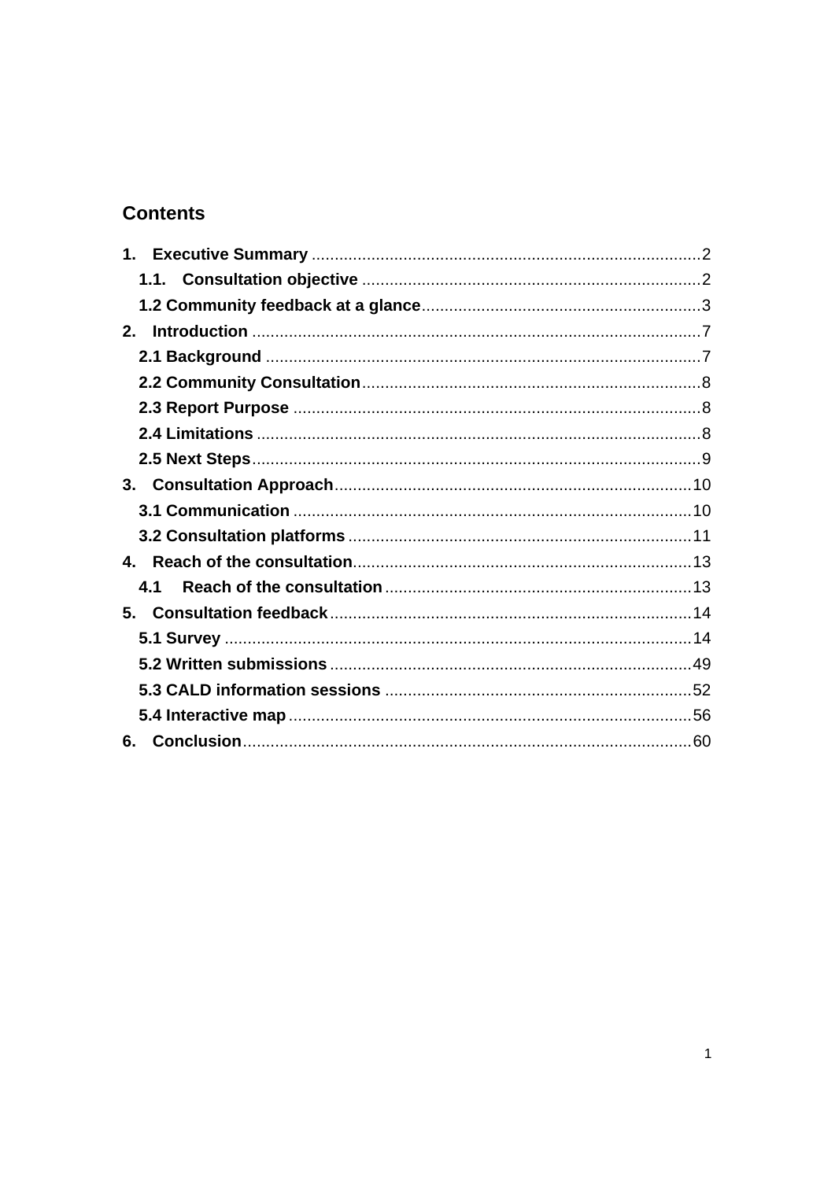# Contents

1. **Executive Summary** .......... 2
   - 1.1. **Consultation objective** .......... 2
   - **1.2 Community feedback at a glance** .......... 3
2. **Introduction** .......... 7
   - **2.1 Background** .......... 7
   - **2.2 Community Consultation** .......... 8
   - **2.3 Report Purpose** .......... 8
   - **2.4 Limitations** .......... 8
   - **2.5 Next Steps** .......... 9
3. **Consultation Approach** .......... 10
   - **3.1 Communication** .......... 10
   - **3.2 Consultation platforms** .......... 11
4. **Reach of the consultation** .......... 13
   - 4.1 **Reach of the consultation** .......... 13
5. **Consultation feedback** .......... 14
   - **5.1 Survey** .......... 14
   - **5.2 Written submissions** .......... 49
   - **5.3 CALD information sessions** .......... 52
   - **5.4 Interactive map** .......... 56
6. **Conclusion** .......... 60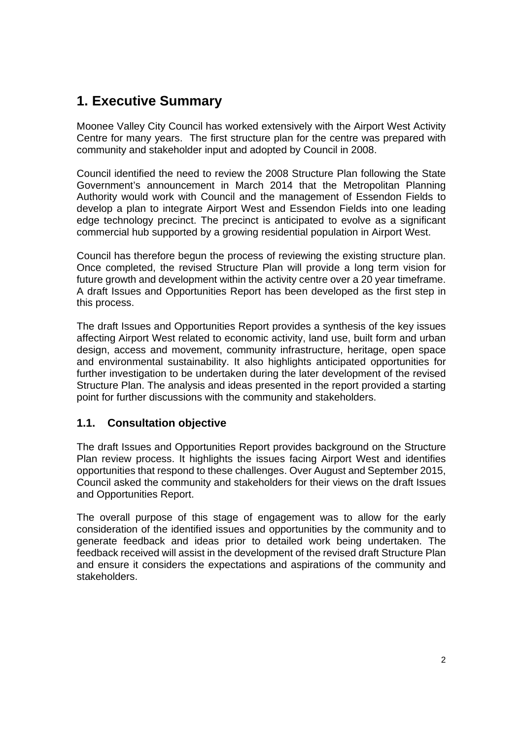# 1. Executive Summary

Moonee Valley City Council has worked extensively with the Airport West Activity Centre for many years. The first structure plan for the centre was prepared with community and stakeholder input and adopted by Council in 2008.

Council identified the need to review the 2008 Structure Plan following the State Government's announcement in March 2014 that the Metropolitan Planning Authority would work with Council and the management of Essendon Fields to develop a plan to integrate Airport West and Essendon Fields into one leading edge technology precinct. The precinct is anticipated to evolve as a significant commercial hub supported by a growing residential population in Airport West.

Council has therefore begun the process of reviewing the existing structure plan. Once completed, the revised Structure Plan will provide a long term vision for future growth and development within the activity centre over a 20 year timeframe. A draft Issues and Opportunities Report has been developed as the first step in this process.

The draft Issues and Opportunities Report provides a synthesis of the key issues affecting Airport West related to economic activity, land use, built form and urban design, access and movement, community infrastructure, heritage, open space and environmental sustainability. It also highlights anticipated opportunities for further investigation to be undertaken during the later development of the revised Structure Plan. The analysis and ideas presented in the report provided a starting point for further discussions with the community and stakeholders.

## 1.1. Consultation objective

The draft Issues and Opportunities Report provides background on the Structure Plan review process. It highlights the issues facing Airport West and identifies opportunities that respond to these challenges. Over August and September 2015, Council asked the community and stakeholders for their views on the draft Issues and Opportunities Report.

The overall purpose of this stage of engagement was to allow for the early consideration of the identified issues and opportunities by the community and to generate feedback and ideas prior to detailed work being undertaken. The feedback received will assist in the development of the revised draft Structure Plan and ensure it considers the expectations and aspirations of the community and stakeholders.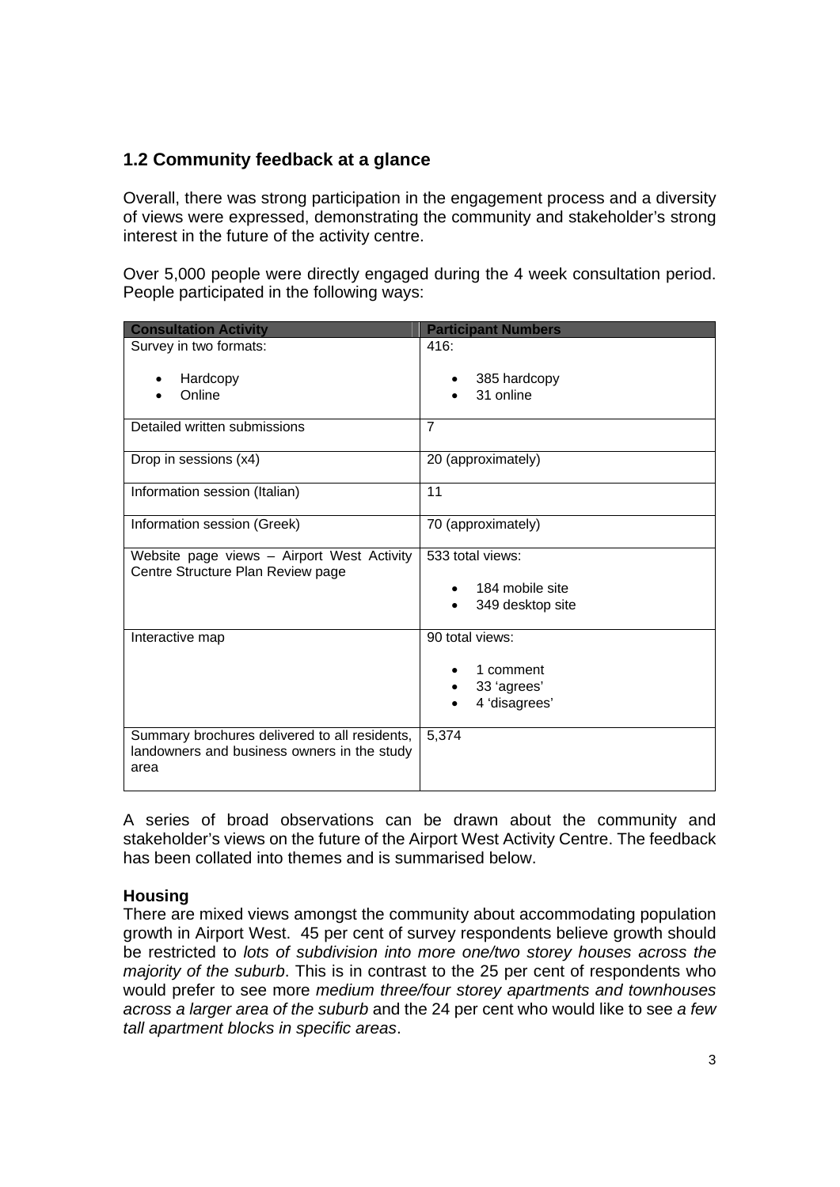## 1.2 Community feedback at a glance

Overall, there was strong participation in the engagement process and a diversity of views were expressed, demonstrating the community and stakeholder's strong interest in the future of the activity centre.

Over 5,000 people were directly engaged during the 4 week consultation period. People participated in the following ways:

| Consultation Activity | Participant Numbers |
| --- | --- |
| Survey in two formats:<br>• Hardcopy<br>• Online | 416:<br>• 385 hardcopy<br>• 31 online |
| Detailed written submissions | 7 |
| Drop in sessions (x4) | 20 (approximately) |
| Information session (Italian) | 11 |
| Information session (Greek) | 70 (approximately) |
| Website page views – Airport West Activity Centre Structure Plan Review page | 533 total views:<br>• 184 mobile site<br>• 349 desktop site |
| Interactive map | 90 total views:<br>• 1 comment<br>• 33 'agrees'<br>• 4 'disagrees' |
| Summary brochures delivered to all residents, landowners and business owners in the study area | 5,374 |

A series of broad observations can be drawn about the community and stakeholder's views on the future of the Airport West Activity Centre. The feedback has been collated into themes and is summarised below.

**Housing**

There are mixed views amongst the community about accommodating population growth in Airport West. 45 per cent of survey respondents believe growth should be restricted to *lots of subdivision into more one/two storey houses across the majority of the suburb*. This is in contrast to the 25 per cent of respondents who would prefer to see more *medium three/four storey apartments and townhouses across a larger area of the suburb* and the 24 per cent who would like to see *a few tall apartment blocks in specific areas*.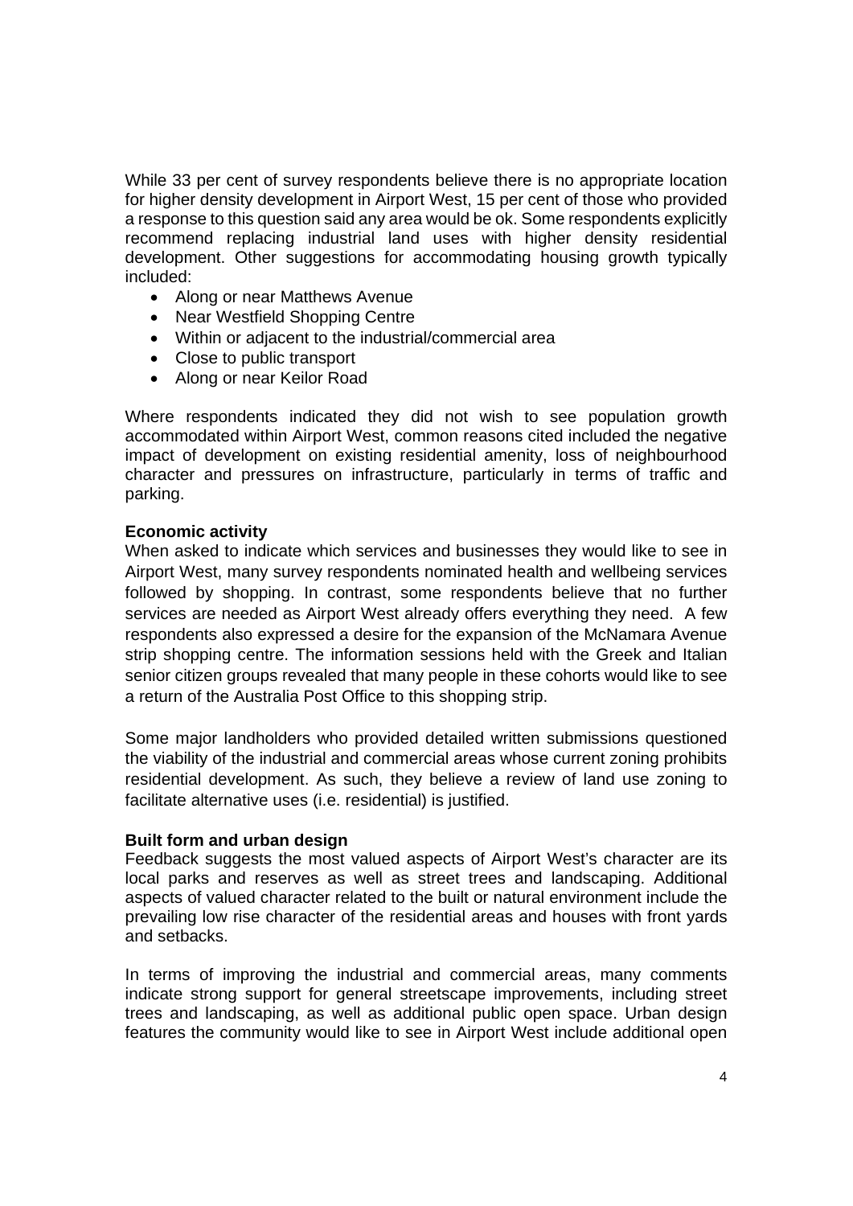While 33 per cent of survey respondents believe there is no appropriate location for higher density development in Airport West, 15 per cent of those who provided a response to this question said any area would be ok. Some respondents explicitly recommend replacing industrial land uses with higher density residential development. Other suggestions for accommodating housing growth typically included:

- Along or near Matthews Avenue
- Near Westfield Shopping Centre
- Within or adjacent to the industrial/commercial area
- Close to public transport
- Along or near Keilor Road

Where respondents indicated they did not wish to see population growth accommodated within Airport West, common reasons cited included the negative impact of development on existing residential amenity, loss of neighbourhood character and pressures on infrastructure, particularly in terms of traffic and parking.

**Economic activity**

When asked to indicate which services and businesses they would like to see in Airport West, many survey respondents nominated health and wellbeing services followed by shopping. In contrast, some respondents believe that no further services are needed as Airport West already offers everything they need. A few respondents also expressed a desire for the expansion of the McNamara Avenue strip shopping centre. The information sessions held with the Greek and Italian senior citizen groups revealed that many people in these cohorts would like to see a return of the Australia Post Office to this shopping strip.

Some major landholders who provided detailed written submissions questioned the viability of the industrial and commercial areas whose current zoning prohibits residential development. As such, they believe a review of land use zoning to facilitate alternative uses (i.e. residential) is justified.

**Built form and urban design**

Feedback suggests the most valued aspects of Airport West's character are its local parks and reserves as well as street trees and landscaping. Additional aspects of valued character related to the built or natural environment include the prevailing low rise character of the residential areas and houses with front yards and setbacks.

In terms of improving the industrial and commercial areas, many comments indicate strong support for general streetscape improvements, including street trees and landscaping, as well as additional public open space. Urban design features the community would like to see in Airport West include additional open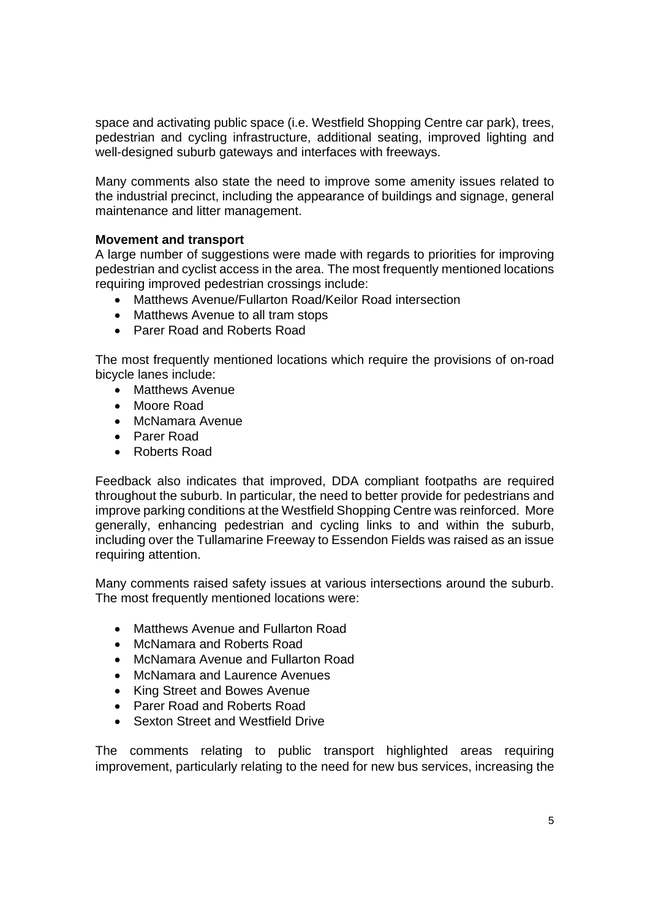space and activating public space (i.e. Westfield Shopping Centre car park), trees, pedestrian and cycling infrastructure, additional seating, improved lighting and well-designed suburb gateways and interfaces with freeways.

Many comments also state the need to improve some amenity issues related to the industrial precinct, including the appearance of buildings and signage, general maintenance and litter management.

**Movement and transport**

A large number of suggestions were made with regards to priorities for improving pedestrian and cyclist access in the area. The most frequently mentioned locations requiring improved pedestrian crossings include:

- Matthews Avenue/Fullarton Road/Keilor Road intersection
- Matthews Avenue to all tram stops
- Parer Road and Roberts Road

The most frequently mentioned locations which require the provisions of on-road bicycle lanes include:

- Matthews Avenue
- Moore Road
- McNamara Avenue
- Parer Road
- Roberts Road

Feedback also indicates that improved, DDA compliant footpaths are required throughout the suburb. In particular, the need to better provide for pedestrians and improve parking conditions at the Westfield Shopping Centre was reinforced. More generally, enhancing pedestrian and cycling links to and within the suburb, including over the Tullamarine Freeway to Essendon Fields was raised as an issue requiring attention.

Many comments raised safety issues at various intersections around the suburb. The most frequently mentioned locations were:

- Matthews Avenue and Fullarton Road
- McNamara and Roberts Road
- McNamara Avenue and Fullarton Road
- McNamara and Laurence Avenues
- King Street and Bowes Avenue
- Parer Road and Roberts Road
- Sexton Street and Westfield Drive

The comments relating to public transport highlighted areas requiring improvement, particularly relating to the need for new bus services, increasing the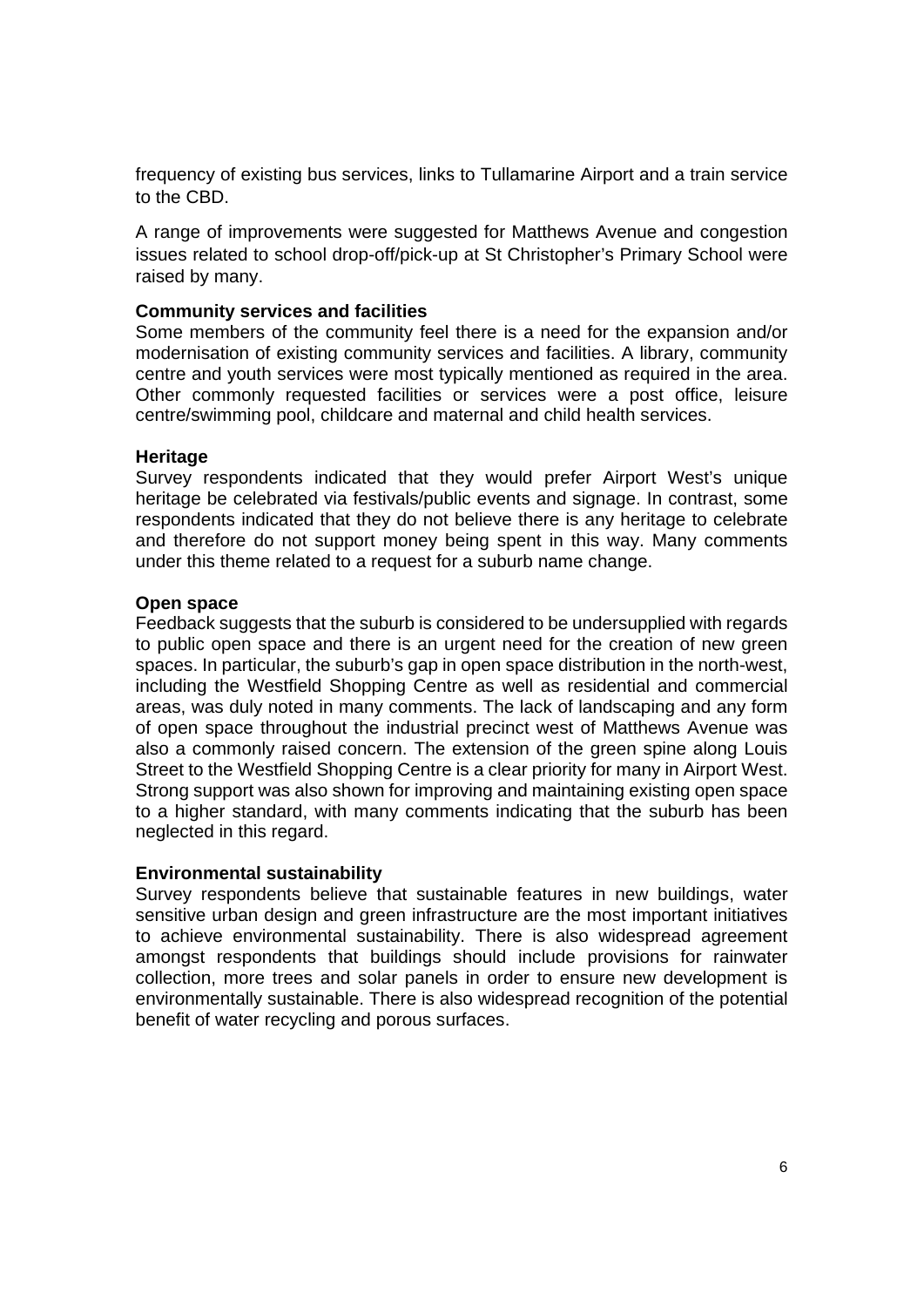frequency of existing bus services, links to Tullamarine Airport and a train service to the CBD.

A range of improvements were suggested for Matthews Avenue and congestion issues related to school drop-off/pick-up at St Christopher's Primary School were raised by many.

**Community services and facilities**

Some members of the community feel there is a need for the expansion and/or modernisation of existing community services and facilities. A library, community centre and youth services were most typically mentioned as required in the area. Other commonly requested facilities or services were a post office, leisure centre/swimming pool, childcare and maternal and child health services.

**Heritage**

Survey respondents indicated that they would prefer Airport West's unique heritage be celebrated via festivals/public events and signage. In contrast, some respondents indicated that they do not believe there is any heritage to celebrate and therefore do not support money being spent in this way. Many comments under this theme related to a request for a suburb name change.

**Open space**

Feedback suggests that the suburb is considered to be undersupplied with regards to public open space and there is an urgent need for the creation of new green spaces. In particular, the suburb's gap in open space distribution in the north-west, including the Westfield Shopping Centre as well as residential and commercial areas, was duly noted in many comments. The lack of landscaping and any form of open space throughout the industrial precinct west of Matthews Avenue was also a commonly raised concern. The extension of the green spine along Louis Street to the Westfield Shopping Centre is a clear priority for many in Airport West. Strong support was also shown for improving and maintaining existing open space to a higher standard, with many comments indicating that the suburb has been neglected in this regard.

**Environmental sustainability**

Survey respondents believe that sustainable features in new buildings, water sensitive urban design and green infrastructure are the most important initiatives to achieve environmental sustainability. There is also widespread agreement amongst respondents that buildings should include provisions for rainwater collection, more trees and solar panels in order to ensure new development is environmentally sustainable. There is also widespread recognition of the potential benefit of water recycling and porous surfaces.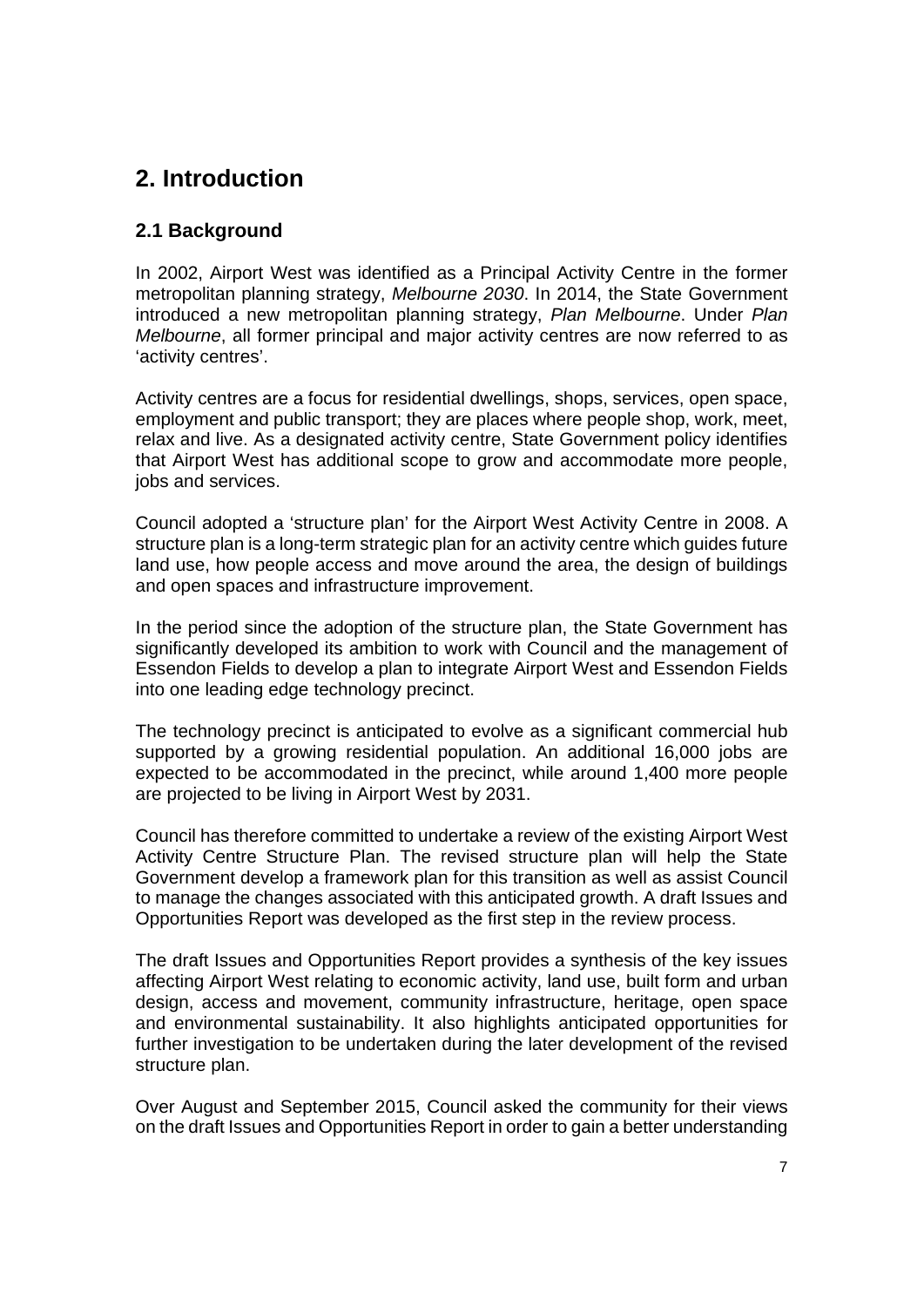# 2. Introduction

## 2.1 Background

In 2002, Airport West was identified as a Principal Activity Centre in the former metropolitan planning strategy, *Melbourne 2030*. In 2014, the State Government introduced a new metropolitan planning strategy, *Plan Melbourne*. Under *Plan Melbourne*, all former principal and major activity centres are now referred to as 'activity centres'.

Activity centres are a focus for residential dwellings, shops, services, open space, employment and public transport; they are places where people shop, work, meet, relax and live. As a designated activity centre, State Government policy identifies that Airport West has additional scope to grow and accommodate more people, jobs and services.

Council adopted a 'structure plan' for the Airport West Activity Centre in 2008. A structure plan is a long-term strategic plan for an activity centre which guides future land use, how people access and move around the area, the design of buildings and open spaces and infrastructure improvement.

In the period since the adoption of the structure plan, the State Government has significantly developed its ambition to work with Council and the management of Essendon Fields to develop a plan to integrate Airport West and Essendon Fields into one leading edge technology precinct.

The technology precinct is anticipated to evolve as a significant commercial hub supported by a growing residential population. An additional 16,000 jobs are expected to be accommodated in the precinct, while around 1,400 more people are projected to be living in Airport West by 2031.

Council has therefore committed to undertake a review of the existing Airport West Activity Centre Structure Plan. The revised structure plan will help the State Government develop a framework plan for this transition as well as assist Council to manage the changes associated with this anticipated growth. A draft Issues and Opportunities Report was developed as the first step in the review process.

The draft Issues and Opportunities Report provides a synthesis of the key issues affecting Airport West relating to economic activity, land use, built form and urban design, access and movement, community infrastructure, heritage, open space and environmental sustainability. It also highlights anticipated opportunities for further investigation to be undertaken during the later development of the revised structure plan.

Over August and September 2015, Council asked the community for their views on the draft Issues and Opportunities Report in order to gain a better understanding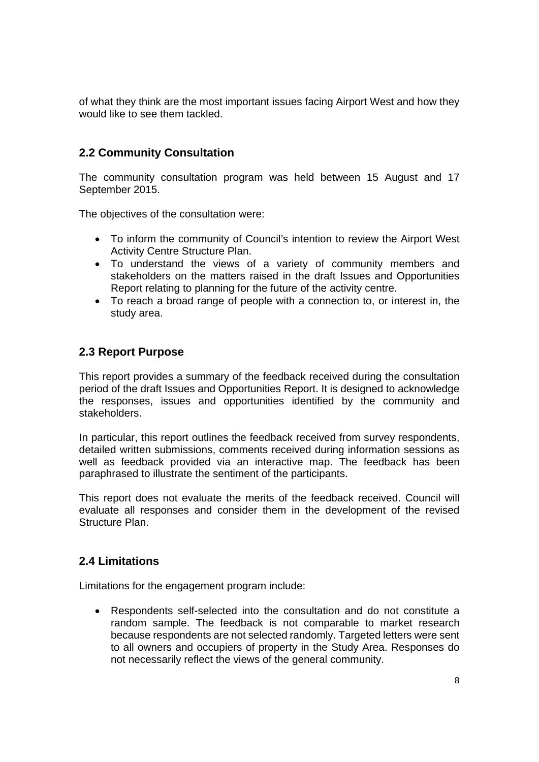of what they think are the most important issues facing Airport West and how they would like to see them tackled.

## 2.2 Community Consultation

The community consultation program was held between 15 August and 17 September 2015.

The objectives of the consultation were:

- To inform the community of Council's intention to review the Airport West Activity Centre Structure Plan.
- To understand the views of a variety of community members and stakeholders on the matters raised in the draft Issues and Opportunities Report relating to planning for the future of the activity centre.
- To reach a broad range of people with a connection to, or interest in, the study area.

## 2.3 Report Purpose

This report provides a summary of the feedback received during the consultation period of the draft Issues and Opportunities Report. It is designed to acknowledge the responses, issues and opportunities identified by the community and stakeholders.

In particular, this report outlines the feedback received from survey respondents, detailed written submissions, comments received during information sessions as well as feedback provided via an interactive map. The feedback has been paraphrased to illustrate the sentiment of the participants.

This report does not evaluate the merits of the feedback received. Council will evaluate all responses and consider them in the development of the revised Structure Plan.

## 2.4 Limitations

Limitations for the engagement program include:

- Respondents self-selected into the consultation and do not constitute a random sample. The feedback is not comparable to market research because respondents are not selected randomly. Targeted letters were sent to all owners and occupiers of property in the Study Area. Responses do not necessarily reflect the views of the general community.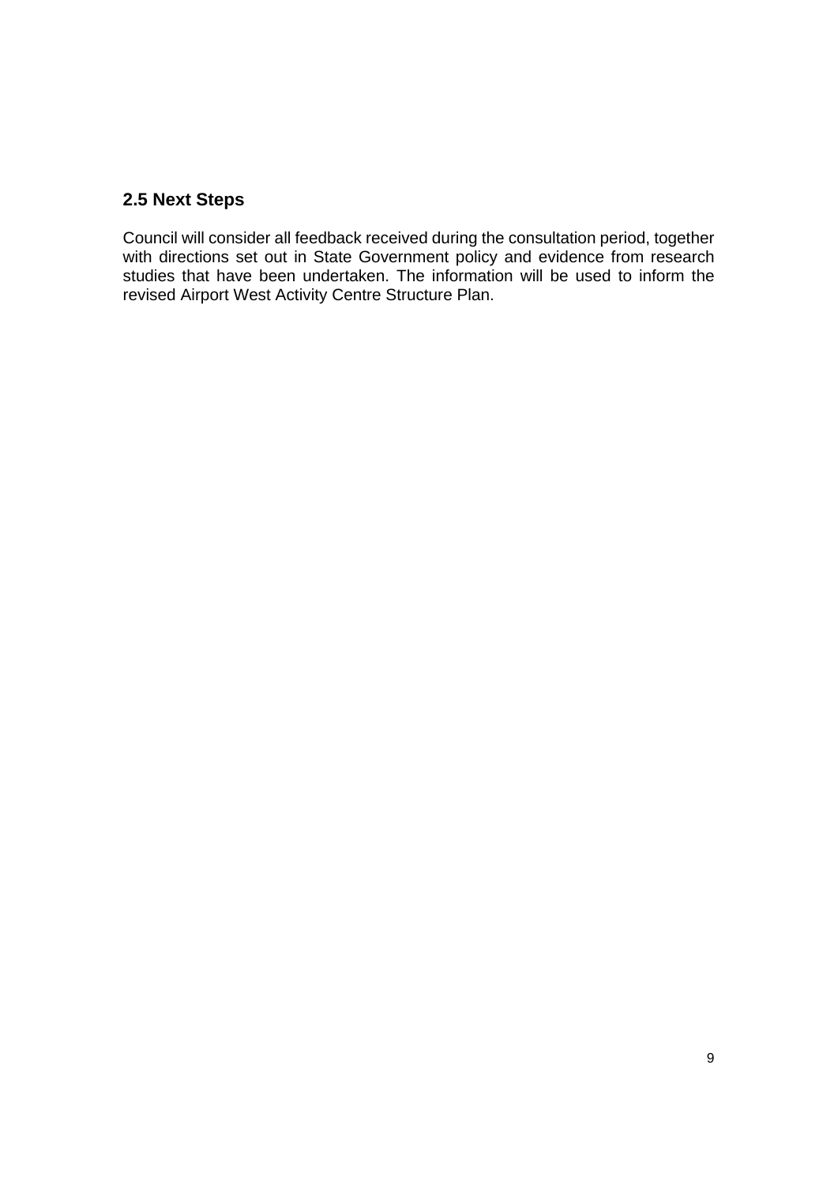### 2.5 Next Steps

Council will consider all feedback received during the consultation period, together with directions set out in State Government policy and evidence from research studies that have been undertaken. The information will be used to inform the revised Airport West Activity Centre Structure Plan.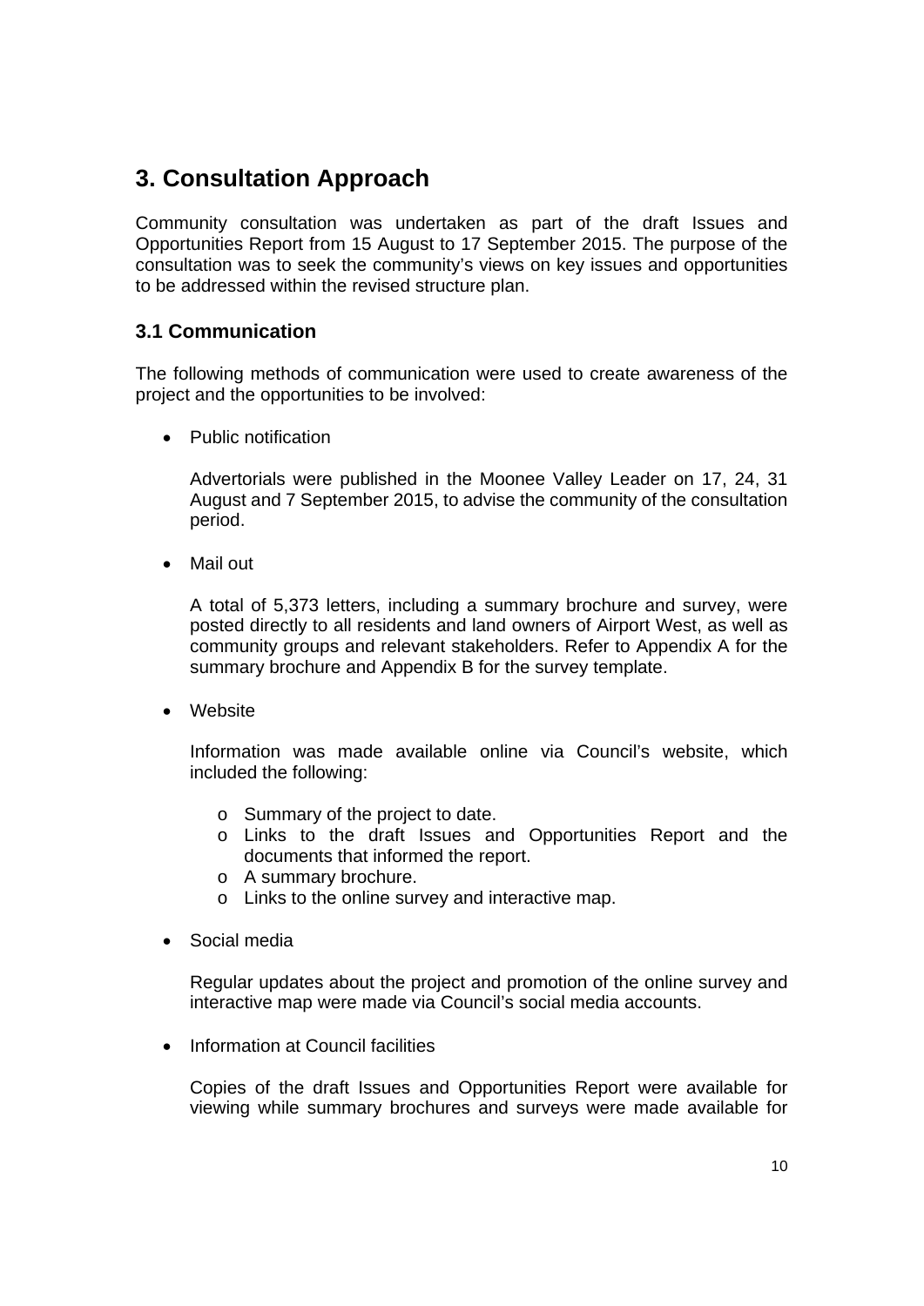# 3. Consultation Approach

Community consultation was undertaken as part of the draft Issues and Opportunities Report from 15 August to 17 September 2015. The purpose of the consultation was to seek the community's views on key issues and opportunities to be addressed within the revised structure plan.

## 3.1 Communication

The following methods of communication were used to create awareness of the project and the opportunities to be involved:

- Public notification

  Advertorials were published in the Moonee Valley Leader on 17, 24, 31 August and 7 September 2015, to advise the community of the consultation period.

- Mail out

  A total of 5,373 letters, including a summary brochure and survey, were posted directly to all residents and land owners of Airport West, as well as community groups and relevant stakeholders. Refer to Appendix A for the summary brochure and Appendix B for the survey template.

- Website

  Information was made available online via Council's website, which included the following:

  - Summary of the project to date.
  - Links to the draft Issues and Opportunities Report and the documents that informed the report.
  - A summary brochure.
  - Links to the online survey and interactive map.

- Social media

  Regular updates about the project and promotion of the online survey and interactive map were made via Council's social media accounts.

- Information at Council facilities

  Copies of the draft Issues and Opportunities Report were available for viewing while summary brochures and surveys were made available for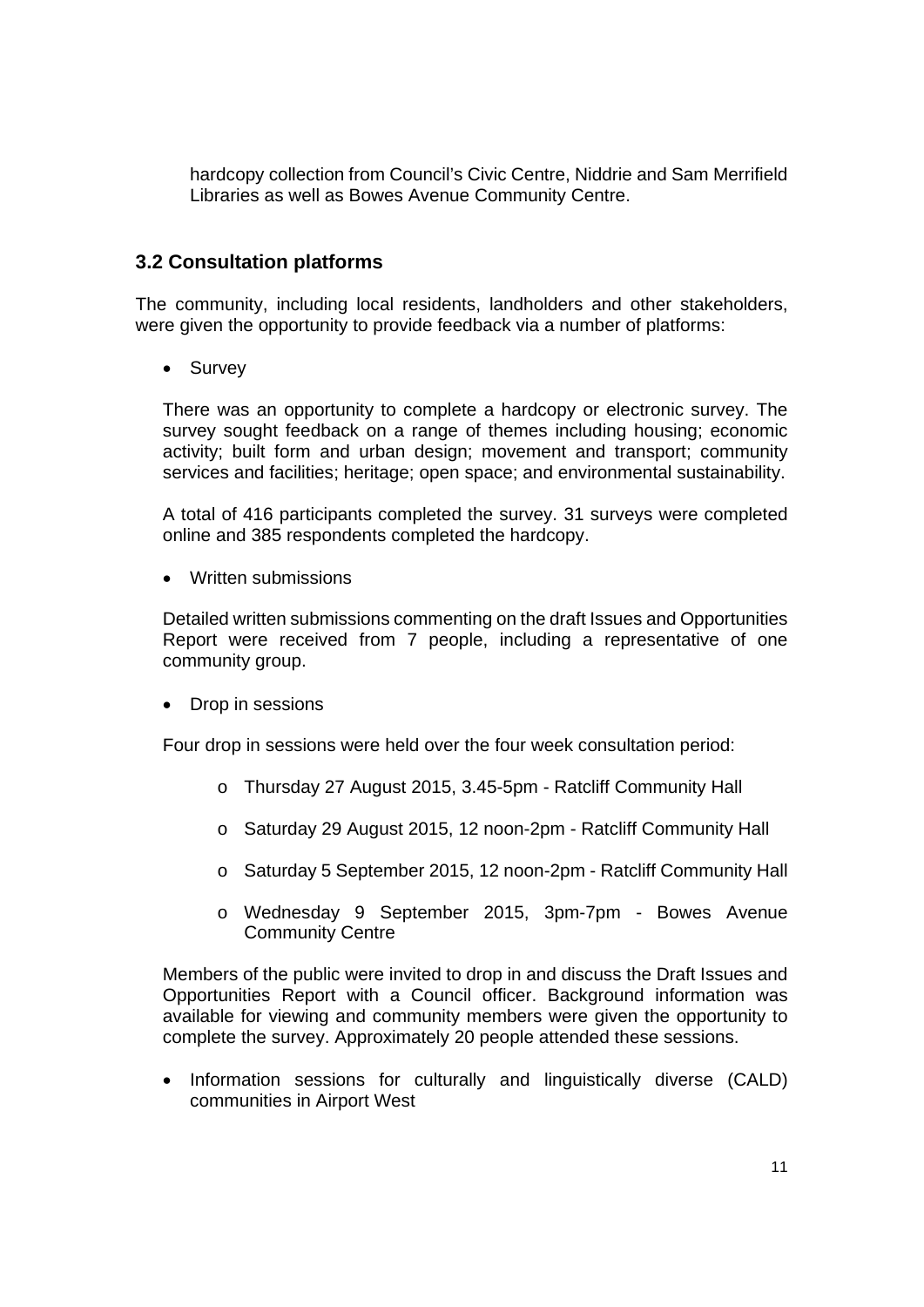hardcopy collection from Council's Civic Centre, Niddrie and Sam Merrifield Libraries as well as Bowes Avenue Community Centre.

## 3.2 Consultation platforms

The community, including local residents, landholders and other stakeholders, were given the opportunity to provide feedback via a number of platforms:

- Survey

  There was an opportunity to complete a hardcopy or electronic survey. The survey sought feedback on a range of themes including housing; economic activity; built form and urban design; movement and transport; community services and facilities; heritage; open space; and environmental sustainability.

  A total of 416 participants completed the survey. 31 surveys were completed online and 385 respondents completed the hardcopy.

- Written submissions

  Detailed written submissions commenting on the draft Issues and Opportunities Report were received from 7 people, including a representative of one community group.

- Drop in sessions

  Four drop in sessions were held over the four week consultation period:

  - Thursday 27 August 2015, 3.45-5pm - Ratcliff Community Hall
  - Saturday 29 August 2015, 12 noon-2pm - Ratcliff Community Hall
  - Saturday 5 September 2015, 12 noon-2pm - Ratcliff Community Hall
  - Wednesday 9 September 2015, 3pm-7pm - Bowes Avenue Community Centre

  Members of the public were invited to drop in and discuss the Draft Issues and Opportunities Report with a Council officer. Background information was available for viewing and community members were given the opportunity to complete the survey. Approximately 20 people attended these sessions.

- Information sessions for culturally and linguistically diverse (CALD) communities in Airport West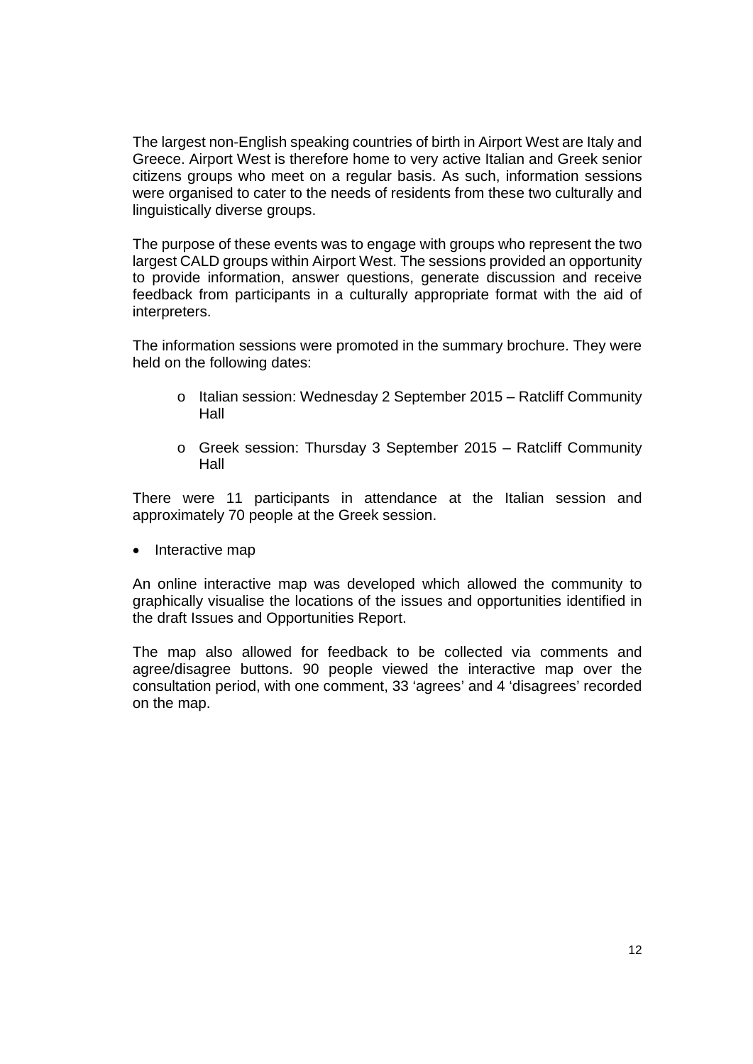The largest non-English speaking countries of birth in Airport West are Italy and Greece. Airport West is therefore home to very active Italian and Greek senior citizens groups who meet on a regular basis. As such, information sessions were organised to cater to the needs of residents from these two culturally and linguistically diverse groups.

The purpose of these events was to engage with groups who represent the two largest CALD groups within Airport West. The sessions provided an opportunity to provide information, answer questions, generate discussion and receive feedback from participants in a culturally appropriate format with the aid of interpreters.

The information sessions were promoted in the summary brochure. They were held on the following dates:

  - Italian session: Wednesday 2 September 2015 – Ratcliff Community Hall
  - Greek session: Thursday 3 September 2015 – Ratcliff Community Hall

There were 11 participants in attendance at the Italian session and approximately 70 people at the Greek session.

- Interactive map

An online interactive map was developed which allowed the community to graphically visualise the locations of the issues and opportunities identified in the draft Issues and Opportunities Report.

The map also allowed for feedback to be collected via comments and agree/disagree buttons. 90 people viewed the interactive map over the consultation period, with one comment, 33 'agrees' and 4 'disagrees' recorded on the map.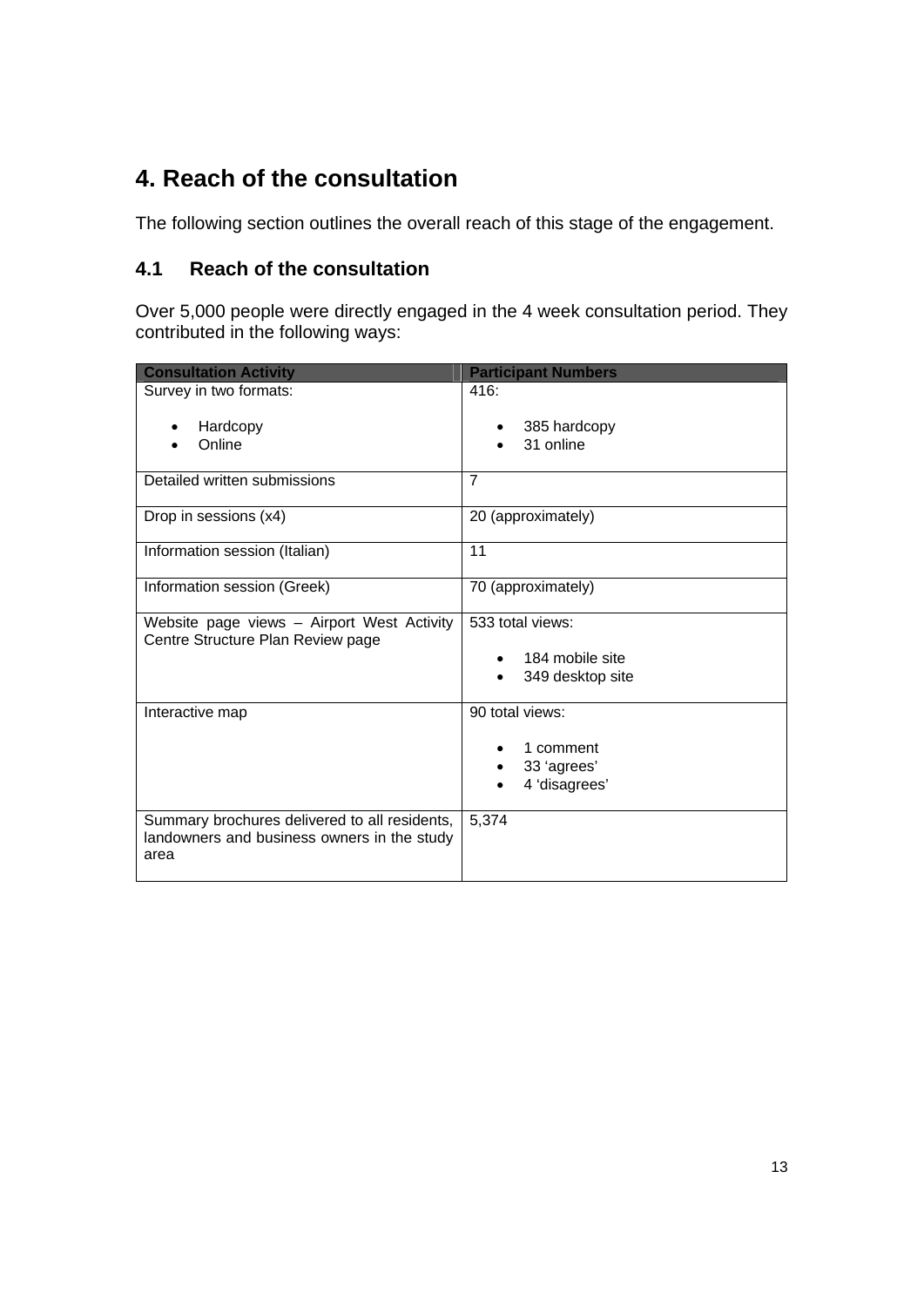# 4. Reach of the consultation

The following section outlines the overall reach of this stage of the engagement.

## 4.1 Reach of the consultation

Over 5,000 people were directly engaged in the 4 week consultation period. They contributed in the following ways:

| Consultation Activity | Participant Numbers |
|---|---|
| Survey in two formats:<br>• Hardcopy<br>• Online | 416:<br>• 385 hardcopy<br>• 31 online |
| Detailed written submissions | 7 |
| Drop in sessions (x4) | 20 (approximately) |
| Information session (Italian) | 11 |
| Information session (Greek) | 70 (approximately) |
| Website page views – Airport West Activity Centre Structure Plan Review page | 533 total views:<br>• 184 mobile site<br>• 349 desktop site |
| Interactive map | 90 total views:<br>• 1 comment<br>• 33 'agrees'<br>• 4 'disagrees' |
| Summary brochures delivered to all residents, landowners and business owners in the study area | 5,374 |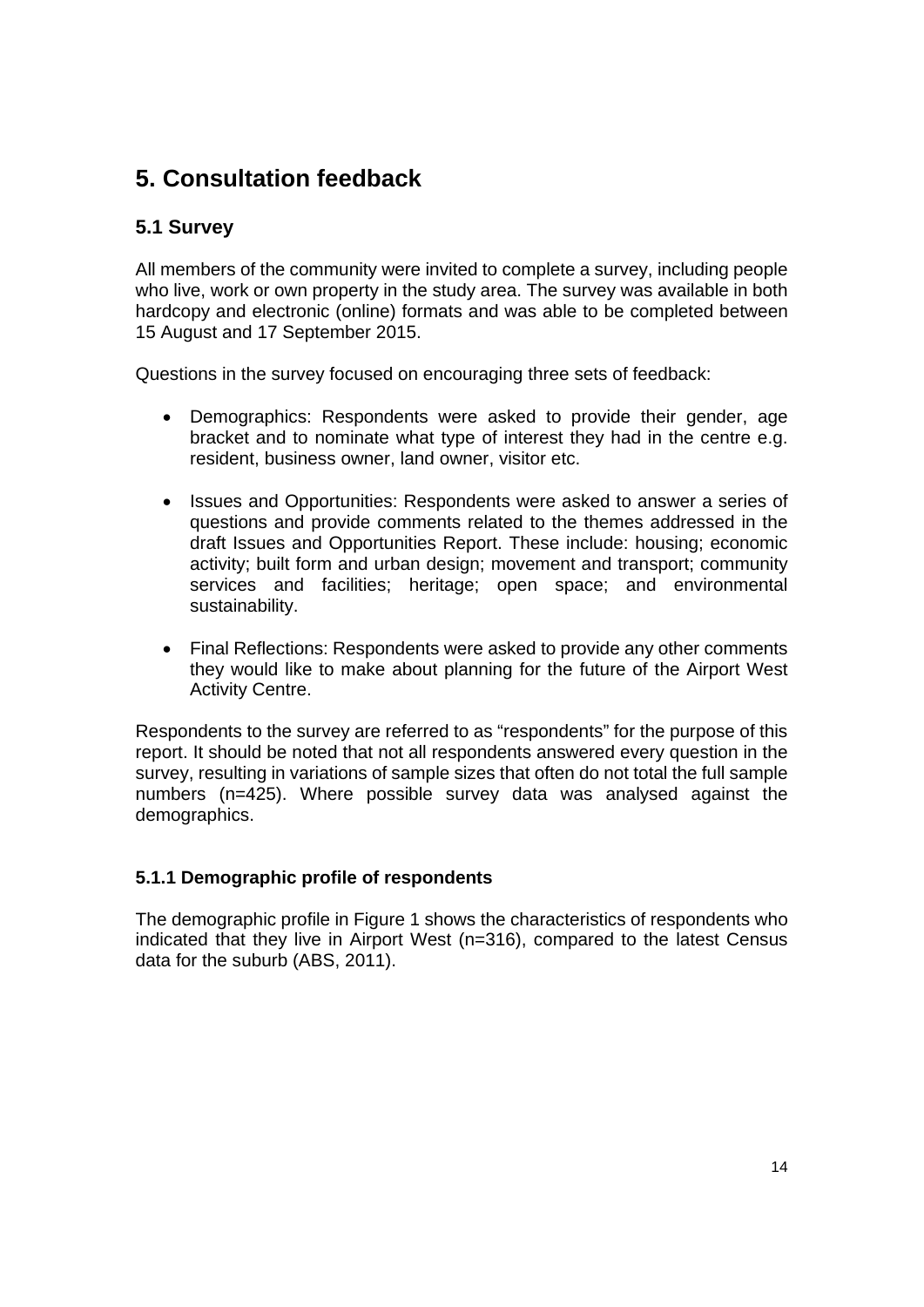# 5. Consultation feedback

## 5.1 Survey

All members of the community were invited to complete a survey, including people who live, work or own property in the study area. The survey was available in both hardcopy and electronic (online) formats and was able to be completed between 15 August and 17 September 2015.

Questions in the survey focused on encouraging three sets of feedback:

- Demographics: Respondents were asked to provide their gender, age bracket and to nominate what type of interest they had in the centre e.g. resident, business owner, land owner, visitor etc.

- Issues and Opportunities: Respondents were asked to answer a series of questions and provide comments related to the themes addressed in the draft Issues and Opportunities Report. These include: housing; economic activity; built form and urban design; movement and transport; community services and facilities; heritage; open space; and environmental sustainability.

- Final Reflections: Respondents were asked to provide any other comments they would like to make about planning for the future of the Airport West Activity Centre.

Respondents to the survey are referred to as "respondents" for the purpose of this report. It should be noted that not all respondents answered every question in the survey, resulting in variations of sample sizes that often do not total the full sample numbers (n=425). Where possible survey data was analysed against the demographics.

### 5.1.1 Demographic profile of respondents

The demographic profile in Figure 1 shows the characteristics of respondents who indicated that they live in Airport West (n=316), compared to the latest Census data for the suburb (ABS, 2011).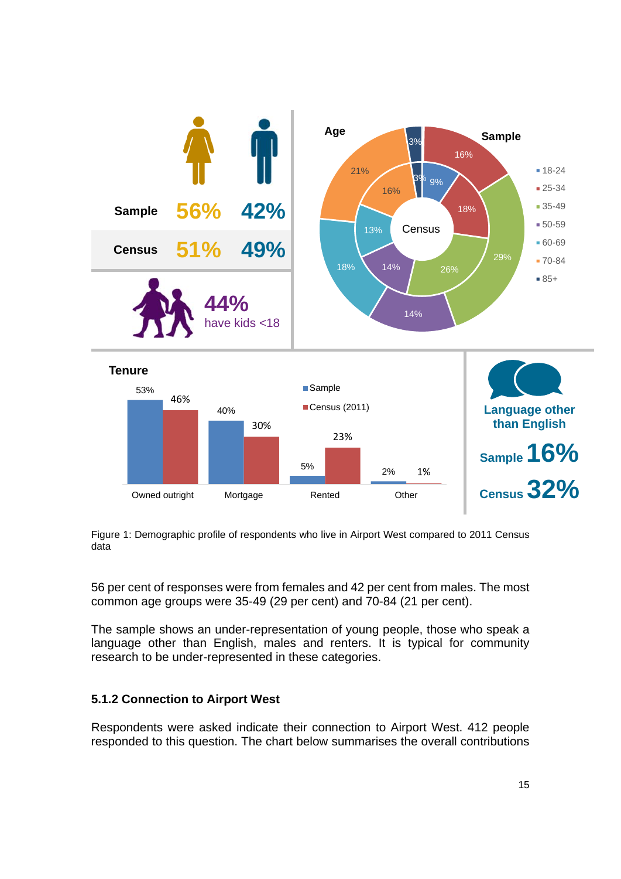| | Female | Male |
|---|---|---|
| Sample | 56% | 42% |
| Census | 51% | 49% |

44% have kids <18

**Age**

| Age group | Sample | Census |
|---|---|---|
| 18-24 | 3% | 9% |
| 25-34 | 16% | 18% |
| 35-49 | 29% | 26% |
| 50-59 | 14% | 14% |
| 60-69 | 18% | 13% |
| 70-84 | 21% | 16% |
| 85+ | 3% | 3% |

**Tenure**

| | Sample | Census (2011) |
|---|---|---|
| Owned outright | 53% | 46% |
| Mortgage | 40% | 30% |
| Rented | 5% | 23% |
| Other | 2% | 1% |

**Language other than English**

Sample 16%

Census 32%

Figure 1: Demographic profile of respondents who live in Airport West compared to 2011 Census data

56 per cent of responses were from females and 42 per cent from males. The most common age groups were 35-49 (29 per cent) and 70-84 (21 per cent).

The sample shows an under-representation of young people, those who speak a language other than English, males and renters. It is typical for community research to be under-represented in these categories.

### 5.1.2 Connection to Airport West

Respondents were asked indicate their connection to Airport West. 412 people responded to this question. The chart below summarises the overall contributions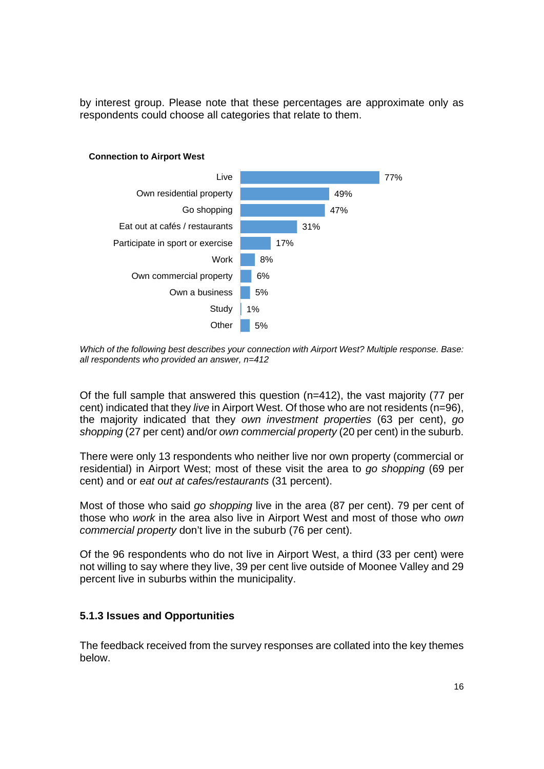by interest group. Please note that these percentages are approximate only as respondents could choose all categories that relate to them.

**Connection to Airport West**

| Connection | Per cent |
| --- | --- |
| Live | 77% |
| Own residential property | 49% |
| Go shopping | 47% |
| Eat out at cafés / restaurants | 31% |
| Participate in sport or exercise | 17% |
| Work | 8% |
| Own commercial property | 6% |
| Own a business | 5% |
| Study | 1% |
| Other | 5% |

*Which of the following best describes your connection with Airport West? Multiple response. Base: all respondents who provided an answer, n=412*

Of the full sample that answered this question (n=412), the vast majority (77 per cent) indicated that they *live* in Airport West. Of those who are not residents (n=96), the majority indicated that they *own investment properties* (63 per cent), *go shopping* (27 per cent) and/or *own commercial property* (20 per cent) in the suburb.

There were only 13 respondents who neither live nor own property (commercial or residential) in Airport West; most of these visit the area to *go shopping* (69 per cent) and or *eat out at cafes/restaurants* (31 percent).

Most of those who said *go shopping* live in the area (87 per cent). 79 per cent of those who *work* in the area also live in Airport West and most of those who *own commercial property* don't live in the suburb (76 per cent).

Of the 96 respondents who do not live in Airport West, a third (33 per cent) were not willing to say where they live, 39 per cent live outside of Moonee Valley and 29 percent live in suburbs within the municipality.

### 5.1.3 Issues and Opportunities

The feedback received from the survey responses are collated into the key themes below.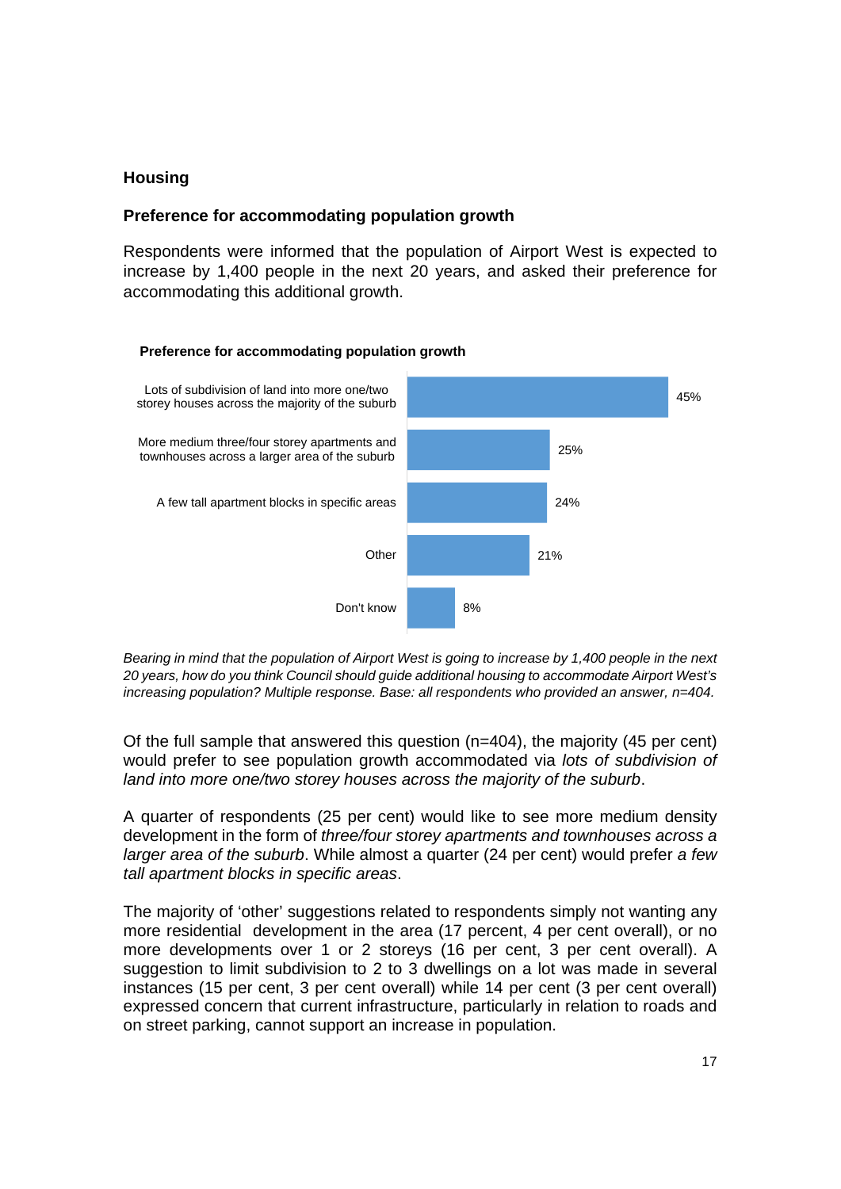## Housing

### Preference for accommodating population growth

Respondents were informed that the population of Airport West is expected to increase by 1,400 people in the next 20 years, and asked their preference for accommodating this additional growth.

**Preference for accommodating population growth**

| Preference | Per cent |
|---|---|
| Lots of subdivision of land into more one/two storey houses across the majority of the suburb | 45% |
| More medium three/four storey apartments and townhouses across a larger area of the suburb | 25% |
| A few tall apartment blocks in specific areas | 24% |
| Other | 21% |
| Don't know | 8% |

*Bearing in mind that the population of Airport West is going to increase by 1,400 people in the next 20 years, how do you think Council should guide additional housing to accommodate Airport West's increasing population? Multiple response. Base: all respondents who provided an answer, n=404.*

Of the full sample that answered this question (n=404), the majority (45 per cent) would prefer to see population growth accommodated via *lots of subdivision of land into more one/two storey houses across the majority of the suburb*.

A quarter of respondents (25 per cent) would like to see more medium density development in the form of *three/four storey apartments and townhouses across a larger area of the suburb*. While almost a quarter (24 per cent) would prefer *a few tall apartment blocks in specific areas*.

The majority of 'other' suggestions related to respondents simply not wanting any more residential development in the area (17 percent, 4 per cent overall), or no more developments over 1 or 2 storeys (16 per cent, 3 per cent overall). A suggestion to limit subdivision to 2 to 3 dwellings on a lot was made in several instances (15 per cent, 3 per cent overall) while 14 per cent (3 per cent overall) expressed concern that current infrastructure, particularly in relation to roads and on street parking, cannot support an increase in population.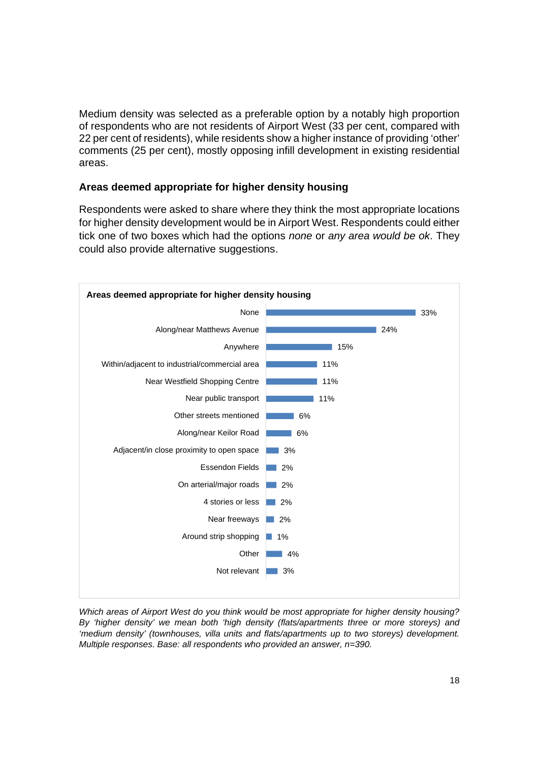Medium density was selected as a preferable option by a notably high proportion of respondents who are not residents of Airport West (33 per cent, compared with 22 per cent of residents), while residents show a higher instance of providing 'other' comments (25 per cent), mostly opposing infill development in existing residential areas.

### Areas deemed appropriate for higher density housing

Respondents were asked to share where they think the most appropriate locations for higher density development would be in Airport West. Respondents could either tick one of two boxes which had the options *none* or *any area would be ok*. They could also provide alternative suggestions.

**Areas deemed appropriate for higher density housing**

| Area | Per cent |
|---|---|
| None | 33% |
| Along/near Matthews Avenue | 24% |
| Anywhere | 15% |
| Within/adjacent to industrial/commercial area | 11% |
| Near Westfield Shopping Centre | 11% |
| Near public transport | 11% |
| Other streets mentioned | 6% |
| Along/near Keilor Road | 6% |
| Adjacent/in close proximity to open space | 3% |
| Essendon Fields | 2% |
| On arterial/major roads | 2% |
| 4 stories or less | 2% |
| Near freeways | 2% |
| Around strip shopping | 1% |
| Other | 4% |
| Not relevant | 3% |

*Which areas of Airport West do you think would be most appropriate for higher density housing? By 'higher density' we mean both 'high density (flats/apartments three or more storeys) and 'medium density' (townhouses, villa units and flats/apartments up to two storeys) development. Multiple responses. Base: all respondents who provided an answer, n=390.*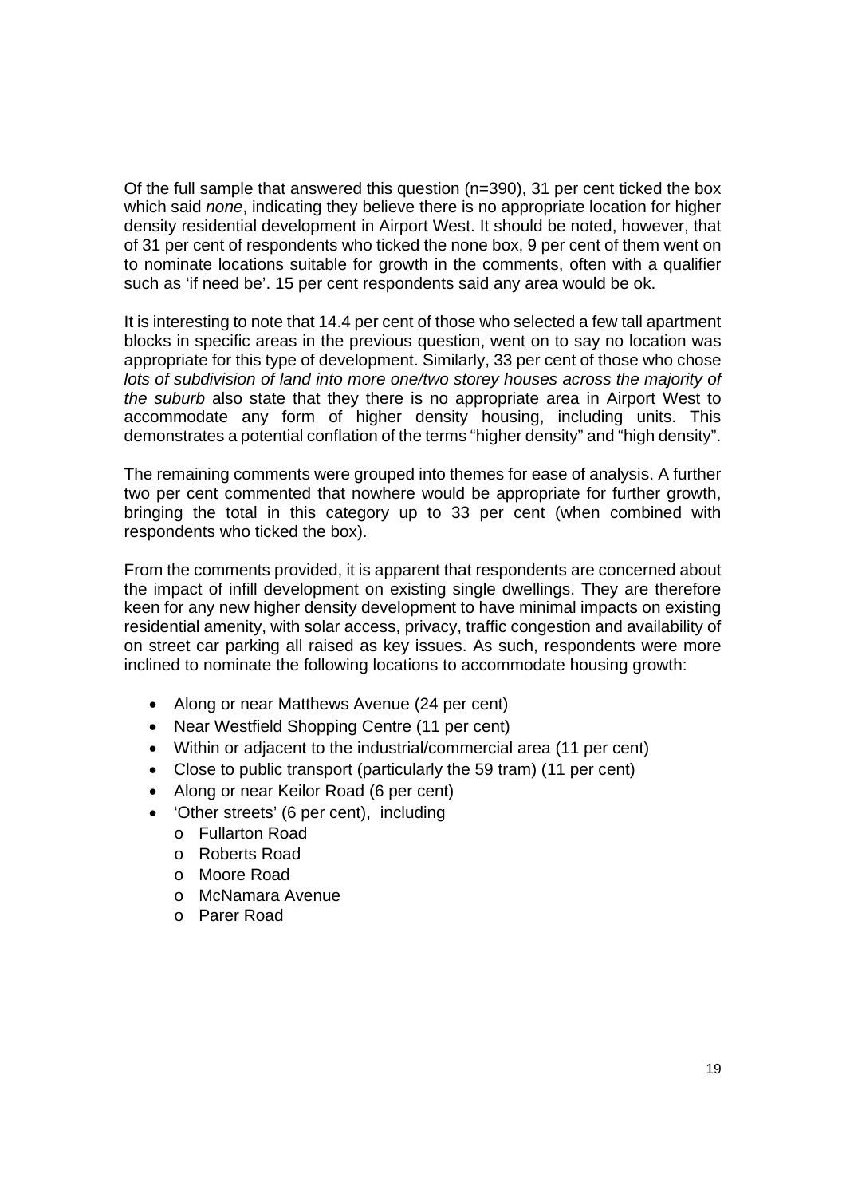Of the full sample that answered this question (n=390), 31 per cent ticked the box which said *none*, indicating they believe there is no appropriate location for higher density residential development in Airport West. It should be noted, however, that of 31 per cent of respondents who ticked the none box, 9 per cent of them went on to nominate locations suitable for growth in the comments, often with a qualifier such as 'if need be'. 15 per cent respondents said any area would be ok.

It is interesting to note that 14.4 per cent of those who selected a few tall apartment blocks in specific areas in the previous question, went on to say no location was appropriate for this type of development. Similarly, 33 per cent of those who chose *lots of subdivision of land into more one/two storey houses across the majority of the suburb* also state that they there is no appropriate area in Airport West to accommodate any form of higher density housing, including units. This demonstrates a potential conflation of the terms "higher density" and "high density".

The remaining comments were grouped into themes for ease of analysis. A further two per cent commented that nowhere would be appropriate for further growth, bringing the total in this category up to 33 per cent (when combined with respondents who ticked the box).

From the comments provided, it is apparent that respondents are concerned about the impact of infill development on existing single dwellings. They are therefore keen for any new higher density development to have minimal impacts on existing residential amenity, with solar access, privacy, traffic congestion and availability of on street car parking all raised as key issues. As such, respondents were more inclined to nominate the following locations to accommodate housing growth:

- Along or near Matthews Avenue (24 per cent)
- Near Westfield Shopping Centre (11 per cent)
- Within or adjacent to the industrial/commercial area (11 per cent)
- Close to public transport (particularly the 59 tram) (11 per cent)
- Along or near Keilor Road (6 per cent)
- 'Other streets' (6 per cent), including
  - Fullarton Road
  - Roberts Road
  - Moore Road
  - McNamara Avenue
  - Parer Road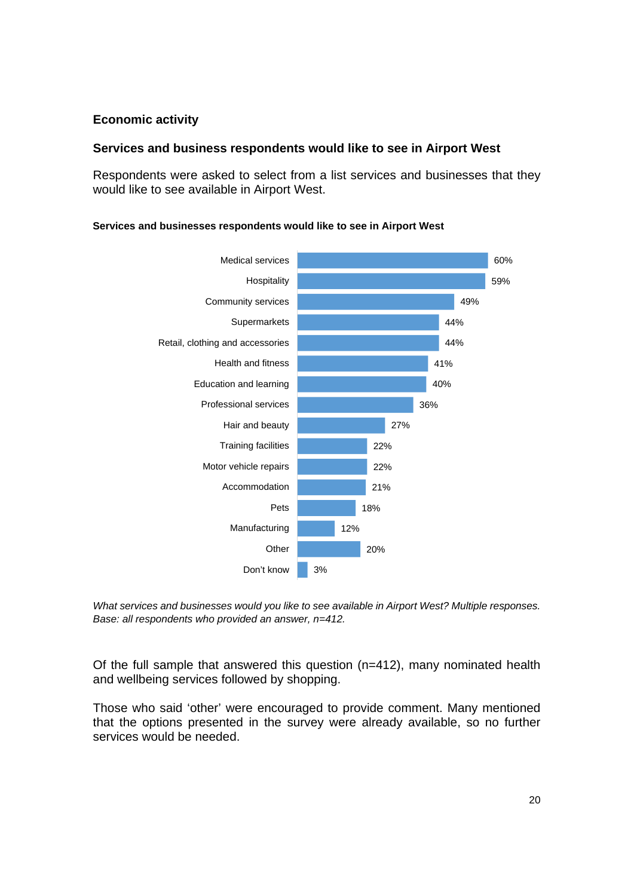## Economic activity

### Services and business respondents would like to see in Airport West

Respondents were asked to select from a list services and businesses that they would like to see available in Airport West.

**Services and businesses respondents would like to see in Airport West**

| Service/business | % |
|---|---|
| Medical services | 60% |
| Hospitality | 59% |
| Community services | 49% |
| Supermarkets | 44% |
| Retail, clothing and accessories | 44% |
| Health and fitness | 41% |
| Education and learning | 40% |
| Professional services | 36% |
| Hair and beauty | 27% |
| Training facilities | 22% |
| Motor vehicle repairs | 22% |
| Accommodation | 21% |
| Pets | 18% |
| Manufacturing | 12% |
| Other | 20% |
| Don't know | 3% |

*What services and businesses would you like to see available in Airport West? Multiple responses. Base: all respondents who provided an answer, n=412.*

Of the full sample that answered this question (n=412), many nominated health and wellbeing services followed by shopping.

Those who said 'other' were encouraged to provide comment. Many mentioned that the options presented in the survey were already available, so no further services would be needed.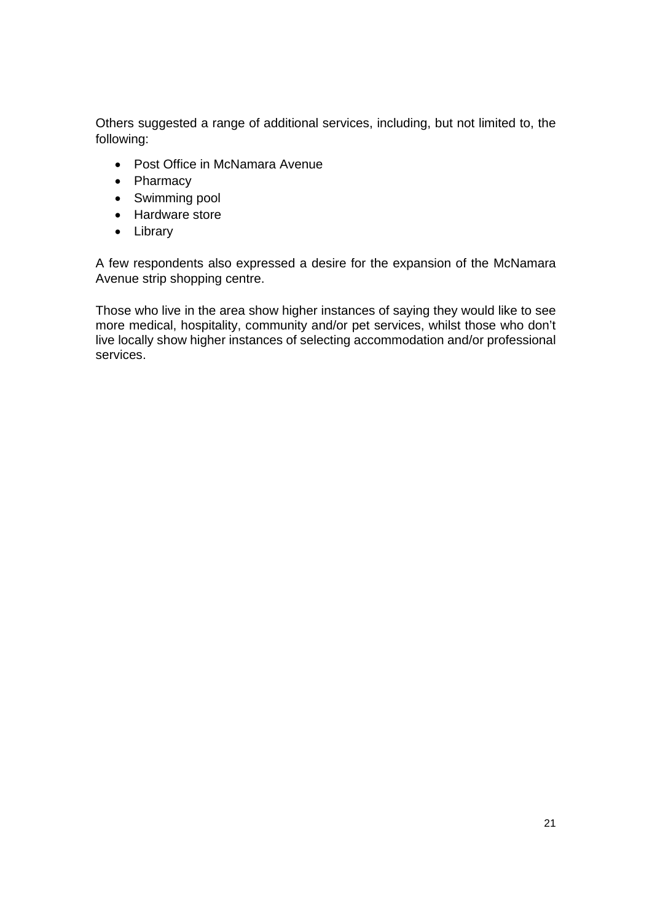Others suggested a range of additional services, including, but not limited to, the following:

- Post Office in McNamara Avenue
- Pharmacy
- Swimming pool
- Hardware store
- Library

A few respondents also expressed a desire for the expansion of the McNamara Avenue strip shopping centre.

Those who live in the area show higher instances of saying they would like to see more medical, hospitality, community and/or pet services, whilst those who don't live locally show higher instances of selecting accommodation and/or professional services.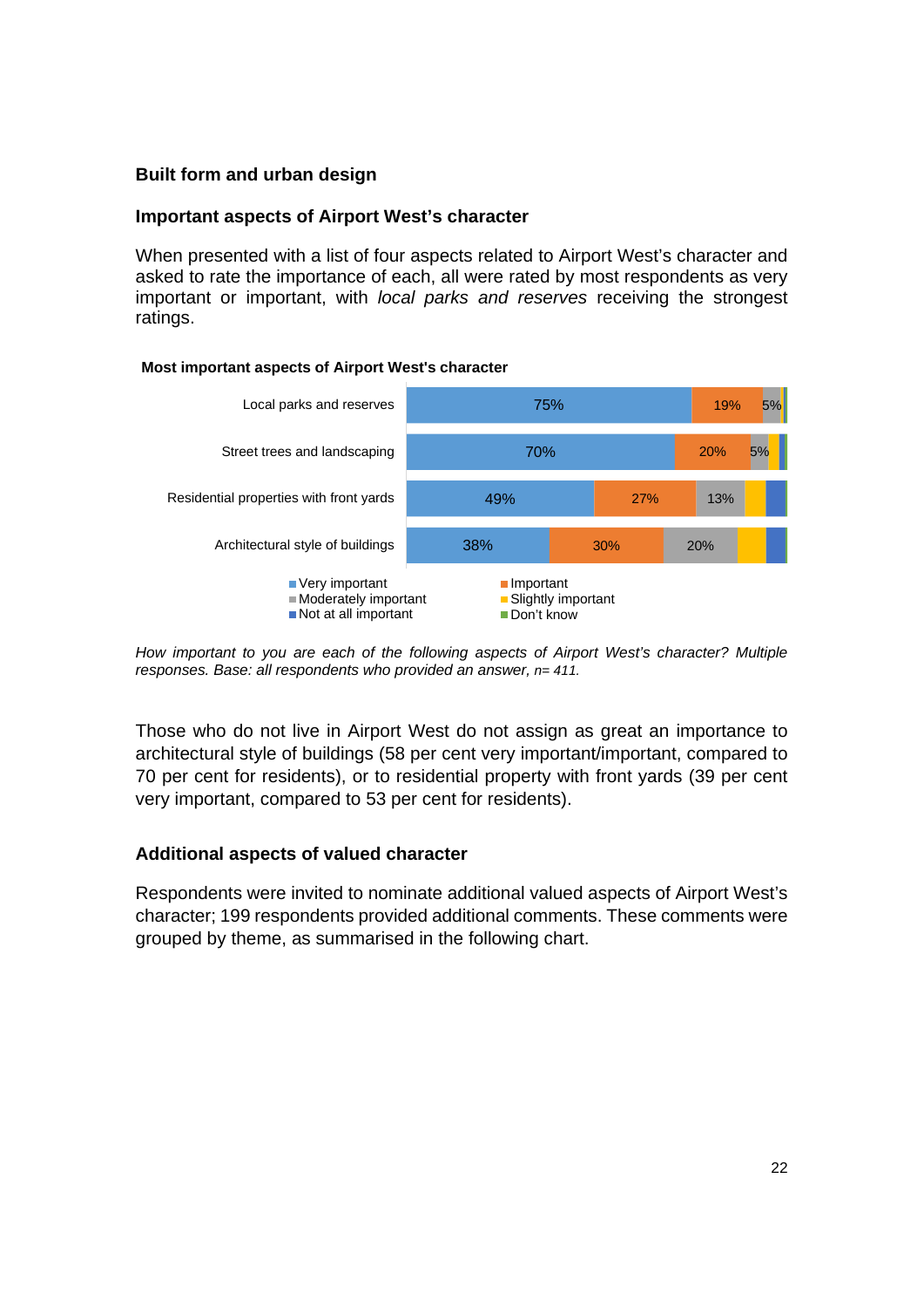## Built form and urban design

### Important aspects of Airport West's character

When presented with a list of four aspects related to Airport West's character and asked to rate the importance of each, all were rated by most respondents as very important or important, with *local parks and reserves* receiving the strongest ratings.

**Most important aspects of Airport West's character**

| Aspect | Very important | Important | Moderately important | Slightly important | Not at all important | Don't know |
|---|---|---|---|---|---|---|
| Local parks and reserves | 75% | 19% | 5% | | | |
| Street trees and landscaping | 70% | 20% | 5% | | | |
| Residential properties with front yards | 49% | 27% | 13% | | | |
| Architectural style of buildings | 38% | 30% | 20% | | | |

*How important to you are each of the following aspects of Airport West's character? Multiple responses. Base: all respondents who provided an answer, n= 411.*

Those who do not live in Airport West do not assign as great an importance to architectural style of buildings (58 per cent very important/important, compared to 70 per cent for residents), or to residential property with front yards (39 per cent very important, compared to 53 per cent for residents).

### Additional aspects of valued character

Respondents were invited to nominate additional valued aspects of Airport West's character; 199 respondents provided additional comments. These comments were grouped by theme, as summarised in the following chart.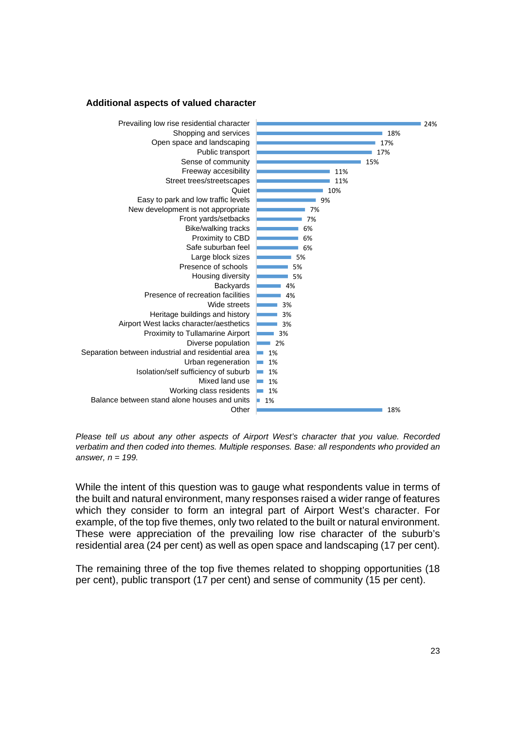**Additional aspects of valued character**

| Aspect | Per cent |
|---|---|
| Prevailing low rise residential character | 24% |
| Shopping and services | 18% |
| Open space and landscaping | 17% |
| Public transport | 17% |
| Sense of community | 15% |
| Freeway accesibility | 11% |
| Street trees/streetscapes | 11% |
| Quiet | 10% |
| Easy to park and low traffic levels | 9% |
| New development is not appropriate | 7% |
| Front yards/setbacks | 7% |
| Bike/walking tracks | 6% |
| Proximity to CBD | 6% |
| Safe suburban feel | 6% |
| Large block sizes | 5% |
| Presence of schools | 5% |
| Housing diversity | 5% |
| Backyards | 4% |
| Presence of recreation facilities | 4% |
| Wide streets | 3% |
| Heritage buildings and history | 3% |
| Airport West lacks character/aesthetics | 3% |
| Proximity to Tullamarine Airport | 3% |
| Diverse population | 2% |
| Separation between industrial and residential area | 1% |
| Urban regeneration | 1% |
| Isolation/self sufficiency of suburb | 1% |
| Mixed land use | 1% |
| Working class residents | 1% |
| Balance between stand alone houses and units | 1% |
| Other | 18% |

*Please tell us about any other aspects of Airport West's character that you value. Recorded verbatim and then coded into themes. Multiple responses. Base: all respondents who provided an answer, n = 199.*

While the intent of this question was to gauge what respondents value in terms of the built and natural environment, many responses raised a wider range of features which they consider to form an integral part of Airport West's character. For example, of the top five themes, only two related to the built or natural environment. These were appreciation of the prevailing low rise character of the suburb's residential area (24 per cent) as well as open space and landscaping (17 per cent).

The remaining three of the top five themes related to shopping opportunities (18 per cent), public transport (17 per cent) and sense of community (15 per cent).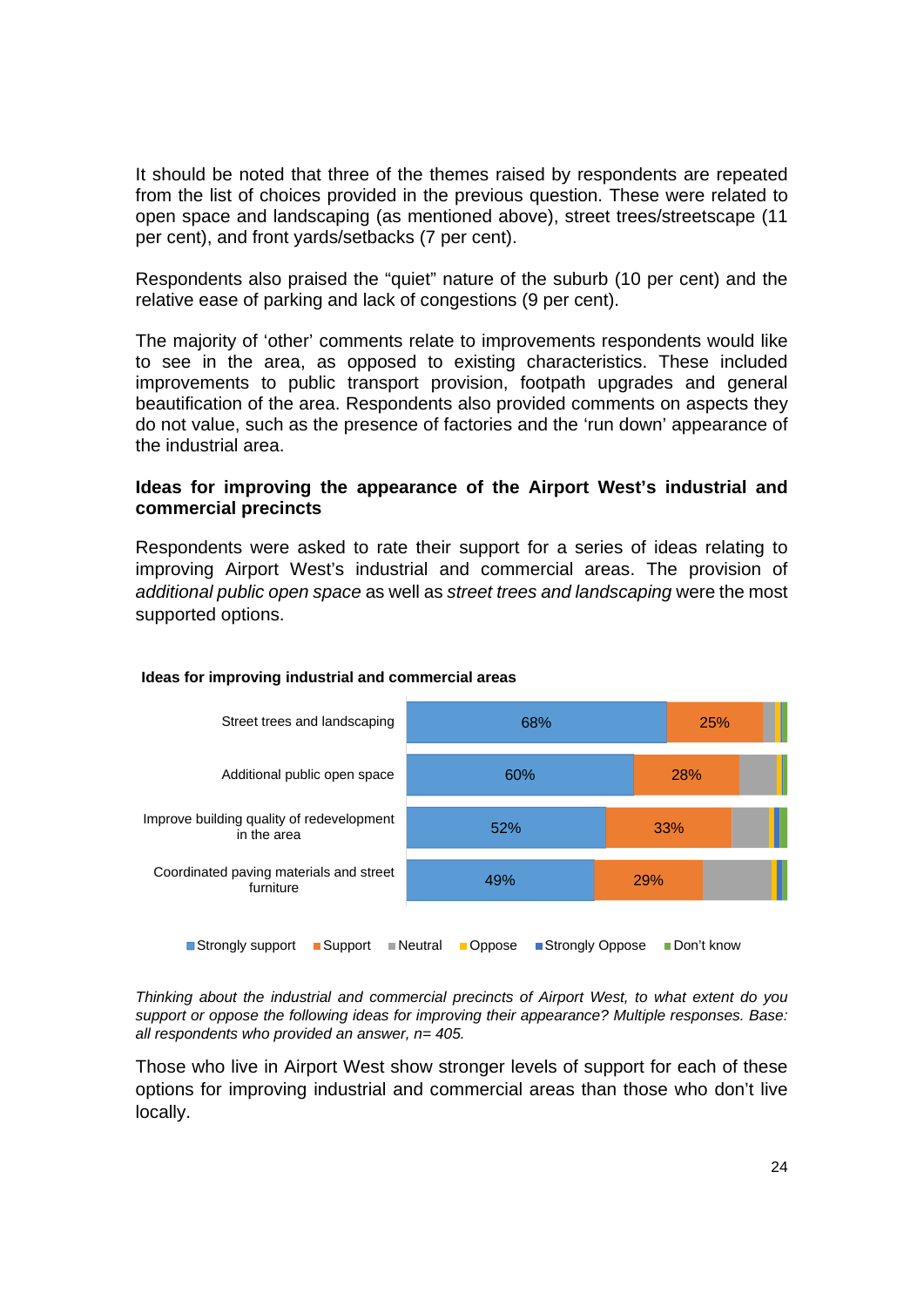It should be noted that three of the themes raised by respondents are repeated from the list of choices provided in the previous question. These were related to open space and landscaping (as mentioned above), street trees/streetscape (11 per cent), and front yards/setbacks (7 per cent).

Respondents also praised the “quiet” nature of the suburb (10 per cent) and the relative ease of parking and lack of congestions (9 per cent).

The majority of ‘other’ comments relate to improvements respondents would like to see in the area, as opposed to existing characteristics. These included improvements to public transport provision, footpath upgrades and general beautification of the area. Respondents also provided comments on aspects they do not value, such as the presence of factories and the ‘run down’ appearance of the industrial area.

**Ideas for improving the appearance of the Airport West’s industrial and commercial precincts**

Respondents were asked to rate their support for a series of ideas relating to improving Airport West’s industrial and commercial areas. The provision of *additional public open space* as well as *street trees and landscaping* were the most supported options.

**Ideas for improving industrial and commercial areas**

| | Strongly support | Support |
|---|---|---|
| Street trees and landscaping | 68% | 25% |
| Additional public open space | 60% | 28% |
| Improve building quality of redevelopment in the area | 52% | 33% |
| Coordinated paving materials and street furniture | 49% | 29% |

Strongly support · Support · Neutral · Oppose · Strongly Oppose · Don’t know

*Thinking about the industrial and commercial precincts of Airport West, to what extent do you support or oppose the following ideas for improving their appearance? Multiple responses. Base: all respondents who provided an answer, n= 405.*

Those who live in Airport West show stronger levels of support for each of these options for improving industrial and commercial areas than those who don’t live locally.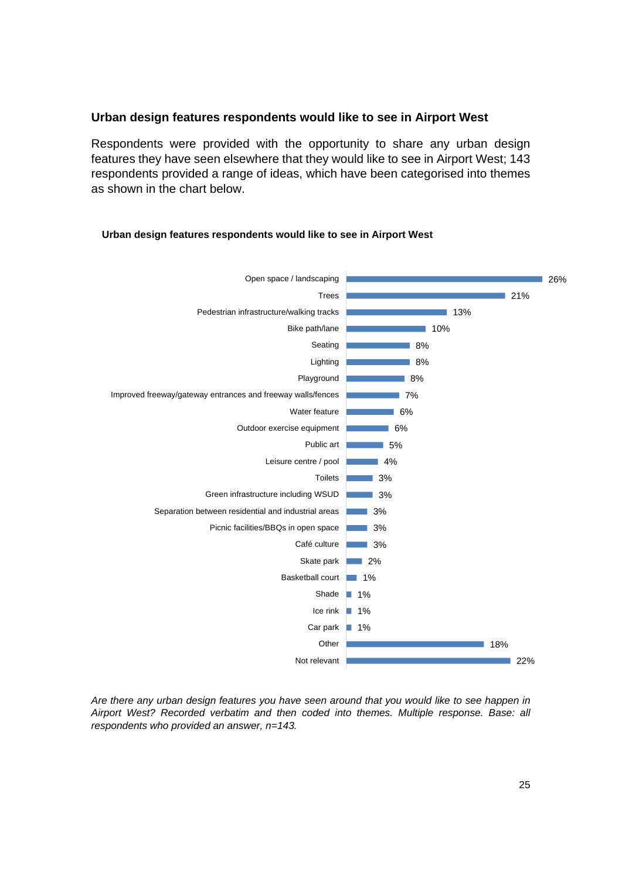### Urban design features respondents would like to see in Airport West

Respondents were provided with the opportunity to share any urban design features they have seen elsewhere that they would like to see in Airport West; 143 respondents provided a range of ideas, which have been categorised into themes as shown in the chart below.

**Urban design features respondents would like to see in Airport West**

| Feature | % |
|---|---|
| Open space / landscaping | 26% |
| Trees | 21% |
| Pedestrian infrastructure/walking tracks | 13% |
| Bike path/lane | 10% |
| Seating | 8% |
| Lighting | 8% |
| Playground | 8% |
| Improved freeway/gateway entrances and freeway walls/fences | 7% |
| Water feature | 6% |
| Outdoor exercise equipment | 6% |
| Public art | 5% |
| Leisure centre / pool | 4% |
| Toilets | 3% |
| Green infrastructure including WSUD | 3% |
| Separation between residential and industrial areas | 3% |
| Picnic facilities/BBQs in open space | 3% |
| Café culture | 3% |
| Skate park | 2% |
| Basketball court | 1% |
| Shade | 1% |
| Ice rink | 1% |
| Car park | 1% |
| Other | 18% |
| Not relevant | 22% |

*Are there any urban design features you have seen around that you would like to see happen in Airport West? Recorded verbatim and then coded into themes. Multiple response. Base: all respondents who provided an answer, n=143.*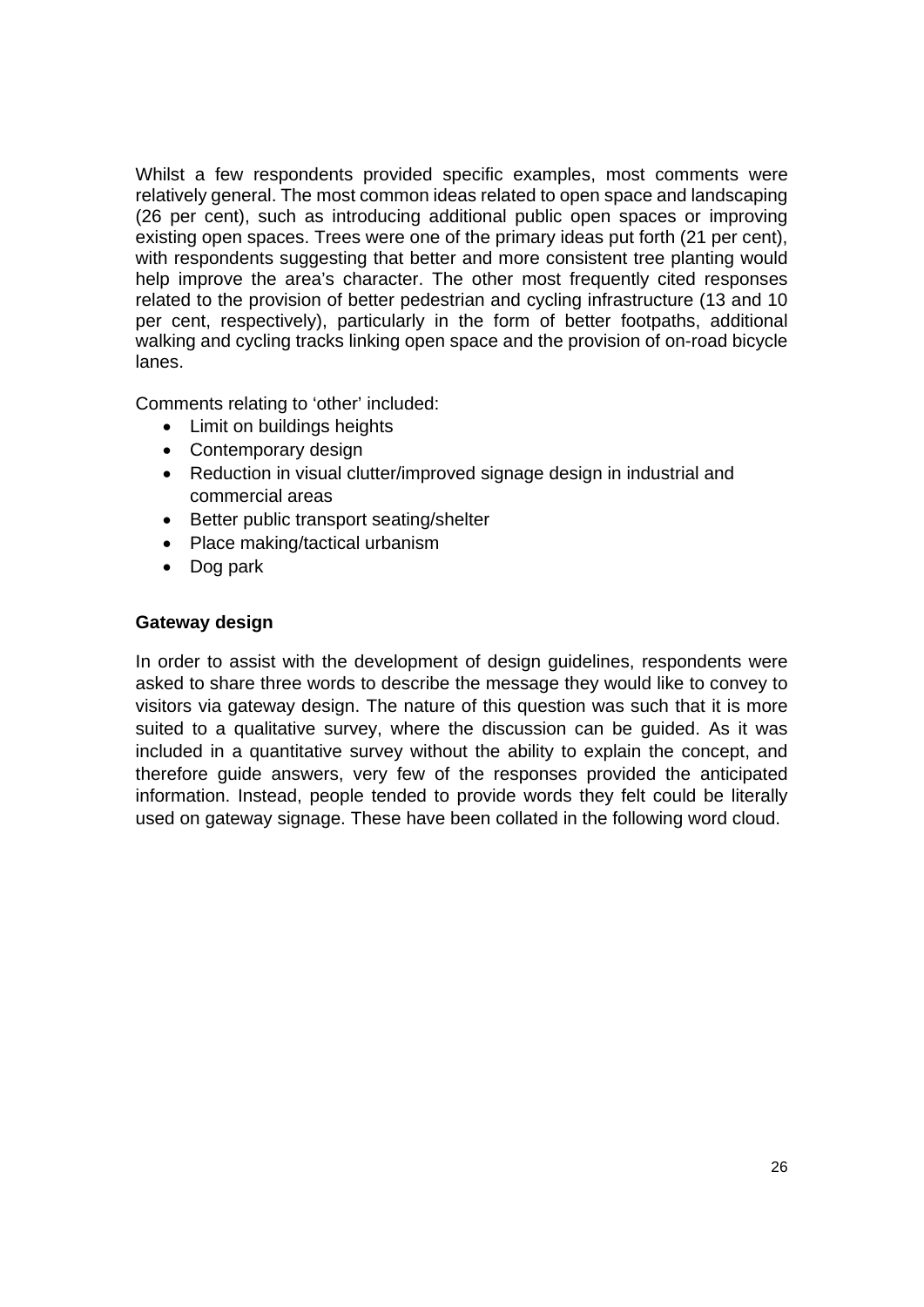Whilst a few respondents provided specific examples, most comments were relatively general. The most common ideas related to open space and landscaping (26 per cent), such as introducing additional public open spaces or improving existing open spaces. Trees were one of the primary ideas put forth (21 per cent), with respondents suggesting that better and more consistent tree planting would help improve the area's character. The other most frequently cited responses related to the provision of better pedestrian and cycling infrastructure (13 and 10 per cent, respectively), particularly in the form of better footpaths, additional walking and cycling tracks linking open space and the provision of on-road bicycle lanes.

Comments relating to 'other' included:

- Limit on buildings heights
- Contemporary design
- Reduction in visual clutter/improved signage design in industrial and commercial areas
- Better public transport seating/shelter
- Place making/tactical urbanism
- Dog park

**Gateway design**

In order to assist with the development of design guidelines, respondents were asked to share three words to describe the message they would like to convey to visitors via gateway design. The nature of this question was such that it is more suited to a qualitative survey, where the discussion can be guided. As it was included in a quantitative survey without the ability to explain the concept, and therefore guide answers, very few of the responses provided the anticipated information. Instead, people tended to provide words they felt could be literally used on gateway signage. These have been collated in the following word cloud.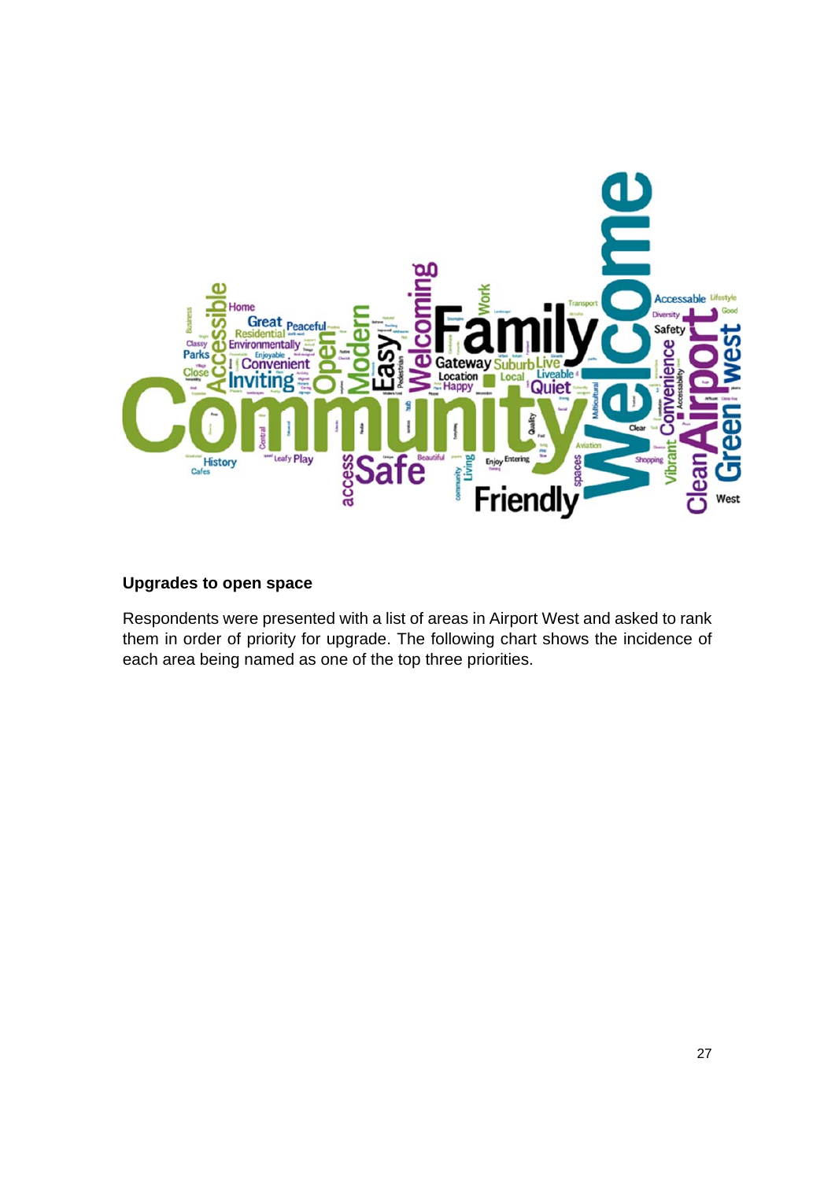## Upgrades to open space

Respondents were presented with a list of areas in Airport West and asked to rank them in order of priority for upgrade. The following chart shows the incidence of each area being named as one of the top three priorities.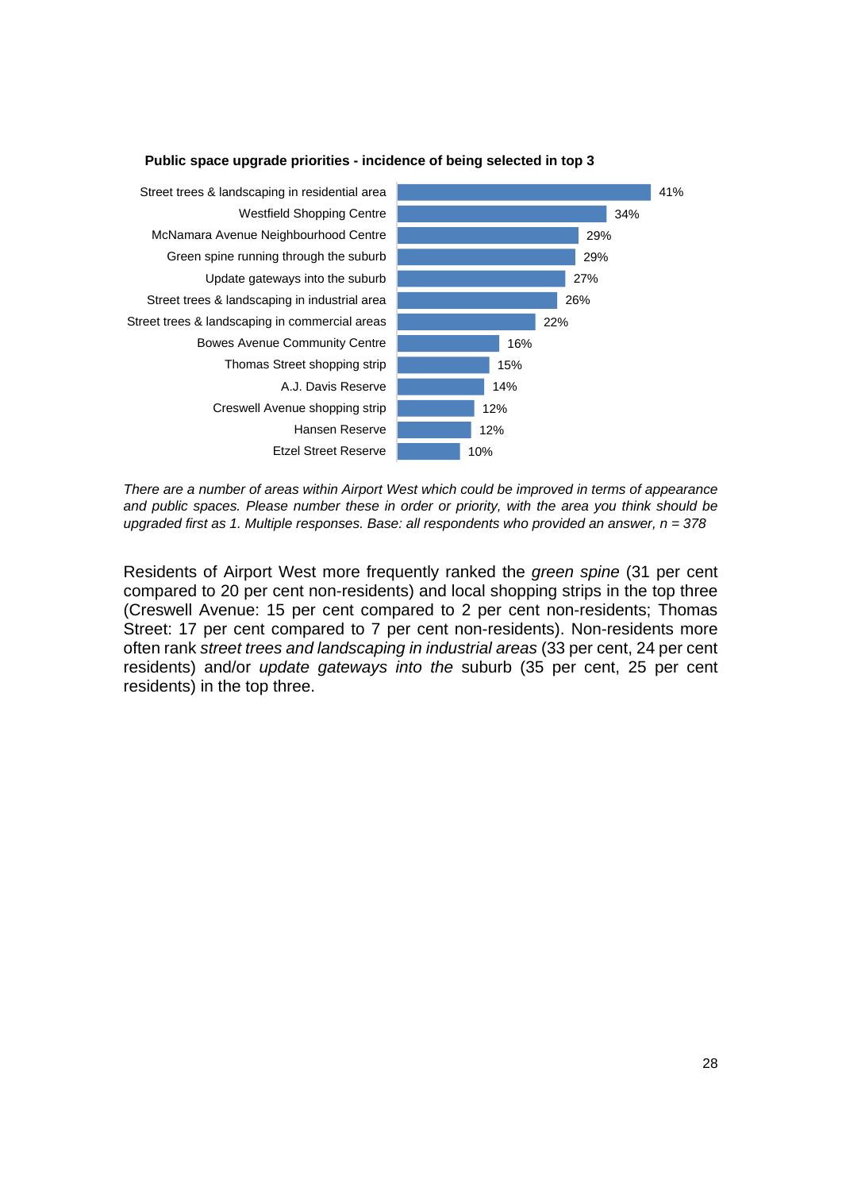**Public space upgrade priorities - incidence of being selected in top 3**

| Area | % |
|---|---|
| Street trees & landscaping in residential area | 41% |
| Westfield Shopping Centre | 34% |
| McNamara Avenue Neighbourhood Centre | 29% |
| Green spine running through the suburb | 29% |
| Update gateways into the suburb | 27% |
| Street trees & landscaping in industrial area | 26% |
| Street trees & landscaping in commercial areas | 22% |
| Bowes Avenue Community Centre | 16% |
| Thomas Street shopping strip | 15% |
| A.J. Davis Reserve | 14% |
| Creswell Avenue shopping strip | 12% |
| Hansen Reserve | 12% |
| Etzel Street Reserve | 10% |

*There are a number of areas within Airport West which could be improved in terms of appearance and public spaces. Please number these in order or priority, with the area you think should be upgraded first as 1. Multiple responses. Base: all respondents who provided an answer, n = 378*

Residents of Airport West more frequently ranked the *green spine* (31 per cent compared to 20 per cent non-residents) and local shopping strips in the top three (Creswell Avenue: 15 per cent compared to 2 per cent non-residents; Thomas Street: 17 per cent compared to 7 per cent non-residents). Non-residents more often rank *street trees and landscaping in industrial areas* (33 per cent, 24 per cent residents) and/or *update gateways into the* suburb (35 per cent, 25 per cent residents) in the top three.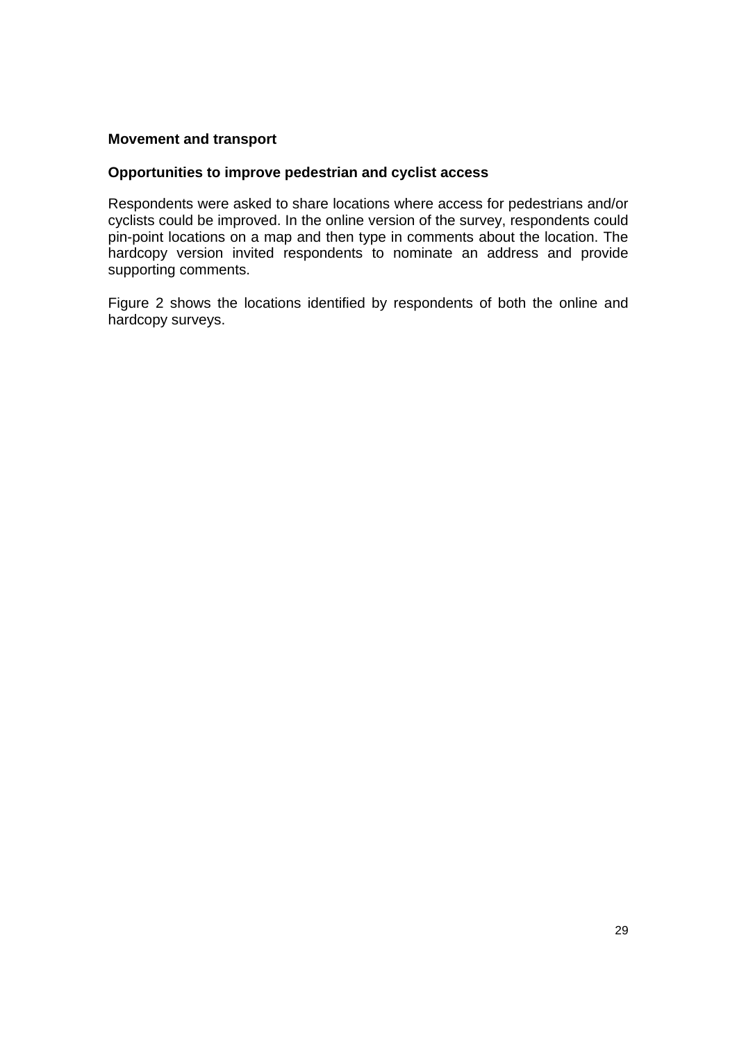## Movement and transport

### Opportunities to improve pedestrian and cyclist access

Respondents were asked to share locations where access for pedestrians and/or cyclists could be improved. In the online version of the survey, respondents could pin-point locations on a map and then type in comments about the location. The hardcopy version invited respondents to nominate an address and provide supporting comments.

Figure 2 shows the locations identified by respondents of both the online and hardcopy surveys.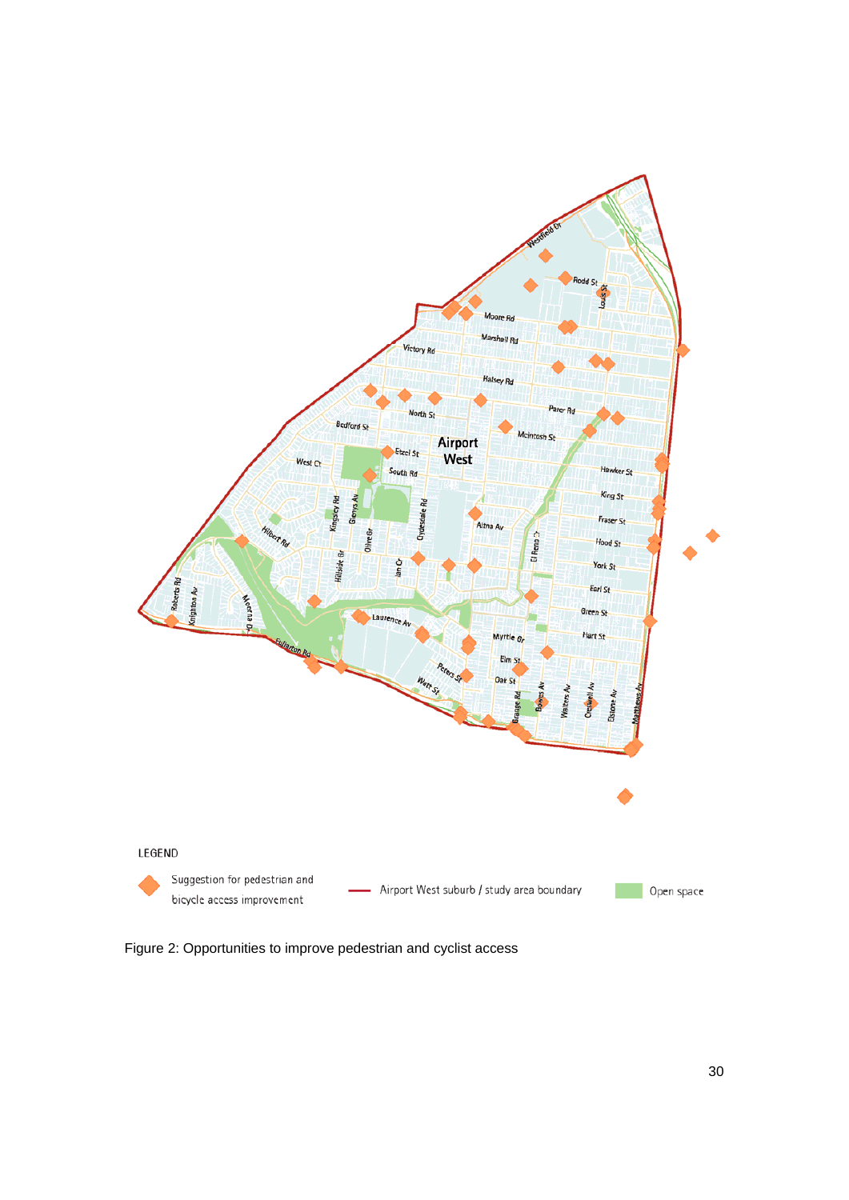LEGEND

Suggestion for pedestrian and bicycle access improvement

Airport West suburb / study area boundary

Open space

Figure 2: Opportunities to improve pedestrian and cyclist access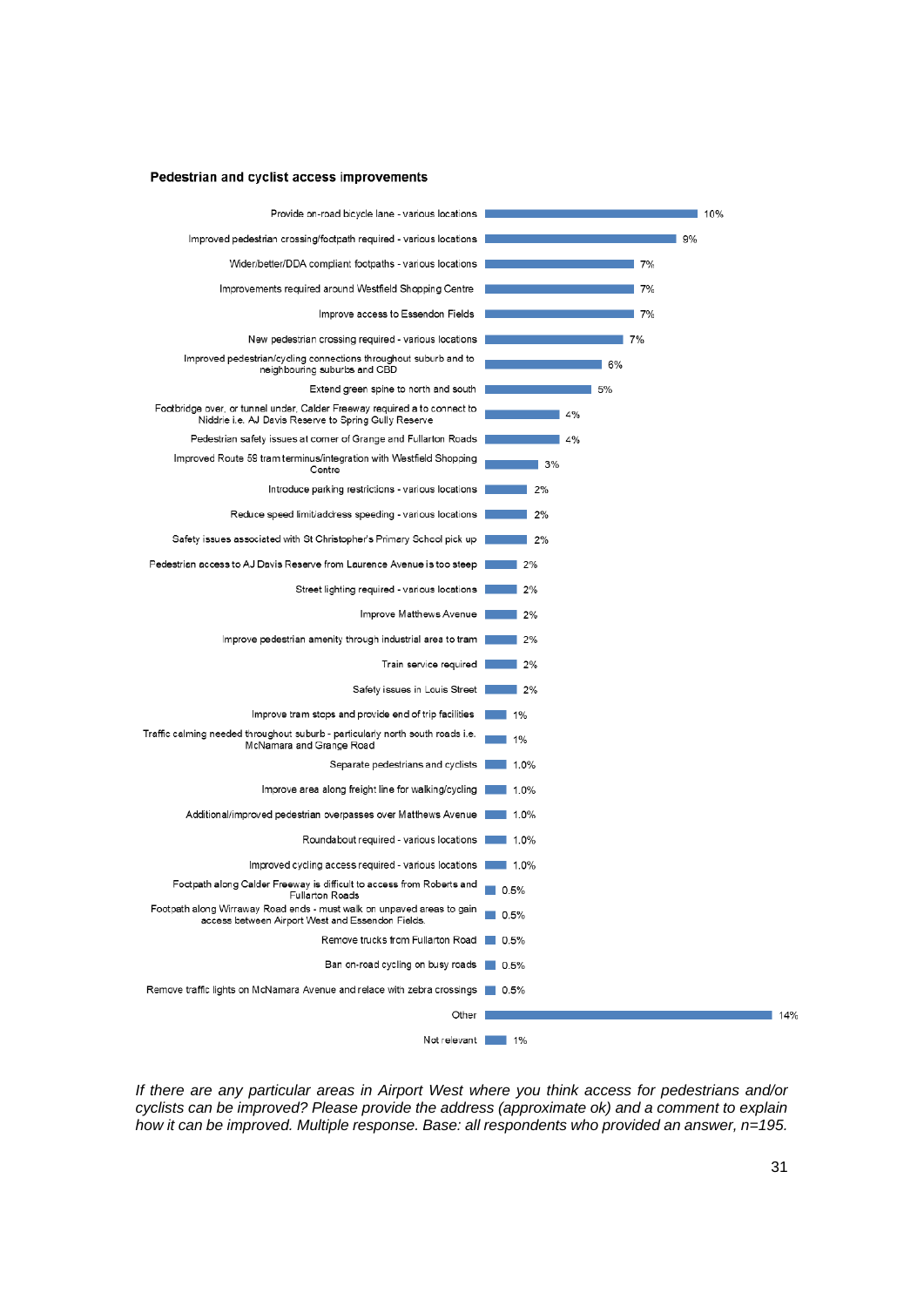**Pedestrian and cyclist access improvements**

| Response | % |
|---|---|
| Provide on-road bicycle lane - various locations | 10% |
| Improved pedestrian crossing/footpath required - various locations | 9% |
| Wider/better/DDA compliant footpaths - various locations | 7% |
| Improvements required around Westfield Shopping Centre | 7% |
| Improve access to Essendon Fields | 7% |
| New pedestrian crossing required - various locations | 7% |
| Improved pedestrian/cycling connections throughout suburb and to neighbouring suburbs and CBD | 6% |
| Extend green spine to north and south | 5% |
| Footbridge over, or tunnel under, Calder Freeway required a to connect to Niddrie i.e. AJ Davis Reserve to Spring Gully Reserve | 4% |
| Pedestrian safety issues at corner of Grange and Fullarton Roads | 4% |
| Improved Route 59 tram terminus/integration with Westfield Shopping Centre | 3% |
| Introduce parking restrictions - various locations | 2% |
| Reduce speed limit/address speeding - various locations | 2% |
| Safety issues associated with St Christopher's Primary School pick up | 2% |
| Pedestrian access to AJ Davis Reserve from Laurence Avenue is too steep | 2% |
| Street lighting required - various locations | 2% |
| Improve Matthews Avenue | 2% |
| Improve pedestrian amenity through industrial area to tram | 2% |
| Train service required | 2% |
| Safety issues in Louis Street | 2% |
| Improve tram stops and provide end of trip facilities | 1% |
| Traffic calming needed throughout suburb - particularly north south roads i.e. McNamara and Grange Road | 1% |
| Separate pedestrians and cyclists | 1.0% |
| Improve area along freight line for walking/cycling | 1.0% |
| Additional/improved pedestrian overpasses over Matthews Avenue | 1.0% |
| Roundabout required - various locations | 1.0% |
| Improved cycling access required - various locations | 1.0% |
| Footpath along Calder Freeway is difficult to access from Roberts and Fullarton Roads | 0.5% |
| Footpath along Wirraway Road ends - must walk on unpaved areas to gain access between Airport West and Essendon Fields | 0.5% |
| Remove trucks from Fullarton Road | 0.5% |
| Ban on-road cycling on busy roads | 0.5% |
| Remove traffic lights on McNamara Avenue and relace with zebra crossings | 0.5% |
| Other | 14% |
| Not relevant | 1% |

*If there are any particular areas in Airport West where you think access for pedestrians and/or cyclists can be improved? Please provide the address (approximate ok) and a comment to explain how it can be improved. Multiple response. Base: all respondents who provided an answer, n=195.*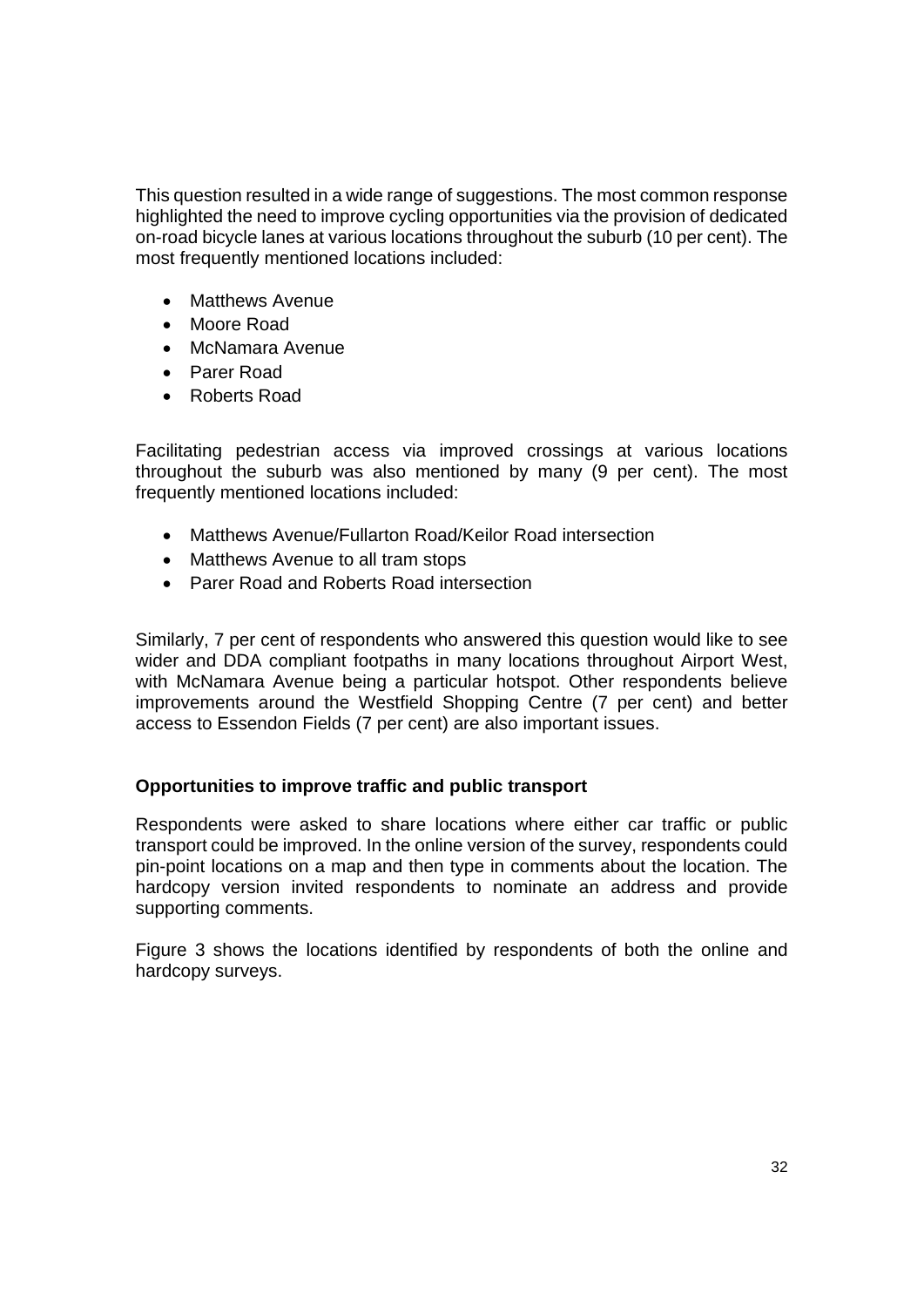This question resulted in a wide range of suggestions. The most common response highlighted the need to improve cycling opportunities via the provision of dedicated on-road bicycle lanes at various locations throughout the suburb (10 per cent). The most frequently mentioned locations included:

- Matthews Avenue
- Moore Road
- McNamara Avenue
- Parer Road
- Roberts Road

Facilitating pedestrian access via improved crossings at various locations throughout the suburb was also mentioned by many (9 per cent). The most frequently mentioned locations included:

- Matthews Avenue/Fullarton Road/Keilor Road intersection
- Matthews Avenue to all tram stops
- Parer Road and Roberts Road intersection

Similarly, 7 per cent of respondents who answered this question would like to see wider and DDA compliant footpaths in many locations throughout Airport West, with McNamara Avenue being a particular hotspot. Other respondents believe improvements around the Westfield Shopping Centre (7 per cent) and better access to Essendon Fields (7 per cent) are also important issues.

**Opportunities to improve traffic and public transport**

Respondents were asked to share locations where either car traffic or public transport could be improved. In the online version of the survey, respondents could pin-point locations on a map and then type in comments about the location. The hardcopy version invited respondents to nominate an address and provide supporting comments.

Figure 3 shows the locations identified by respondents of both the online and hardcopy surveys.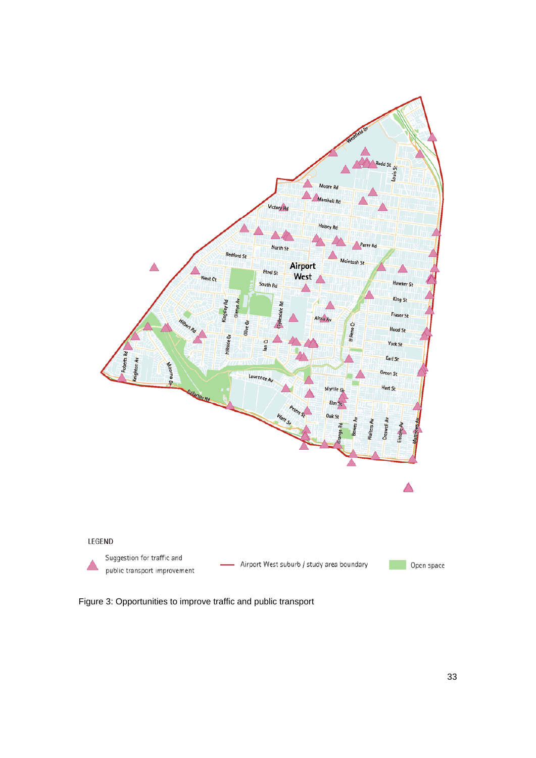LEGEND

Suggestion for traffic and public transport improvement

Airport West suburb / study area boundary

Open space

Figure 3: Opportunities to improve traffic and public transport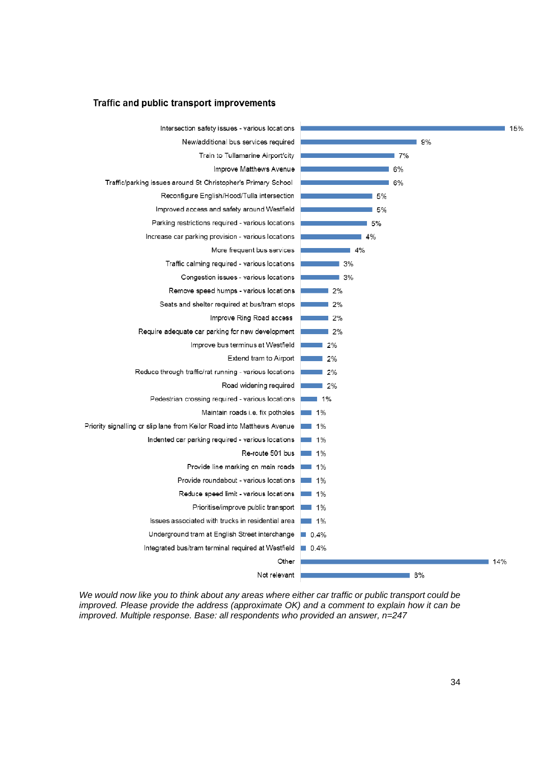### Traffic and public transport improvements

| Improvement | % |
|---|---|
| Intersection safety issues - various locations | 15% |
| New/additional bus services required | 9% |
| Train to Tullamarine Airport/city | 7% |
| Improve Matthews Avenue | 6% |
| Traffic/parking issues around St Christopher's Primary School | 6% |
| Reconfigure English/Hood/Tulla intersection | 5% |
| Improved access and safety around Westfield | 5% |
| Parking restrictions required - various locations | 5% |
| Increase car parking provision - various locations | 4% |
| More frequent bus services | 4% |
| Traffic calming required - various locations | 3% |
| Congestion issues - various locations | 3% |
| Remove speed humps - various locations | 2% |
| Seats and shelter required at bus/tram stops | 2% |
| Improve Ring Road access | 2% |
| Require adequate car parking for new development | 2% |
| Improve bus terminus at Westfield | 2% |
| Extend tram to Airport | 2% |
| Reduce through traffic/rat running - various locations | 2% |
| Road widening required | 2% |
| Pedestrian crossing required - various locations | 1% |
| Maintain roads i.e. fix potholes | 1% |
| Priority signalling or slip lane from Keilor Road into Matthews Avenue | 1% |
| Indented car parking required - various locations | 1% |
| Re-route 501 bus | 1% |
| Provide line marking on main roads | 1% |
| Provide roundabout - various locations | 1% |
| Reduce speed limit - various locations | 1% |
| Prioritise/improve public transport | 1% |
| Issues associated with trucks in residential area | 1% |
| Underground tram at English Street interchange | 0.4% |
| Integrated bus/tram terminal required at Westfield | 0.4% |
| Other | 14% |
| Not relevant | 8% |

*We would now like you to think about any areas where either car traffic or public transport could be improved. Please provide the address (approximate OK) and a comment to explain how it can be improved. Multiple response. Base: all respondents who provided an answer, n=247*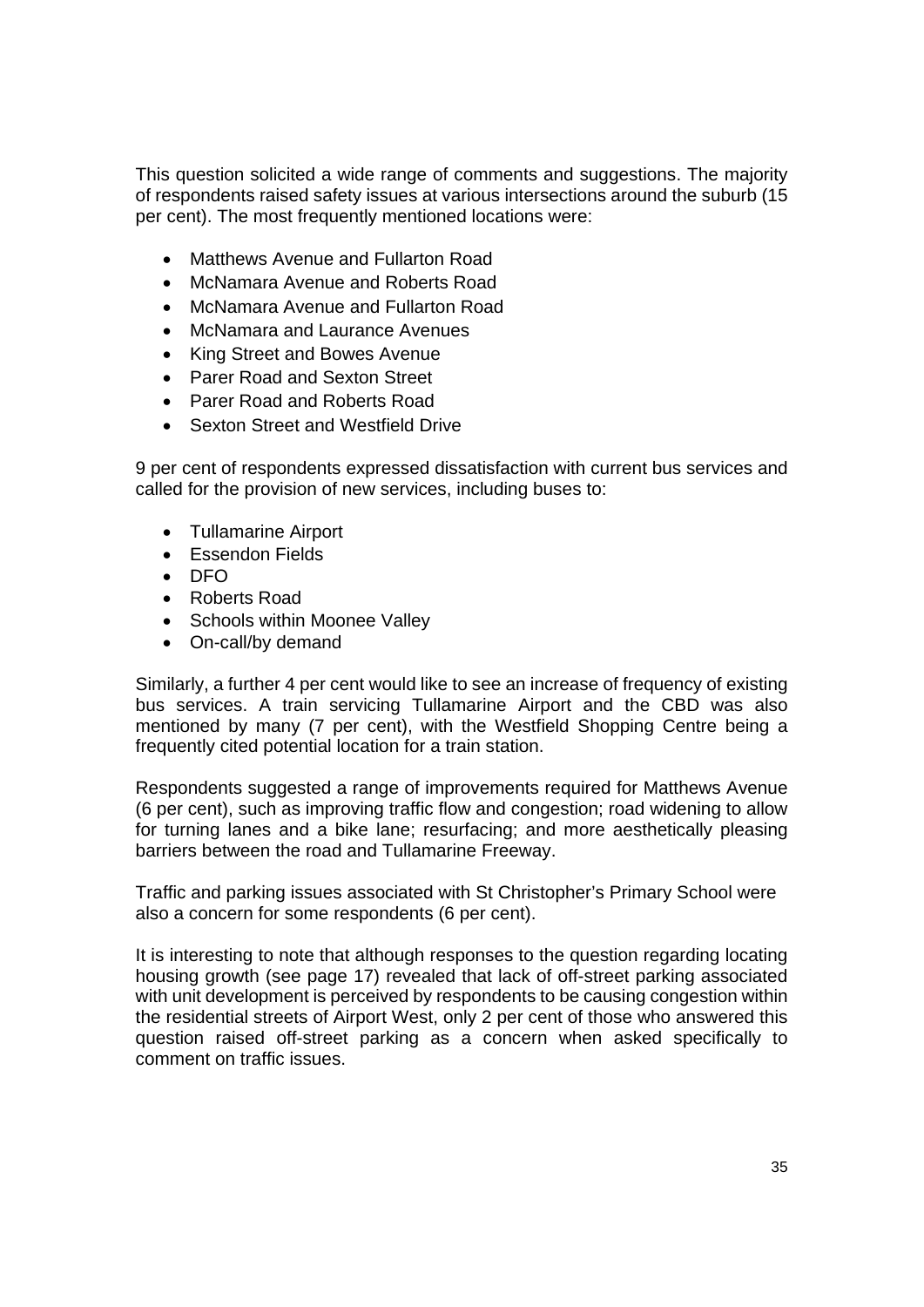This question solicited a wide range of comments and suggestions. The majority of respondents raised safety issues at various intersections around the suburb (15 per cent). The most frequently mentioned locations were:

- Matthews Avenue and Fullarton Road
- McNamara Avenue and Roberts Road
- McNamara Avenue and Fullarton Road
- McNamara and Laurance Avenues
- King Street and Bowes Avenue
- Parer Road and Sexton Street
- Parer Road and Roberts Road
- Sexton Street and Westfield Drive

9 per cent of respondents expressed dissatisfaction with current bus services and called for the provision of new services, including buses to:

- Tullamarine Airport
- Essendon Fields
- DFO
- Roberts Road
- Schools within Moonee Valley
- On-call/by demand

Similarly, a further 4 per cent would like to see an increase of frequency of existing bus services. A train servicing Tullamarine Airport and the CBD was also mentioned by many (7 per cent), with the Westfield Shopping Centre being a frequently cited potential location for a train station.

Respondents suggested a range of improvements required for Matthews Avenue (6 per cent), such as improving traffic flow and congestion; road widening to allow for turning lanes and a bike lane; resurfacing; and more aesthetically pleasing barriers between the road and Tullamarine Freeway.

Traffic and parking issues associated with St Christopher's Primary School were also a concern for some respondents (6 per cent).

It is interesting to note that although responses to the question regarding locating housing growth (see page 17) revealed that lack of off-street parking associated with unit development is perceived by respondents to be causing congestion within the residential streets of Airport West, only 2 per cent of those who answered this question raised off-street parking as a concern when asked specifically to comment on traffic issues.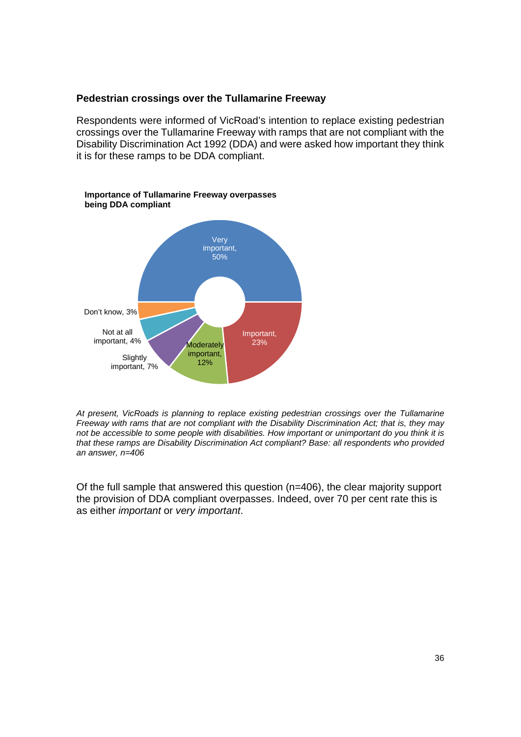### Pedestrian crossings over the Tullamarine Freeway

Respondents were informed of VicRoad's intention to replace existing pedestrian crossings over the Tullamarine Freeway with ramps that are not compliant with the Disability Discrimination Act 1992 (DDA) and were asked how important they think it is for these ramps to be DDA compliant.

**Importance of Tullamarine Freeway overpasses being DDA compliant**

| Response | Per cent |
|---|---|
| Very important | 50% |
| Important | 23% |
| Moderately important | 12% |
| Slightly important | 7% |
| Not at all important | 4% |
| Don't know | 3% |

*At present, VicRoads is planning to replace existing pedestrian crossings over the Tullamarine Freeway with rams that are not compliant with the Disability Discrimination Act; that is, they may not be accessible to some people with disabilities. How important or unimportant do you think it is that these ramps are Disability Discrimination Act compliant? Base: all respondents who provided an answer, n=406*

Of the full sample that answered this question (n=406), the clear majority support the provision of DDA compliant overpasses. Indeed, over 70 per cent rate this is as either *important* or *very important*.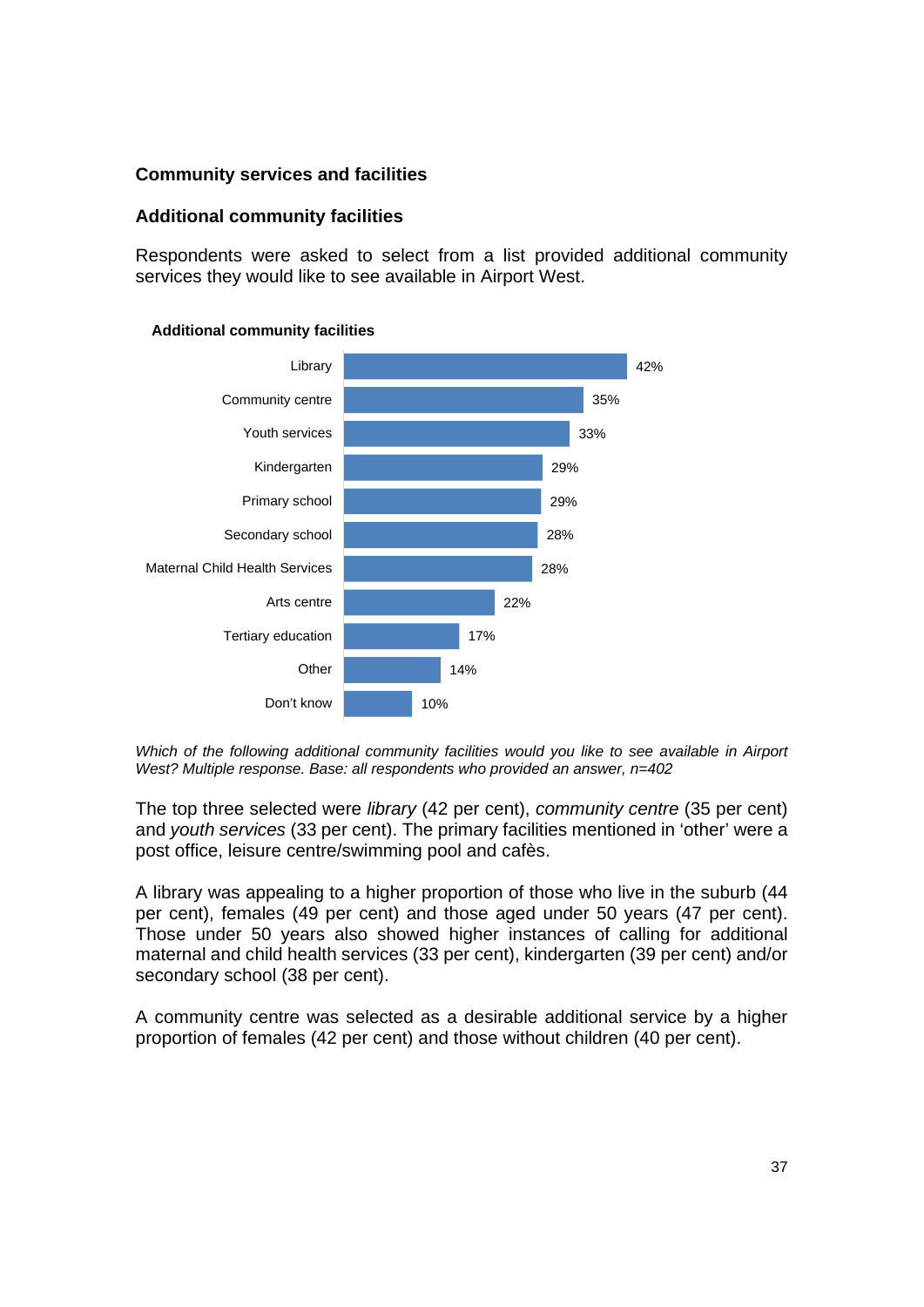## Community services and facilities

### Additional community facilities

Respondents were asked to select from a list provided additional community services they would like to see available in Airport West.

**Additional community facilities**

| Facility | Per cent |
|---|---|
| Library | 42% |
| Community centre | 35% |
| Youth services | 33% |
| Kindergarten | 29% |
| Primary school | 29% |
| Secondary school | 28% |
| Maternal Child Health Services | 28% |
| Arts centre | 22% |
| Tertiary education | 17% |
| Other | 14% |
| Don't know | 10% |

*Which of the following additional community facilities would you like to see available in Airport West? Multiple response. Base: all respondents who provided an answer, n=402*

The top three selected were *library* (42 per cent), *community centre* (35 per cent) and *youth services* (33 per cent). The primary facilities mentioned in 'other' were a post office, leisure centre/swimming pool and cafès.

A library was appealing to a higher proportion of those who live in the suburb (44 per cent), females (49 per cent) and those aged under 50 years (47 per cent). Those under 50 years also showed higher instances of calling for additional maternal and child health services (33 per cent), kindergarten (39 per cent) and/or secondary school (38 per cent).

A community centre was selected as a desirable additional service by a higher proportion of females (42 per cent) and those without children (40 per cent).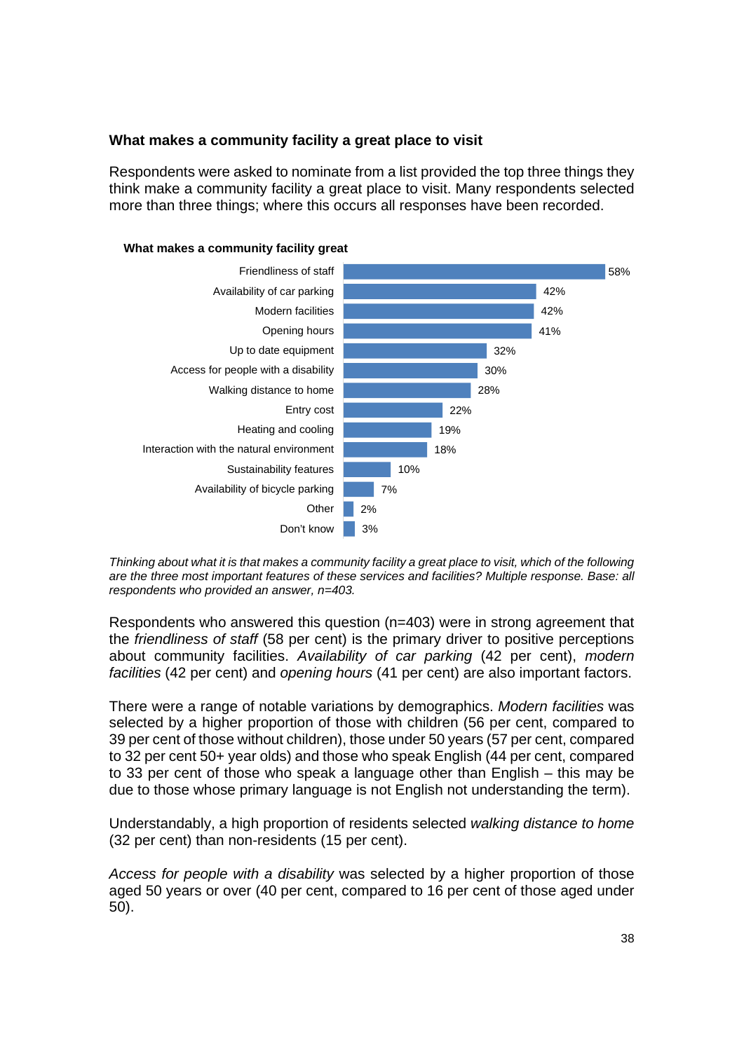### What makes a community facility a great place to visit

Respondents were asked to nominate from a list provided the top three things they think make a community facility a great place to visit. Many respondents selected more than three things; where this occurs all responses have been recorded.

**What makes a community facility great**

| Feature | Per cent |
|---|---|
| Friendliness of staff | 58% |
| Availability of car parking | 42% |
| Modern facilities | 42% |
| Opening hours | 41% |
| Up to date equipment | 32% |
| Access for people with a disability | 30% |
| Walking distance to home | 28% |
| Entry cost | 22% |
| Heating and cooling | 19% |
| Interaction with the natural environment | 18% |
| Sustainability features | 10% |
| Availability of bicycle parking | 7% |
| Other | 2% |
| Don't know | 3% |

*Thinking about what it is that makes a community facility a great place to visit, which of the following are the three most important features of these services and facilities? Multiple response. Base: all respondents who provided an answer, n=403.*

Respondents who answered this question (n=403) were in strong agreement that the *friendliness of staff* (58 per cent) is the primary driver to positive perceptions about community facilities. *Availability of car parking* (42 per cent), *modern facilities* (42 per cent) and *opening hours* (41 per cent) are also important factors.

There were a range of notable variations by demographics. *Modern facilities* was selected by a higher proportion of those with children (56 per cent, compared to 39 per cent of those without children), those under 50 years (57 per cent, compared to 32 per cent 50+ year olds) and those who speak English (44 per cent, compared to 33 per cent of those who speak a language other than English – this may be due to those whose primary language is not English not understanding the term).

Understandably, a high proportion of residents selected *walking distance to home* (32 per cent) than non-residents (15 per cent).

*Access for people with a disability* was selected by a higher proportion of those aged 50 years or over (40 per cent, compared to 16 per cent of those aged under 50).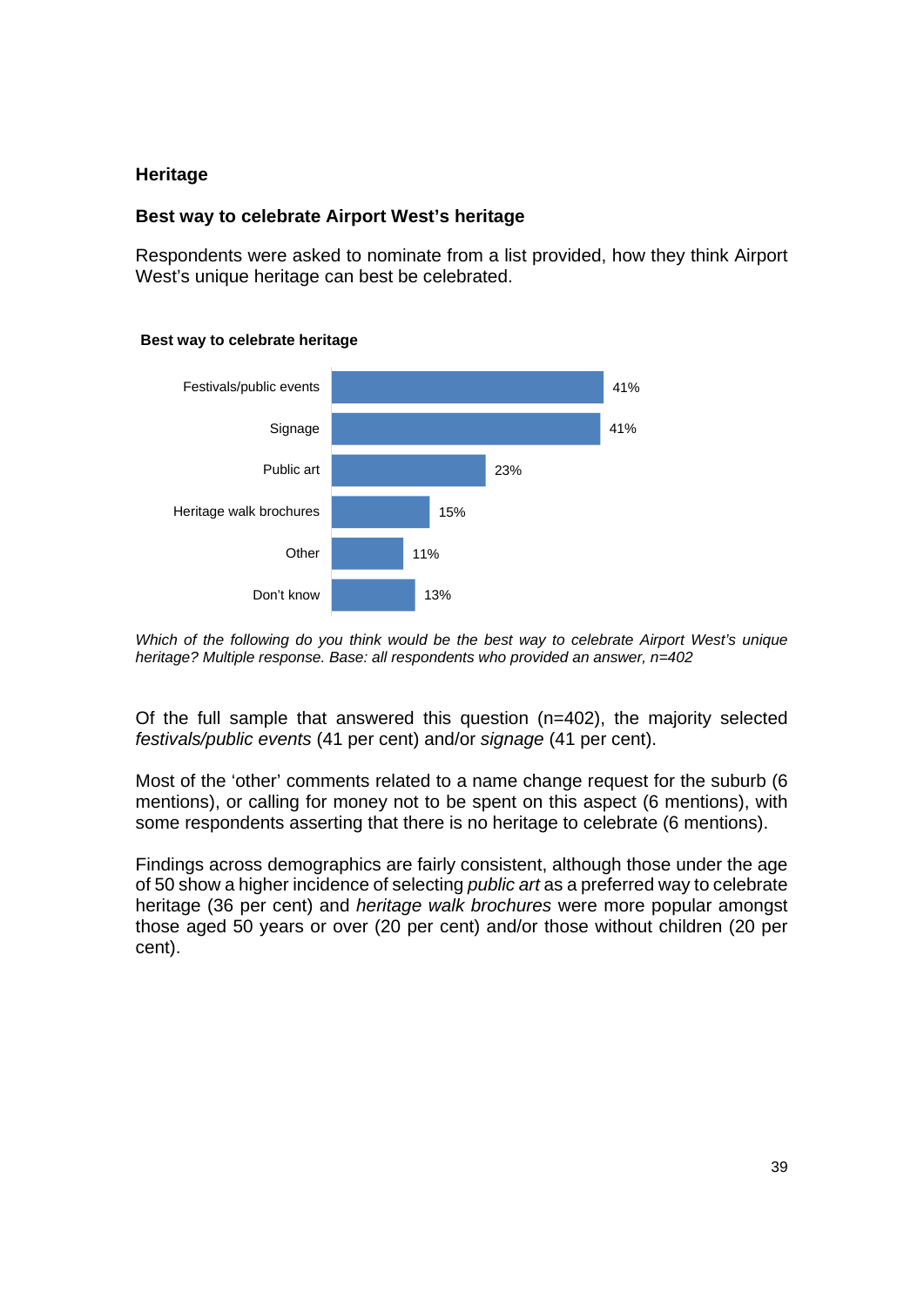## Heritage

### Best way to celebrate Airport West's heritage

Respondents were asked to nominate from a list provided, how they think Airport West's unique heritage can best be celebrated.

**Best way to celebrate heritage**

| Response | Per cent |
|---|---|
| Festivals/public events | 41% |
| Signage | 41% |
| Public art | 23% |
| Heritage walk brochures | 15% |
| Other | 11% |
| Don't know | 13% |

*Which of the following do you think would be the best way to celebrate Airport West's unique heritage? Multiple response. Base: all respondents who provided an answer, n=402*

Of the full sample that answered this question (n=402), the majority selected *festivals/public events* (41 per cent) and/or *signage* (41 per cent).

Most of the 'other' comments related to a name change request for the suburb (6 mentions), or calling for money not to be spent on this aspect (6 mentions), with some respondents asserting that there is no heritage to celebrate (6 mentions).

Findings across demographics are fairly consistent, although those under the age of 50 show a higher incidence of selecting *public art* as a preferred way to celebrate heritage (36 per cent) and *heritage walk brochures* were more popular amongst those aged 50 years or over (20 per cent) and/or those without children (20 per cent).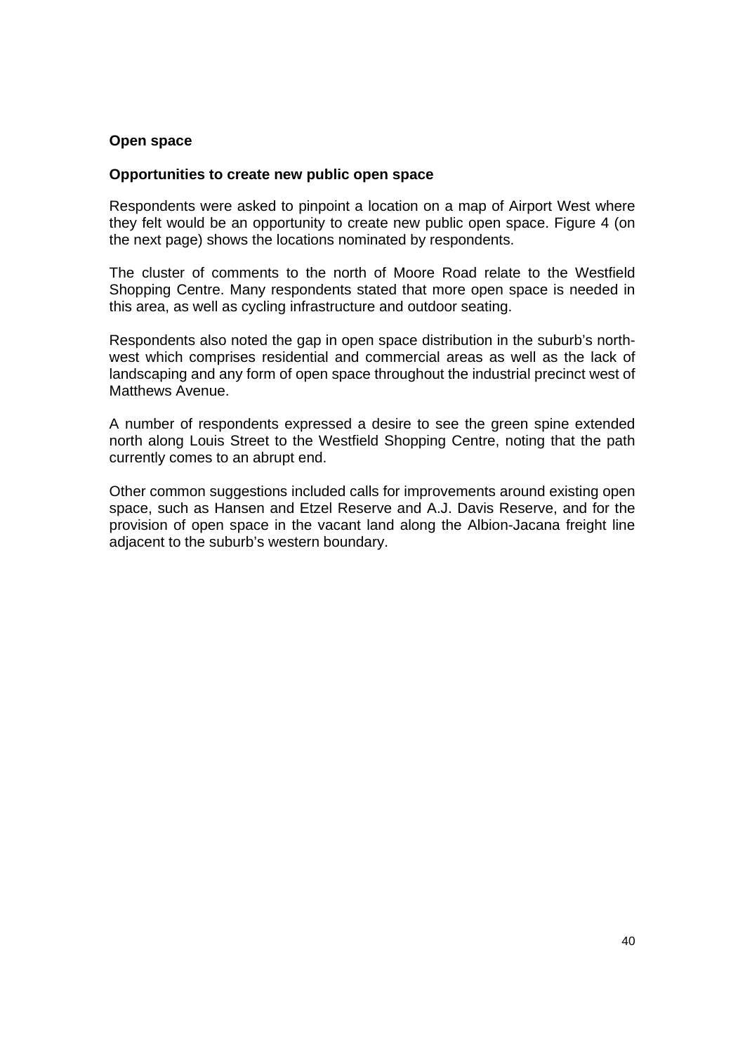**Open space**

**Opportunities to create new public open space**

Respondents were asked to pinpoint a location on a map of Airport West where they felt would be an opportunity to create new public open space. Figure 4 (on the next page) shows the locations nominated by respondents.

The cluster of comments to the north of Moore Road relate to the Westfield Shopping Centre. Many respondents stated that more open space is needed in this area, as well as cycling infrastructure and outdoor seating.

Respondents also noted the gap in open space distribution in the suburb's north-west which comprises residential and commercial areas as well as the lack of landscaping and any form of open space throughout the industrial precinct west of Matthews Avenue.

A number of respondents expressed a desire to see the green spine extended north along Louis Street to the Westfield Shopping Centre, noting that the path currently comes to an abrupt end.

Other common suggestions included calls for improvements around existing open space, such as Hansen and Etzel Reserve and A.J. Davis Reserve, and for the provision of open space in the vacant land along the Albion-Jacana freight line adjacent to the suburb's western boundary.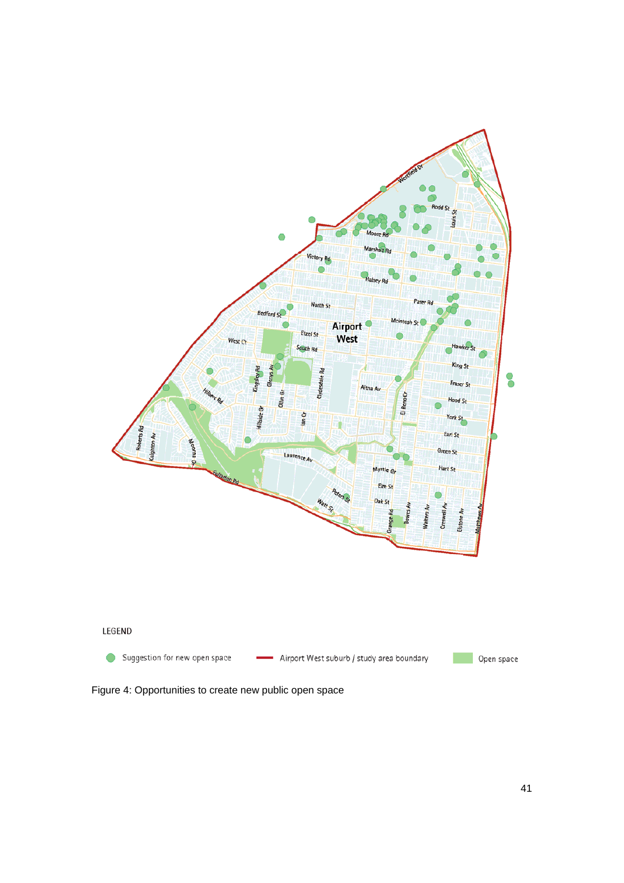LEGEND

Suggestion for new open space

Airport West suburb / study area boundary

Open space

Figure 4: Opportunities to create new public open space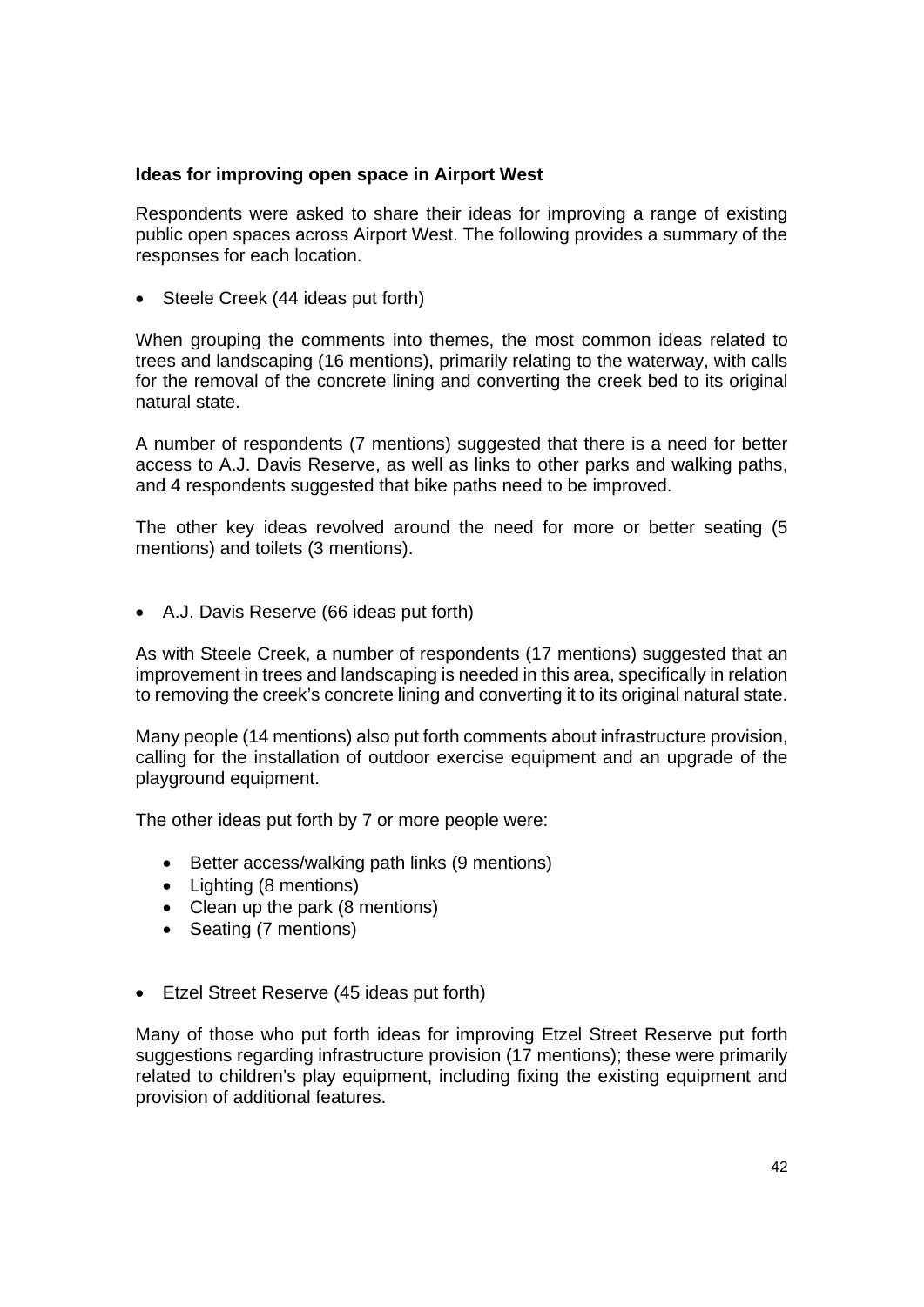**Ideas for improving open space in Airport West**

Respondents were asked to share their ideas for improving a range of existing public open spaces across Airport West. The following provides a summary of the responses for each location.

- Steele Creek (44 ideas put forth)

When grouping the comments into themes, the most common ideas related to trees and landscaping (16 mentions), primarily relating to the waterway, with calls for the removal of the concrete lining and converting the creek bed to its original natural state.

A number of respondents (7 mentions) suggested that there is a need for better access to A.J. Davis Reserve, as well as links to other parks and walking paths, and 4 respondents suggested that bike paths need to be improved.

The other key ideas revolved around the need for more or better seating (5 mentions) and toilets (3 mentions).

- A.J. Davis Reserve (66 ideas put forth)

As with Steele Creek, a number of respondents (17 mentions) suggested that an improvement in trees and landscaping is needed in this area, specifically in relation to removing the creek's concrete lining and converting it to its original natural state.

Many people (14 mentions) also put forth comments about infrastructure provision, calling for the installation of outdoor exercise equipment and an upgrade of the playground equipment.

The other ideas put forth by 7 or more people were:

- Better access/walking path links (9 mentions)
- Lighting (8 mentions)
- Clean up the park (8 mentions)
- Seating (7 mentions)

- Etzel Street Reserve (45 ideas put forth)

Many of those who put forth ideas for improving Etzel Street Reserve put forth suggestions regarding infrastructure provision (17 mentions); these were primarily related to children's play equipment, including fixing the existing equipment and provision of additional features.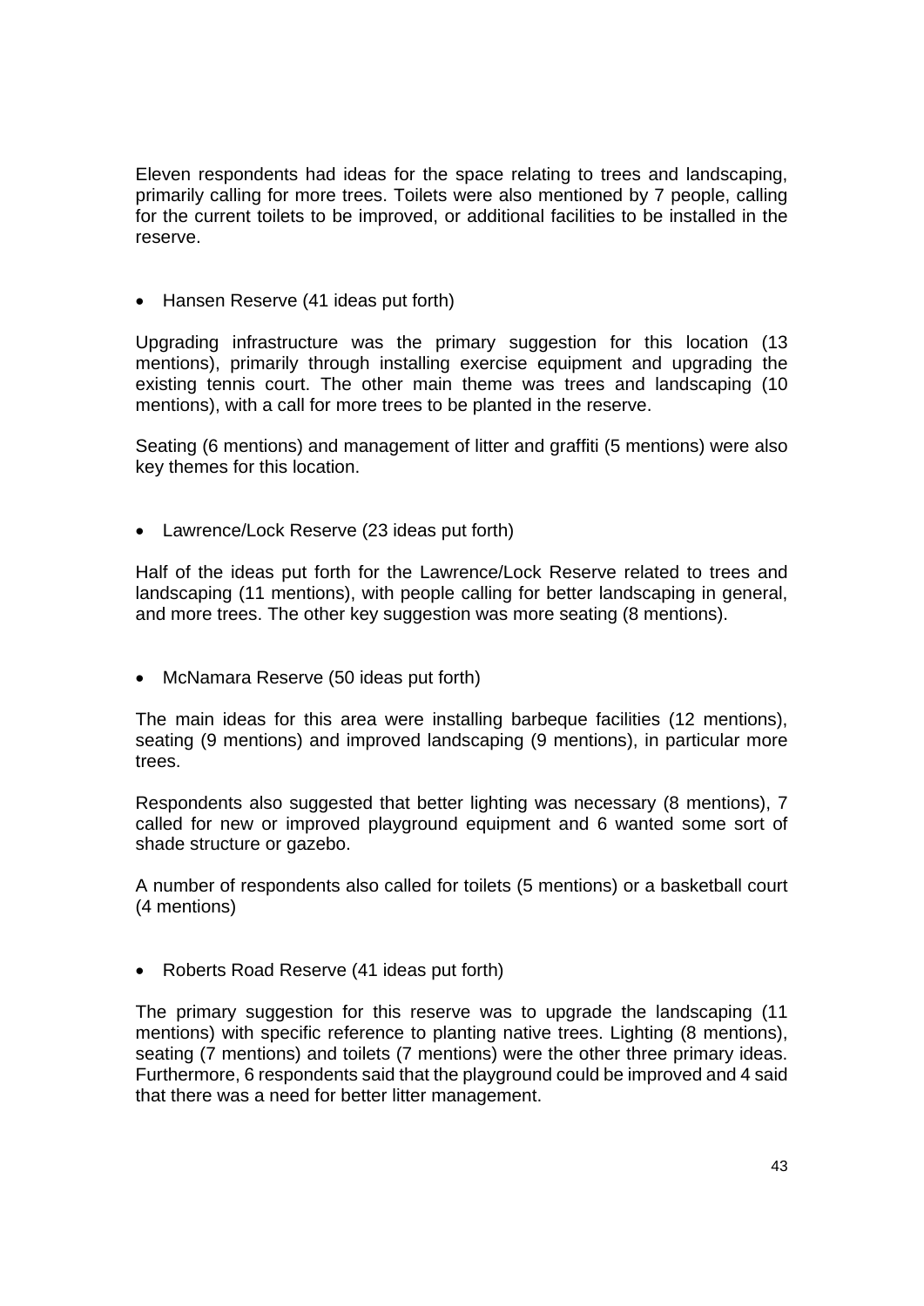Eleven respondents had ideas for the space relating to trees and landscaping, primarily calling for more trees. Toilets were also mentioned by 7 people, calling for the current toilets to be improved, or additional facilities to be installed in the reserve.

- Hansen Reserve (41 ideas put forth)

Upgrading infrastructure was the primary suggestion for this location (13 mentions), primarily through installing exercise equipment and upgrading the existing tennis court. The other main theme was trees and landscaping (10 mentions), with a call for more trees to be planted in the reserve.

Seating (6 mentions) and management of litter and graffiti (5 mentions) were also key themes for this location.

- Lawrence/Lock Reserve (23 ideas put forth)

Half of the ideas put forth for the Lawrence/Lock Reserve related to trees and landscaping (11 mentions), with people calling for better landscaping in general, and more trees. The other key suggestion was more seating (8 mentions).

- McNamara Reserve (50 ideas put forth)

The main ideas for this area were installing barbeque facilities (12 mentions), seating (9 mentions) and improved landscaping (9 mentions), in particular more trees.

Respondents also suggested that better lighting was necessary (8 mentions), 7 called for new or improved playground equipment and 6 wanted some sort of shade structure or gazebo.

A number of respondents also called for toilets (5 mentions) or a basketball court (4 mentions)

- Roberts Road Reserve (41 ideas put forth)

The primary suggestion for this reserve was to upgrade the landscaping (11 mentions) with specific reference to planting native trees. Lighting (8 mentions), seating (7 mentions) and toilets (7 mentions) were the other three primary ideas. Furthermore, 6 respondents said that the playground could be improved and 4 said that there was a need for better litter management.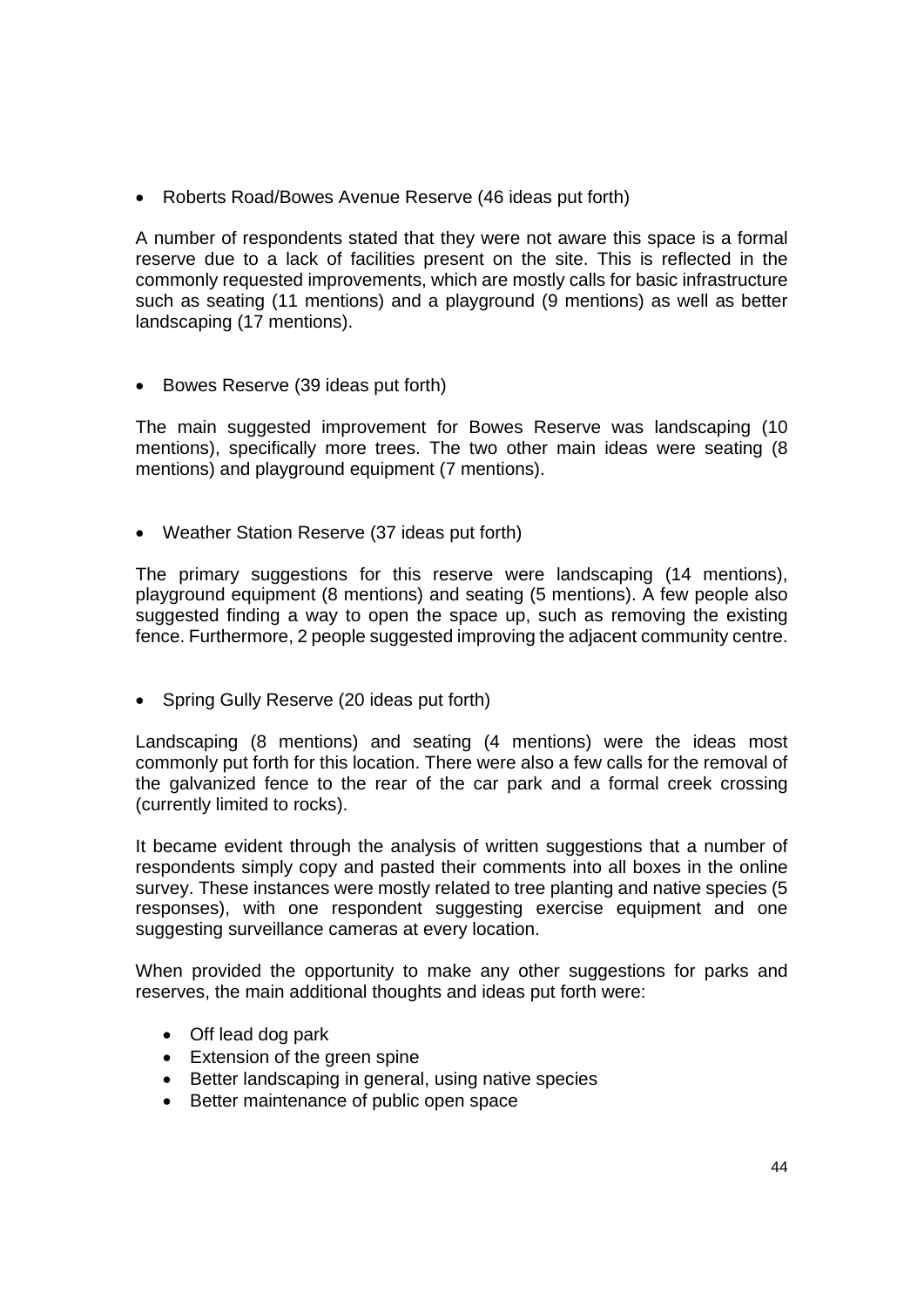- Roberts Road/Bowes Avenue Reserve (46 ideas put forth)

A number of respondents stated that they were not aware this space is a formal reserve due to a lack of facilities present on the site. This is reflected in the commonly requested improvements, which are mostly calls for basic infrastructure such as seating (11 mentions) and a playground (9 mentions) as well as better landscaping (17 mentions).

- Bowes Reserve (39 ideas put forth)

The main suggested improvement for Bowes Reserve was landscaping (10 mentions), specifically more trees. The two other main ideas were seating (8 mentions) and playground equipment (7 mentions).

- Weather Station Reserve (37 ideas put forth)

The primary suggestions for this reserve were landscaping (14 mentions), playground equipment (8 mentions) and seating (5 mentions). A few people also suggested finding a way to open the space up, such as removing the existing fence. Furthermore, 2 people suggested improving the adjacent community centre.

- Spring Gully Reserve (20 ideas put forth)

Landscaping (8 mentions) and seating (4 mentions) were the ideas most commonly put forth for this location. There were also a few calls for the removal of the galvanized fence to the rear of the car park and a formal creek crossing (currently limited to rocks).

It became evident through the analysis of written suggestions that a number of respondents simply copy and pasted their comments into all boxes in the online survey. These instances were mostly related to tree planting and native species (5 responses), with one respondent suggesting exercise equipment and one suggesting surveillance cameras at every location.

When provided the opportunity to make any other suggestions for parks and reserves, the main additional thoughts and ideas put forth were:

- Off lead dog park
- Extension of the green spine
- Better landscaping in general, using native species
- Better maintenance of public open space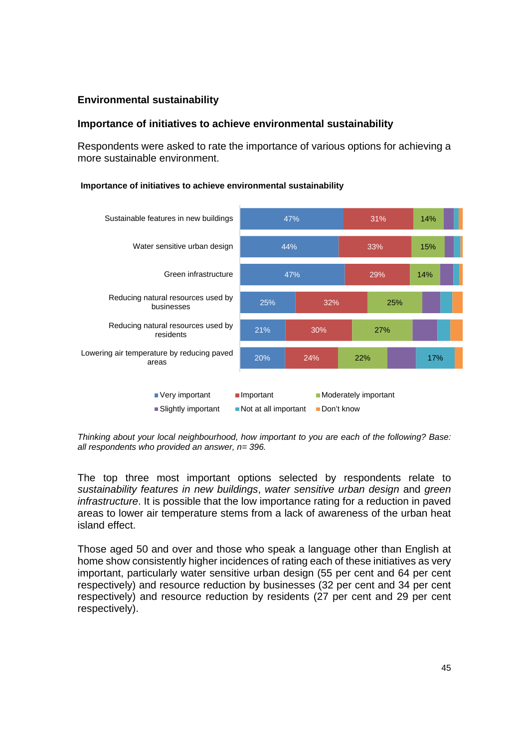## Environmental sustainability

### Importance of initiatives to achieve environmental sustainability

Respondents were asked to rate the importance of various options for achieving a more sustainable environment.

**Importance of initiatives to achieve environmental sustainability**

| Initiative | Very important | Important | Moderately important | Slightly important | Not at all important | Don't know |
|---|---|---|---|---|---|---|
| Sustainable features in new buildings | 47% | 31% | 14% | | | |
| Water sensitive urban design | 44% | 33% | 15% | | | |
| Green infrastructure | 47% | 29% | 14% | | | |
| Reducing natural resources used by businesses | 25% | 32% | 25% | | | |
| Reducing natural resources used by residents | 21% | 30% | 27% | | | |
| Lowering air temperature by reducing paved areas | 20% | 24% | 22% | | 17% | |

*Thinking about your local neighbourhood, how important to you are each of the following? Base: all respondents who provided an answer, n= 396.*

The top three most important options selected by respondents relate to *sustainability features in new buildings*, *water sensitive urban design* and *green infrastructure*. It is possible that the low importance rating for a reduction in paved areas to lower air temperature stems from a lack of awareness of the urban heat island effect.

Those aged 50 and over and those who speak a language other than English at home show consistently higher incidences of rating each of these initiatives as very important, particularly water sensitive urban design (55 per cent and 64 per cent respectively) and resource reduction by businesses (32 per cent and 34 per cent respectively) and resource reduction by residents (27 per cent and 29 per cent respectively).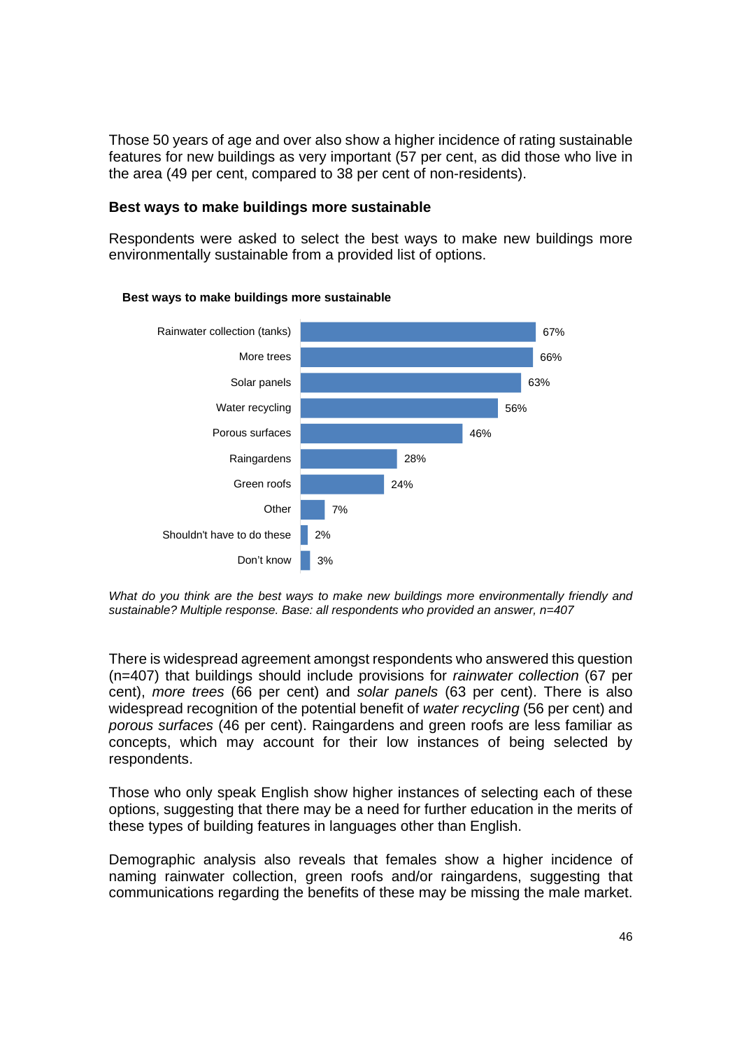Those 50 years of age and over also show a higher incidence of rating sustainable features for new buildings as very important (57 per cent, as did those who live in the area (49 per cent, compared to 38 per cent of non-residents).

### Best ways to make buildings more sustainable

Respondents were asked to select the best ways to make new buildings more environmentally sustainable from a provided list of options.

**Best ways to make buildings more sustainable**

| Option | Per cent |
|---|---|
| Rainwater collection (tanks) | 67% |
| More trees | 66% |
| Solar panels | 63% |
| Water recycling | 56% |
| Porous surfaces | 46% |
| Raingardens | 28% |
| Green roofs | 24% |
| Other | 7% |
| Shouldn't have to do these | 2% |
| Don't know | 3% |

*What do you think are the best ways to make new buildings more environmentally friendly and sustainable? Multiple response. Base: all respondents who provided an answer, n=407*

There is widespread agreement amongst respondents who answered this question (n=407) that buildings should include provisions for *rainwater collection* (67 per cent), *more trees* (66 per cent) and *solar panels* (63 per cent). There is also widespread recognition of the potential benefit of *water recycling* (56 per cent) and *porous surfaces* (46 per cent). Raingardens and green roofs are less familiar as concepts, which may account for their low instances of being selected by respondents.

Those who only speak English show higher instances of selecting each of these options, suggesting that there may be a need for further education in the merits of these types of building features in languages other than English.

Demographic analysis also reveals that females show a higher incidence of naming rainwater collection, green roofs and/or raingardens, suggesting that communications regarding the benefits of these may be missing the male market.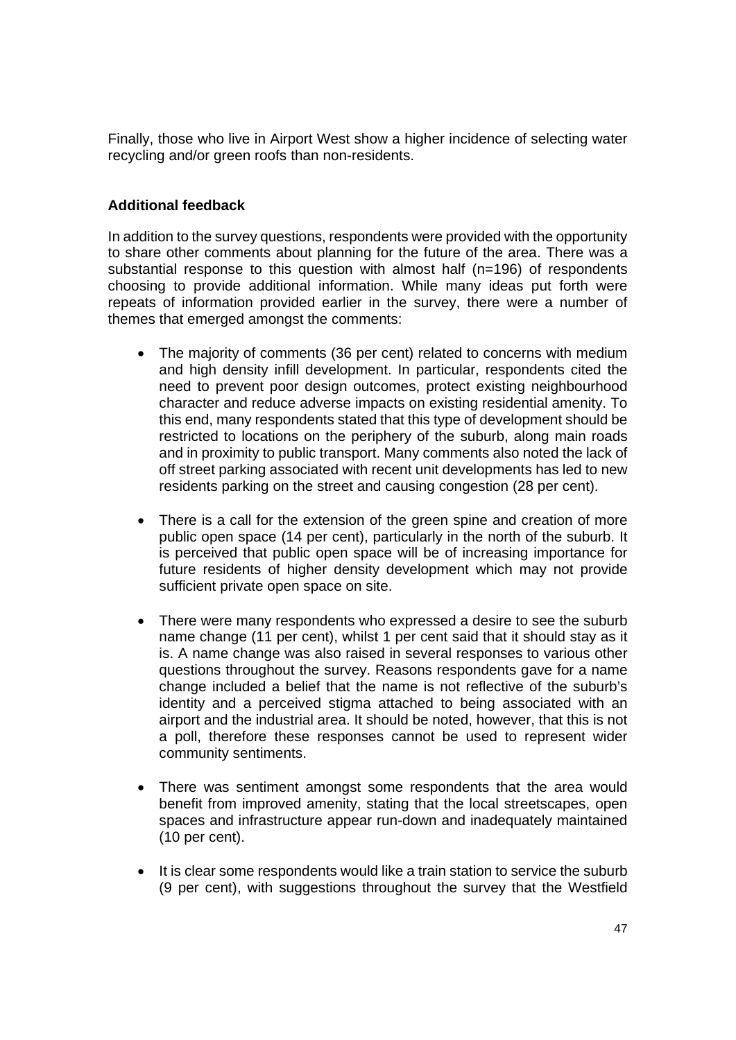Finally, those who live in Airport West show a higher incidence of selecting water recycling and/or green roofs than non-residents.

**Additional feedback**

In addition to the survey questions, respondents were provided with the opportunity to share other comments about planning for the future of the area. There was a substantial response to this question with almost half (n=196) of respondents choosing to provide additional information. While many ideas put forth were repeats of information provided earlier in the survey, there were a number of themes that emerged amongst the comments:

- The majority of comments (36 per cent) related to concerns with medium and high density infill development. In particular, respondents cited the need to prevent poor design outcomes, protect existing neighbourhood character and reduce adverse impacts on existing residential amenity. To this end, many respondents stated that this type of development should be restricted to locations on the periphery of the suburb, along main roads and in proximity to public transport. Many comments also noted the lack of off street parking associated with recent unit developments has led to new residents parking on the street and causing congestion (28 per cent).

- There is a call for the extension of the green spine and creation of more public open space (14 per cent), particularly in the north of the suburb. It is perceived that public open space will be of increasing importance for future residents of higher density development which may not provide sufficient private open space on site.

- There were many respondents who expressed a desire to see the suburb name change (11 per cent), whilst 1 per cent said that it should stay as it is. A name change was also raised in several responses to various other questions throughout the survey. Reasons respondents gave for a name change included a belief that the name is not reflective of the suburb's identity and a perceived stigma attached to being associated with an airport and the industrial area. It should be noted, however, that this is not a poll, therefore these responses cannot be used to represent wider community sentiments.

- There was sentiment amongst some respondents that the area would benefit from improved amenity, stating that the local streetscapes, open spaces and infrastructure appear run-down and inadequately maintained (10 per cent).

- It is clear some respondents would like a train station to service the suburb (9 per cent), with suggestions throughout the survey that the Westfield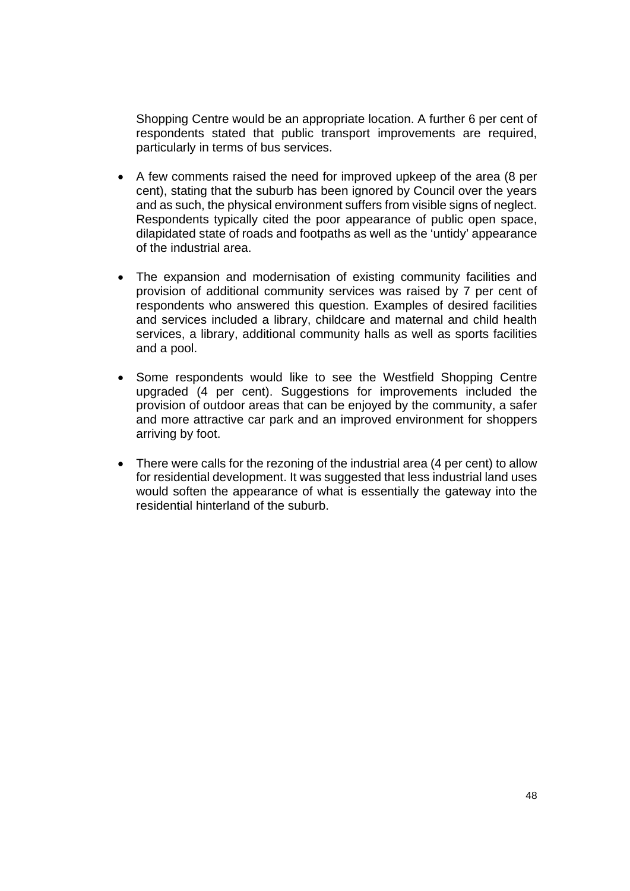Shopping Centre would be an appropriate location. A further 6 per cent of respondents stated that public transport improvements are required, particularly in terms of bus services.

- A few comments raised the need for improved upkeep of the area (8 per cent), stating that the suburb has been ignored by Council over the years and as such, the physical environment suffers from visible signs of neglect. Respondents typically cited the poor appearance of public open space, dilapidated state of roads and footpaths as well as the 'untidy' appearance of the industrial area.

- The expansion and modernisation of existing community facilities and provision of additional community services was raised by 7 per cent of respondents who answered this question. Examples of desired facilities and services included a library, childcare and maternal and child health services, a library, additional community halls as well as sports facilities and a pool.

- Some respondents would like to see the Westfield Shopping Centre upgraded (4 per cent). Suggestions for improvements included the provision of outdoor areas that can be enjoyed by the community, a safer and more attractive car park and an improved environment for shoppers arriving by foot.

- There were calls for the rezoning of the industrial area (4 per cent) to allow for residential development. It was suggested that less industrial land uses would soften the appearance of what is essentially the gateway into the residential hinterland of the suburb.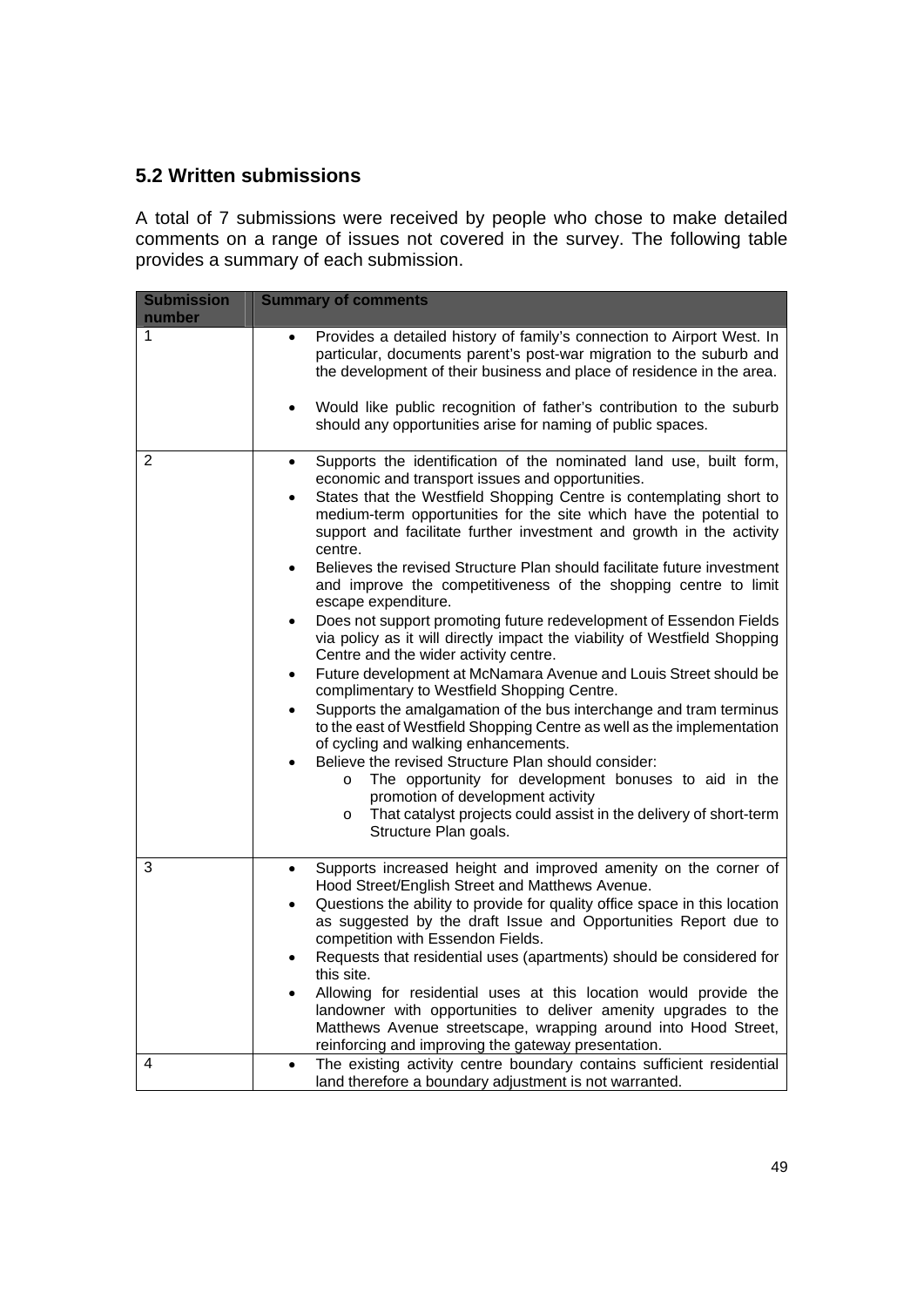## 5.2 Written submissions

A total of 7 submissions were received by people who chose to make detailed comments on a range of issues not covered in the survey. The following table provides a summary of each submission.

| Submission number | Summary of comments |
|---|---|
| 1 | • Provides a detailed history of family's connection to Airport West. In particular, documents parent's post-war migration to the suburb and the development of their business and place of residence in the area.<br><br>• Would like public recognition of father's contribution to the suburb should any opportunities arise for naming of public spaces. |
| 2 | • Supports the identification of the nominated land use, built form, economic and transport issues and opportunities.<br>• States that the Westfield Shopping Centre is contemplating short to medium-term opportunities for the site which have the potential to support and facilitate further investment and growth in the activity centre.<br>• Believes the revised Structure Plan should facilitate future investment and improve the competitiveness of the shopping centre to limit escape expenditure.<br>• Does not support promoting future redevelopment of Essendon Fields via policy as it will directly impact the viability of Westfield Shopping Centre and the wider activity centre.<br>• Future development at McNamara Avenue and Louis Street should be complimentary to Westfield Shopping Centre.<br>• Supports the amalgamation of the bus interchange and tram terminus to the east of Westfield Shopping Centre as well as the implementation of cycling and walking enhancements.<br>• Believe the revised Structure Plan should consider:<br>&nbsp;&nbsp;&nbsp;&nbsp;o The opportunity for development bonuses to aid in the promotion of development activity<br>&nbsp;&nbsp;&nbsp;&nbsp;o That catalyst projects could assist in the delivery of short-term Structure Plan goals. |
| 3 | • Supports increased height and improved amenity on the corner of Hood Street/English Street and Matthews Avenue.<br>• Questions the ability to provide for quality office space in this location as suggested by the draft Issue and Opportunities Report due to competition with Essendon Fields.<br>• Requests that residential uses (apartments) should be considered for this site.<br>• Allowing for residential uses at this location would provide the landowner with opportunities to deliver amenity upgrades to the Matthews Avenue streetscape, wrapping around into Hood Street, reinforcing and improving the gateway presentation. |
| 4 | • The existing activity centre boundary contains sufficient residential land therefore a boundary adjustment is not warranted. |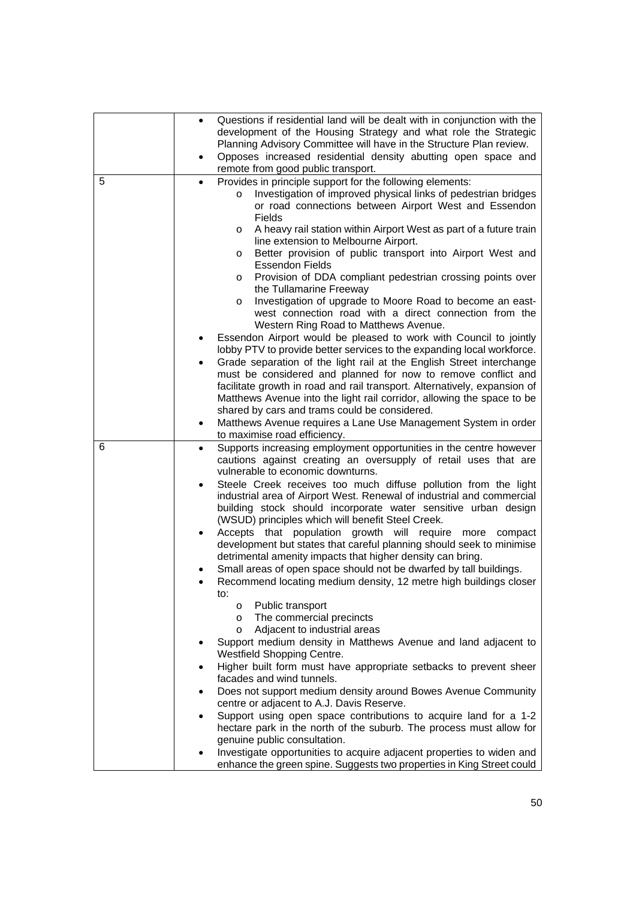| | |
|---|---|
| | • Questions if residential land will be dealt with in conjunction with the development of the Housing Strategy and what role the Strategic Planning Advisory Committee will have in the Structure Plan review.<br>• Opposes increased residential density abutting open space and remote from good public transport. |
| 5 | • Provides in principle support for the following elements:<br>&nbsp;&nbsp;&nbsp;&nbsp;o Investigation of improved physical links of pedestrian bridges or road connections between Airport West and Essendon Fields<br>&nbsp;&nbsp;&nbsp;&nbsp;o A heavy rail station within Airport West as part of a future train line extension to Melbourne Airport.<br>&nbsp;&nbsp;&nbsp;&nbsp;o Better provision of public transport into Airport West and Essendon Fields<br>&nbsp;&nbsp;&nbsp;&nbsp;o Provision of DDA compliant pedestrian crossing points over the Tullamarine Freeway<br>&nbsp;&nbsp;&nbsp;&nbsp;o Investigation of upgrade to Moore Road to become an east-west connection road with a direct connection from the Western Ring Road to Matthews Avenue.<br>• Essendon Airport would be pleased to work with Council to jointly lobby PTV to provide better services to the expanding local workforce.<br>• Grade separation of the light rail at the English Street interchange must be considered and planned for now to remove conflict and facilitate growth in road and rail transport. Alternatively, expansion of Matthews Avenue into the light rail corridor, allowing the space to be shared by cars and trams could be considered.<br>• Matthews Avenue requires a Lane Use Management System in order to maximise road efficiency. |
| 6 | • Supports increasing employment opportunities in the centre however cautions against creating an oversupply of retail uses that are vulnerable to economic downturns.<br>• Steele Creek receives too much diffuse pollution from the light industrial area of Airport West. Renewal of industrial and commercial building stock should incorporate water sensitive urban design (WSUD) principles which will benefit Steel Creek.<br>• Accepts that population growth will require more compact development but states that careful planning should seek to minimise detrimental amenity impacts that higher density can bring.<br>• Small areas of open space should not be dwarfed by tall buildings.<br>• Recommend locating medium density, 12 metre high buildings closer to:<br>&nbsp;&nbsp;&nbsp;&nbsp;o Public transport<br>&nbsp;&nbsp;&nbsp;&nbsp;o The commercial precincts<br>&nbsp;&nbsp;&nbsp;&nbsp;o Adjacent to industrial areas<br>• Support medium density in Matthews Avenue and land adjacent to Westfield Shopping Centre.<br>• Higher built form must have appropriate setbacks to prevent sheer facades and wind tunnels.<br>• Does not support medium density around Bowes Avenue Community centre or adjacent to A.J. Davis Reserve.<br>• Support using open space contributions to acquire land for a 1-2 hectare park in the north of the suburb. The process must allow for genuine public consultation.<br>• Investigate opportunities to acquire adjacent properties to widen and enhance the green spine. Suggests two properties in King Street could |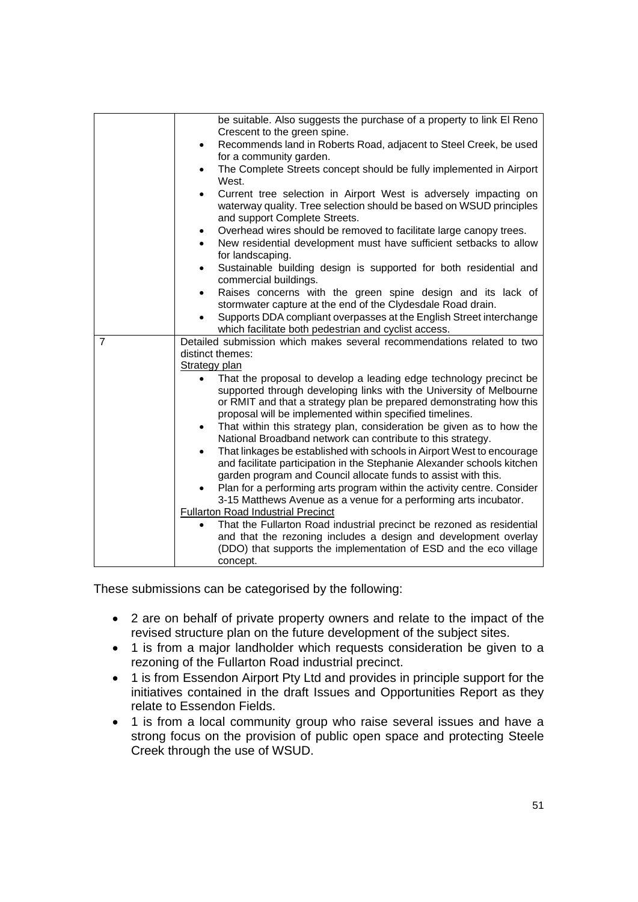| | |
|---|---|
| | be suitable. Also suggests the purchase of a property to link El Reno Crescent to the green spine.<br>• Recommends land in Roberts Road, adjacent to Steel Creek, be used for a community garden.<br>• The Complete Streets concept should be fully implemented in Airport West.<br>• Current tree selection in Airport West is adversely impacting on waterway quality. Tree selection should be based on WSUD principles and support Complete Streets.<br>• Overhead wires should be removed to facilitate large canopy trees.<br>• New residential development must have sufficient setbacks to allow for landscaping.<br>• Sustainable building design is supported for both residential and commercial buildings.<br>• Raises concerns with the green spine design and its lack of stormwater capture at the end of the Clydesdale Road drain.<br>• Supports DDA compliant overpasses at the English Street interchange which facilitate both pedestrian and cyclist access. |
| 7 | Detailed submission which makes several recommendations related to two distinct themes:<br>Strategy plan<br>• That the proposal to develop a leading edge technology precinct be supported through developing links with the University of Melbourne or RMIT and that a strategy plan be prepared demonstrating how this proposal will be implemented within specified timelines.<br>• That within this strategy plan, consideration be given as to how the National Broadband network can contribute to this strategy.<br>• That linkages be established with schools in Airport West to encourage and facilitate participation in the Stephanie Alexander schools kitchen garden program and Council allocate funds to assist with this.<br>• Plan for a performing arts program within the activity centre. Consider 3-15 Matthews Avenue as a venue for a performing arts incubator.<br>Fullarton Road Industrial Precinct<br>• That the Fullarton Road industrial precinct be rezoned as residential and that the rezoning includes a design and development overlay (DDO) that supports the implementation of ESD and the eco village concept. |

These submissions can be categorised by the following:

- 2 are on behalf of private property owners and relate to the impact of the revised structure plan on the future development of the subject sites.
- 1 is from a major landholder which requests consideration be given to a rezoning of the Fullarton Road industrial precinct.
- 1 is from Essendon Airport Pty Ltd and provides in principle support for the initiatives contained in the draft Issues and Opportunities Report as they relate to Essendon Fields.
- 1 is from a local community group who raise several issues and have a strong focus on the provision of public open space and protecting Steele Creek through the use of WSUD.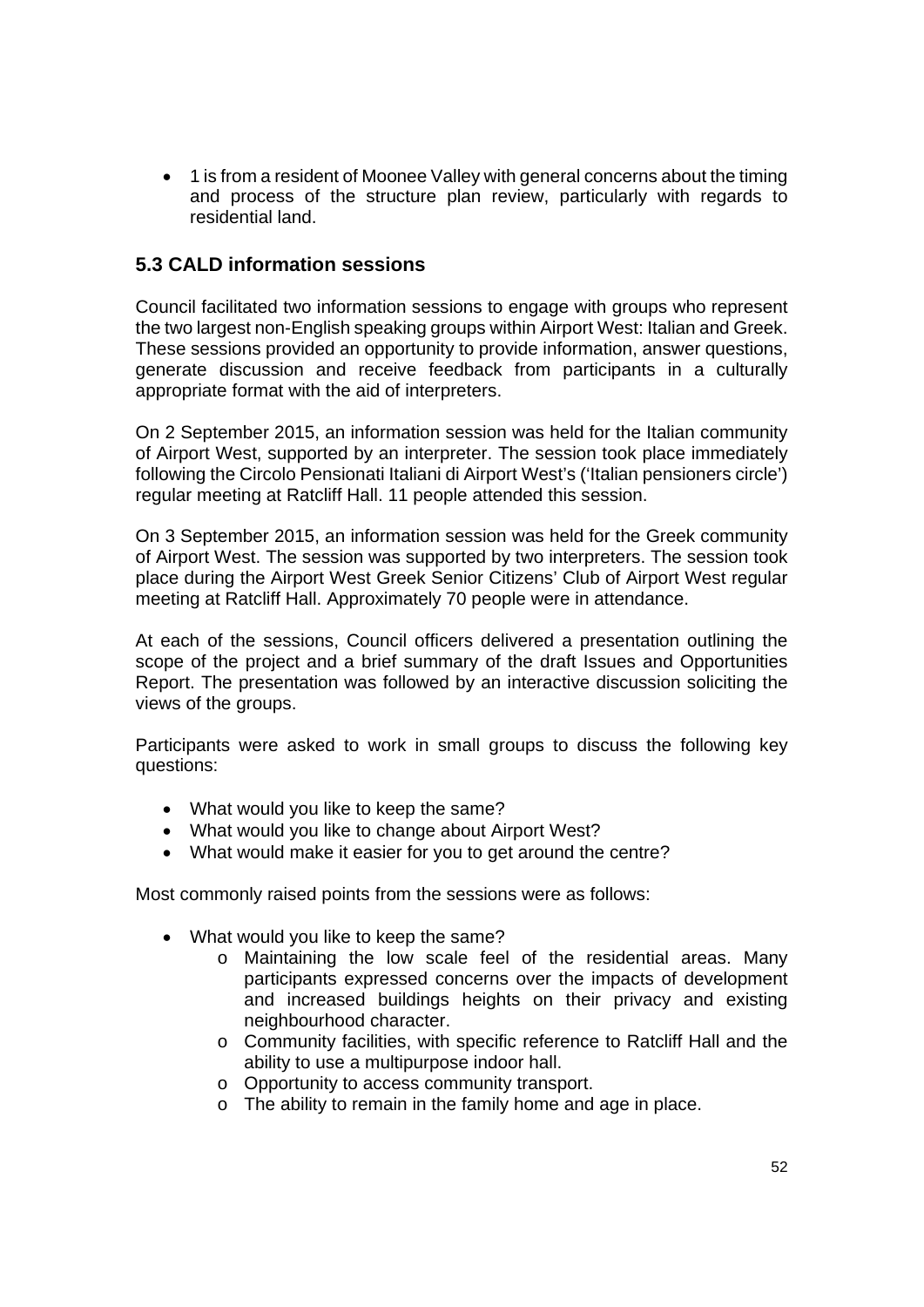- 1 is from a resident of Moonee Valley with general concerns about the timing and process of the structure plan review, particularly with regards to residential land.

## 5.3 CALD information sessions

Council facilitated two information sessions to engage with groups who represent the two largest non-English speaking groups within Airport West: Italian and Greek. These sessions provided an opportunity to provide information, answer questions, generate discussion and receive feedback from participants in a culturally appropriate format with the aid of interpreters.

On 2 September 2015, an information session was held for the Italian community of Airport West, supported by an interpreter. The session took place immediately following the Circolo Pensionati Italiani di Airport West's ('Italian pensioners circle') regular meeting at Ratcliff Hall. 11 people attended this session.

On 3 September 2015, an information session was held for the Greek community of Airport West. The session was supported by two interpreters. The session took place during the Airport West Greek Senior Citizens' Club of Airport West regular meeting at Ratcliff Hall. Approximately 70 people were in attendance.

At each of the sessions, Council officers delivered a presentation outlining the scope of the project and a brief summary of the draft Issues and Opportunities Report. The presentation was followed by an interactive discussion soliciting the views of the groups.

Participants were asked to work in small groups to discuss the following key questions:

- What would you like to keep the same?
- What would you like to change about Airport West?
- What would make it easier for you to get around the centre?

Most commonly raised points from the sessions were as follows:

- What would you like to keep the same?
  - Maintaining the low scale feel of the residential areas. Many participants expressed concerns over the impacts of development and increased buildings heights on their privacy and existing neighbourhood character.
  - Community facilities, with specific reference to Ratcliff Hall and the ability to use a multipurpose indoor hall.
  - Opportunity to access community transport.
  - The ability to remain in the family home and age in place.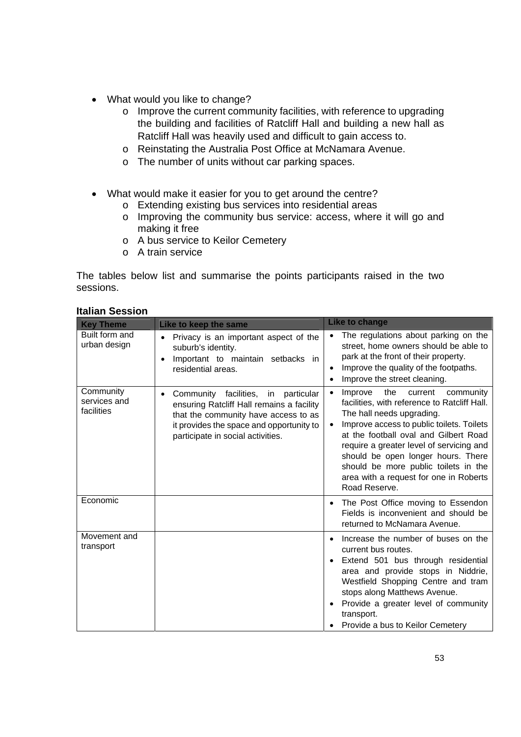- What would you like to change?
  - Improve the current community facilities, with reference to upgrading the building and facilities of Ratcliff Hall and building a new hall as Ratcliff Hall was heavily used and difficult to gain access to.
  - Reinstating the Australia Post Office at McNamara Avenue.
  - The number of units without car parking spaces.

- What would make it easier for you to get around the centre?
  - Extending existing bus services into residential areas
  - Improving the community bus service: access, where it will go and making it free
  - A bus service to Keilor Cemetery
  - A train service

The tables below list and summarise the points participants raised in the two sessions.

**Italian Session**

| Key Theme | Like to keep the same | Like to change |
|---|---|---|
| Built form and urban design | • Privacy is an important aspect of the suburb's identity.<br>• Important to maintain setbacks in residential areas. | • The regulations about parking on the street, home owners should be able to park at the front of their property.<br>• Improve the quality of the footpaths.<br>• Improve the street cleaning. |
| Community services and facilities | • Community facilities, in particular ensuring Ratcliff Hall remains a facility that the community have access to as it provides the space and opportunity to participate in social activities. | • Improve the current community facilities, with reference to Ratcliff Hall. The hall needs upgrading.<br>• Improve access to public toilets. Toilets at the football oval and Gilbert Road require a greater level of servicing and should be open longer hours. There should be more public toilets in the area with a request for one in Roberts Road Reserve. |
| Economic | | • The Post Office moving to Essendon Fields is inconvenient and should be returned to McNamara Avenue. |
| Movement and transport | | • Increase the number of buses on the current bus routes.<br>• Extend 501 bus through residential area and provide stops in Niddrie, Westfield Shopping Centre and tram stops along Matthews Avenue.<br>• Provide a greater level of community transport.<br>• Provide a bus to Keilor Cemetery |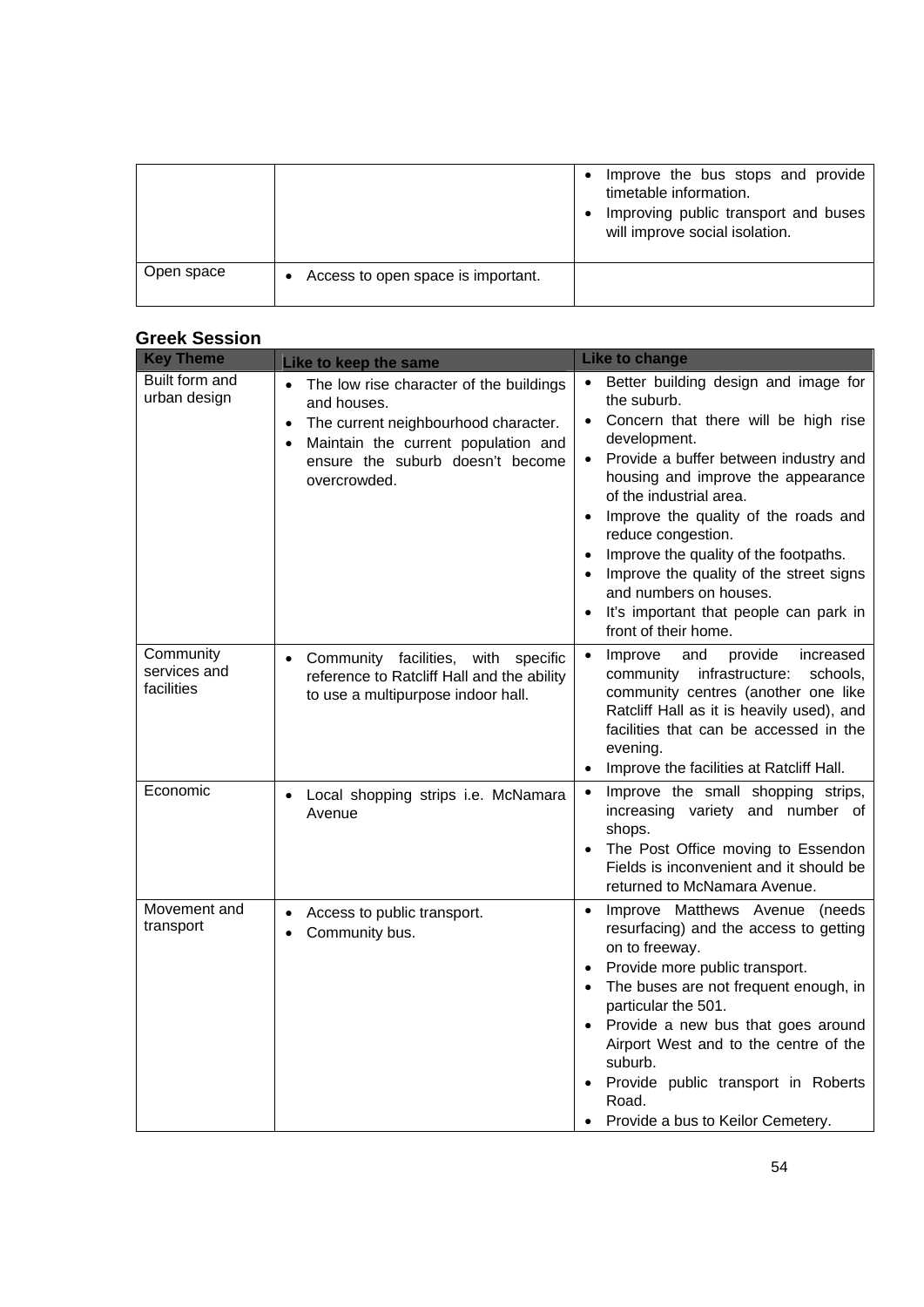| | | |
|---|---|---|
| | | • Improve the bus stops and provide timetable information.<br>• Improving public transport and buses will improve social isolation. |
| Open space | • Access to open space is important. | |

**Greek Session**

| Key Theme | Like to keep the same | Like to change |
|---|---|---|
| Built form and urban design | • The low rise character of the buildings and houses.<br>• The current neighbourhood character.<br>• Maintain the current population and ensure the suburb doesn't become overcrowded. | • Better building design and image for the suburb.<br>• Concern that there will be high rise development.<br>• Provide a buffer between industry and housing and improve the appearance of the industrial area.<br>• Improve the quality of the roads and reduce congestion.<br>• Improve the quality of the footpaths.<br>• Improve the quality of the street signs and numbers on houses.<br>• It's important that people can park in front of their home. |
| Community services and facilities | • Community facilities, with specific reference to Ratcliff Hall and the ability to use a multipurpose indoor hall. | • Improve and provide increased community infrastructure: schools, community centres (another one like Ratcliff Hall as it is heavily used), and facilities that can be accessed in the evening.<br>• Improve the facilities at Ratcliff Hall. |
| Economic | • Local shopping strips i.e. McNamara Avenue | • Improve the small shopping strips, increasing variety and number of shops.<br>• The Post Office moving to Essendon Fields is inconvenient and it should be returned to McNamara Avenue. |
| Movement and transport | • Access to public transport.<br>• Community bus. | • Improve Matthews Avenue (needs resurfacing) and the access to getting on to freeway.<br>• Provide more public transport.<br>• The buses are not frequent enough, in particular the 501.<br>• Provide a new bus that goes around Airport West and to the centre of the suburb.<br>• Provide public transport in Roberts Road.<br>• Provide a bus to Keilor Cemetery. |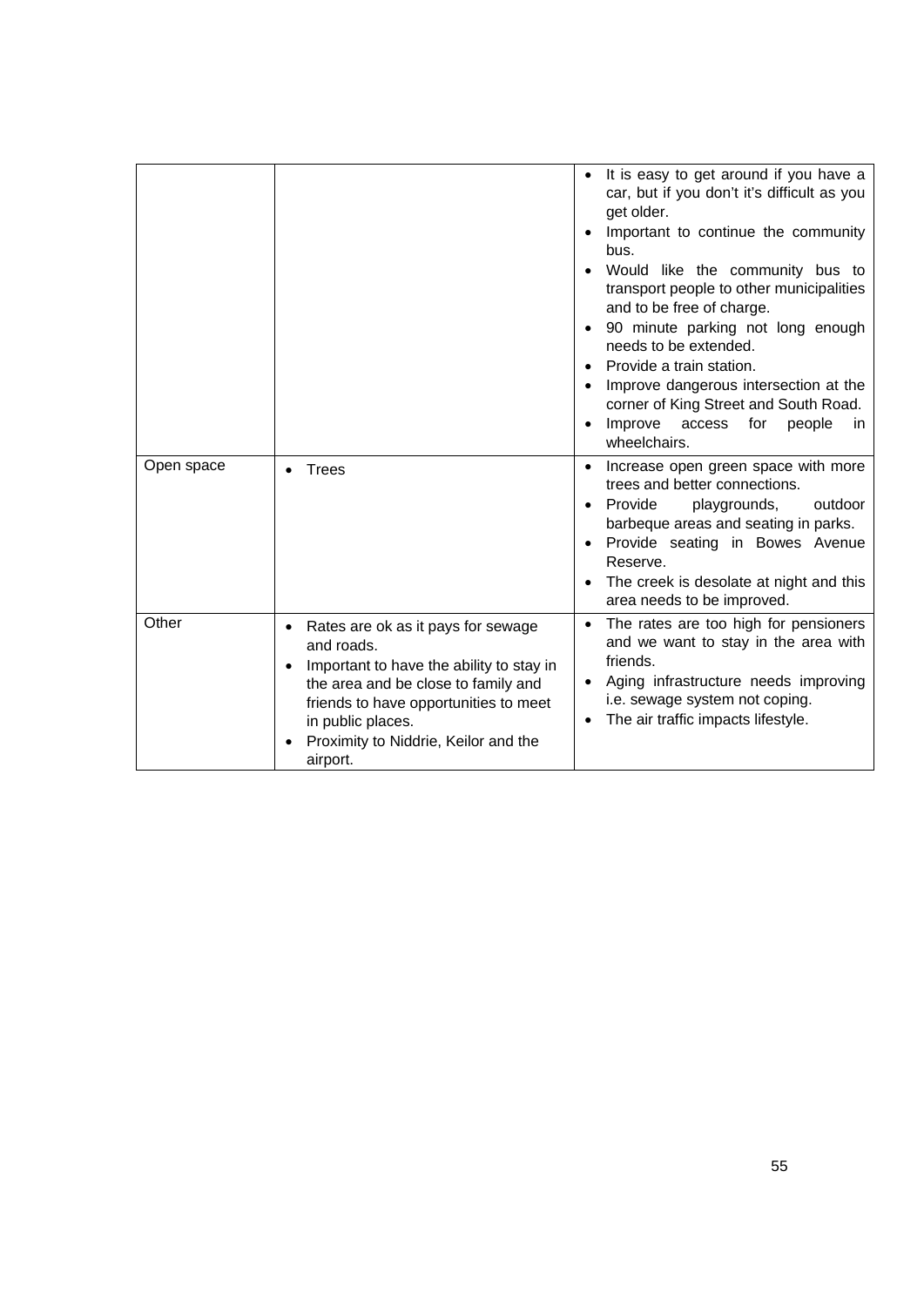| | | |
|---|---|---|
| | | • It is easy to get around if you have a car, but if you don't it's difficult as you get older.<br>• Important to continue the community bus.<br>• Would like the community bus to transport people to other municipalities and to be free of charge.<br>• 90 minute parking not long enough needs to be extended.<br>• Provide a train station.<br>• Improve dangerous intersection at the corner of King Street and South Road.<br>• Improve access for people in wheelchairs. |
| Open space | • Trees | • Increase open green space with more trees and better connections.<br>• Provide playgrounds, outdoor barbeque areas and seating in parks.<br>• Provide seating in Bowes Avenue Reserve.<br>• The creek is desolate at night and this area needs to be improved. |
| Other | • Rates are ok as it pays for sewage and roads.<br>• Important to have the ability to stay in the area and be close to family and friends to have opportunities to meet in public places.<br>• Proximity to Niddrie, Keilor and the airport. | • The rates are too high for pensioners and we want to stay in the area with friends.<br>• Aging infrastructure needs improving i.e. sewage system not coping.<br>• The air traffic impacts lifestyle. |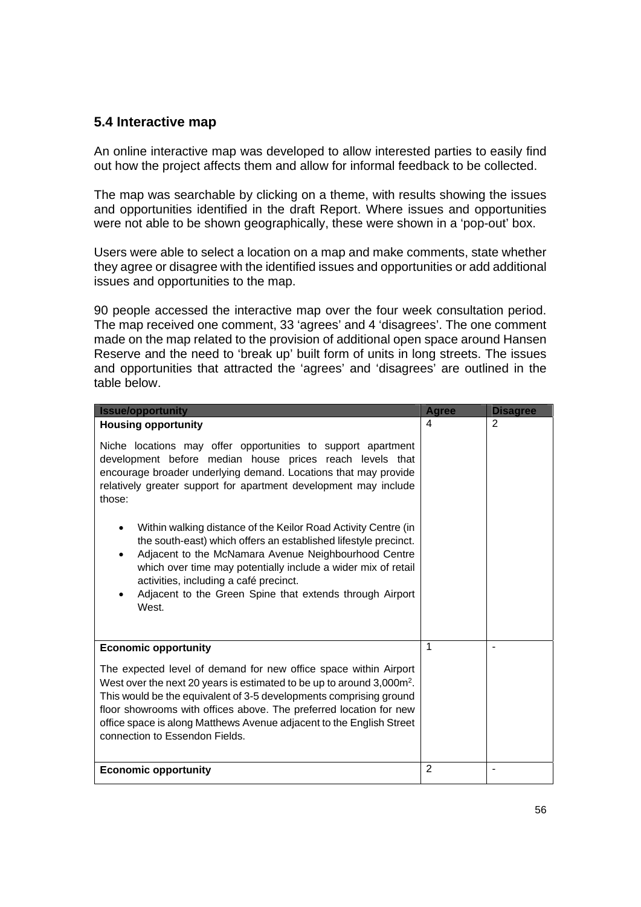## 5.4 Interactive map

An online interactive map was developed to allow interested parties to easily find out how the project affects them and allow for informal feedback to be collected.

The map was searchable by clicking on a theme, with results showing the issues and opportunities identified in the draft Report. Where issues and opportunities were not able to be shown geographically, these were shown in a 'pop-out' box.

Users were able to select a location on a map and make comments, state whether they agree or disagree with the identified issues and opportunities or add additional issues and opportunities to the map.

90 people accessed the interactive map over the four week consultation period. The map received one comment, 33 'agrees' and 4 'disagrees'. The one comment made on the map related to the provision of additional open space around Hansen Reserve and the need to 'break up' built form of units in long streets. The issues and opportunities that attracted the 'agrees' and 'disagrees' are outlined in the table below.

| Issue/opportunity | Agree | Disagree |
|---|---|---|
| **Housing opportunity**<br><br>Niche locations may offer opportunities to support apartment development before median house prices reach levels that encourage broader underlying demand. Locations that may provide relatively greater support for apartment development may include those:<br><br>• Within walking distance of the Keilor Road Activity Centre (in the south-east) which offers an established lifestyle precinct.<br>• Adjacent to the McNamara Avenue Neighbourhood Centre which over time may potentially include a wider mix of retail activities, including a café precinct.<br>• Adjacent to the Green Spine that extends through Airport West. | 4 | 2 |
| **Economic opportunity**<br><br>The expected level of demand for new office space within Airport West over the next 20 years is estimated to be up to around 3,000m$^2$. This would be the equivalent of 3-5 developments comprising ground floor showrooms with offices above. The preferred location for new office space is along Matthews Avenue adjacent to the English Street connection to Essendon Fields. | 1 | - |
| **Economic opportunity** | 2 | - |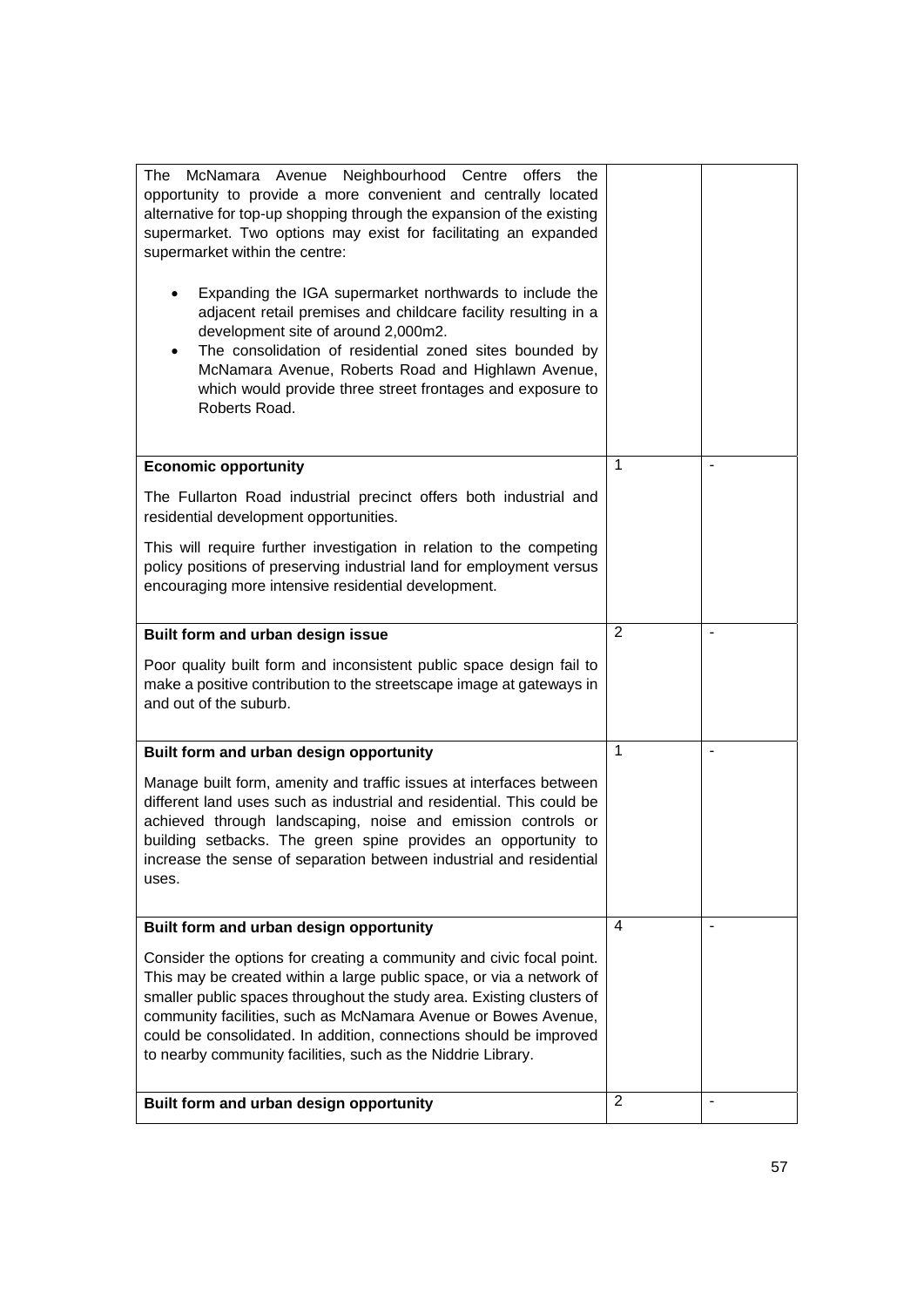| | | |
|---|---|---|
| The McNamara Avenue Neighbourhood Centre offers the opportunity to provide a more convenient and centrally located alternative for top-up shopping through the expansion of the existing supermarket. Two options may exist for facilitating an expanded supermarket within the centre:<br><br>• Expanding the IGA supermarket northwards to include the adjacent retail premises and childcare facility resulting in a development site of around 2,000m2.<br>• The consolidation of residential zoned sites bounded by McNamara Avenue, Roberts Road and Highlawn Avenue, which would provide three street frontages and exposure to Roberts Road. | | |
| **Economic opportunity**<br><br>The Fullarton Road industrial precinct offers both industrial and residential development opportunities.<br><br>This will require further investigation in relation to the competing policy positions of preserving industrial land for employment versus encouraging more intensive residential development. | 1 | - |
| **Built form and urban design issue**<br><br>Poor quality built form and inconsistent public space design fail to make a positive contribution to the streetscape image at gateways in and out of the suburb. | 2 | - |
| **Built form and urban design opportunity**<br><br>Manage built form, amenity and traffic issues at interfaces between different land uses such as industrial and residential. This could be achieved through landscaping, noise and emission controls or building setbacks. The green spine provides an opportunity to increase the sense of separation between industrial and residential uses. | 1 | - |
| **Built form and urban design opportunity**<br><br>Consider the options for creating a community and civic focal point. This may be created within a large public space, or via a network of smaller public spaces throughout the study area. Existing clusters of community facilities, such as McNamara Avenue or Bowes Avenue, could be consolidated. In addition, connections should be improved to nearby community facilities, such as the Niddrie Library. | 4 | - |
| **Built form and urban design opportunity** | 2 | - |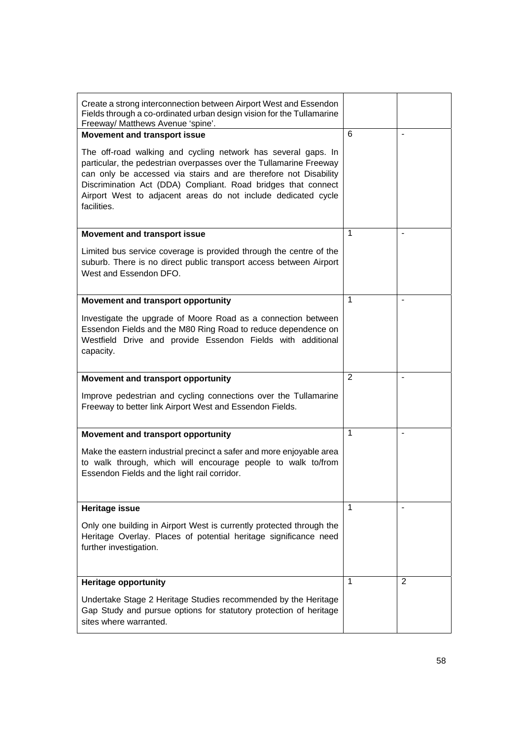| | | |
|---|---|---|
| Create a strong interconnection between Airport West and Essendon Fields through a co-ordinated urban design vision for the Tullamarine Freeway/ Matthews Avenue 'spine'. | | |
| **Movement and transport issue**<br><br>The off-road walking and cycling network has several gaps. In particular, the pedestrian overpasses over the Tullamarine Freeway can only be accessed via stairs and are therefore not Disability Discrimination Act (DDA) Compliant. Road bridges that connect Airport West to adjacent areas do not include dedicated cycle facilities. | 6 | - |
| **Movement and transport issue**<br><br>Limited bus service coverage is provided through the centre of the suburb. There is no direct public transport access between Airport West and Essendon DFO. | 1 | - |
| **Movement and transport opportunity**<br><br>Investigate the upgrade of Moore Road as a connection between Essendon Fields and the M80 Ring Road to reduce dependence on Westfield Drive and provide Essendon Fields with additional capacity. | 1 | - |
| **Movement and transport opportunity**<br><br>Improve pedestrian and cycling connections over the Tullamarine Freeway to better link Airport West and Essendon Fields. | 2 | - |
| **Movement and transport opportunity**<br><br>Make the eastern industrial precinct a safer and more enjoyable area to walk through, which will encourage people to walk to/from Essendon Fields and the light rail corridor. | 1 | - |
| **Heritage issue**<br><br>Only one building in Airport West is currently protected through the Heritage Overlay. Places of potential heritage significance need further investigation. | 1 | - |
| **Heritage opportunity**<br><br>Undertake Stage 2 Heritage Studies recommended by the Heritage Gap Study and pursue options for statutory protection of heritage sites where warranted. | 1 | 2 |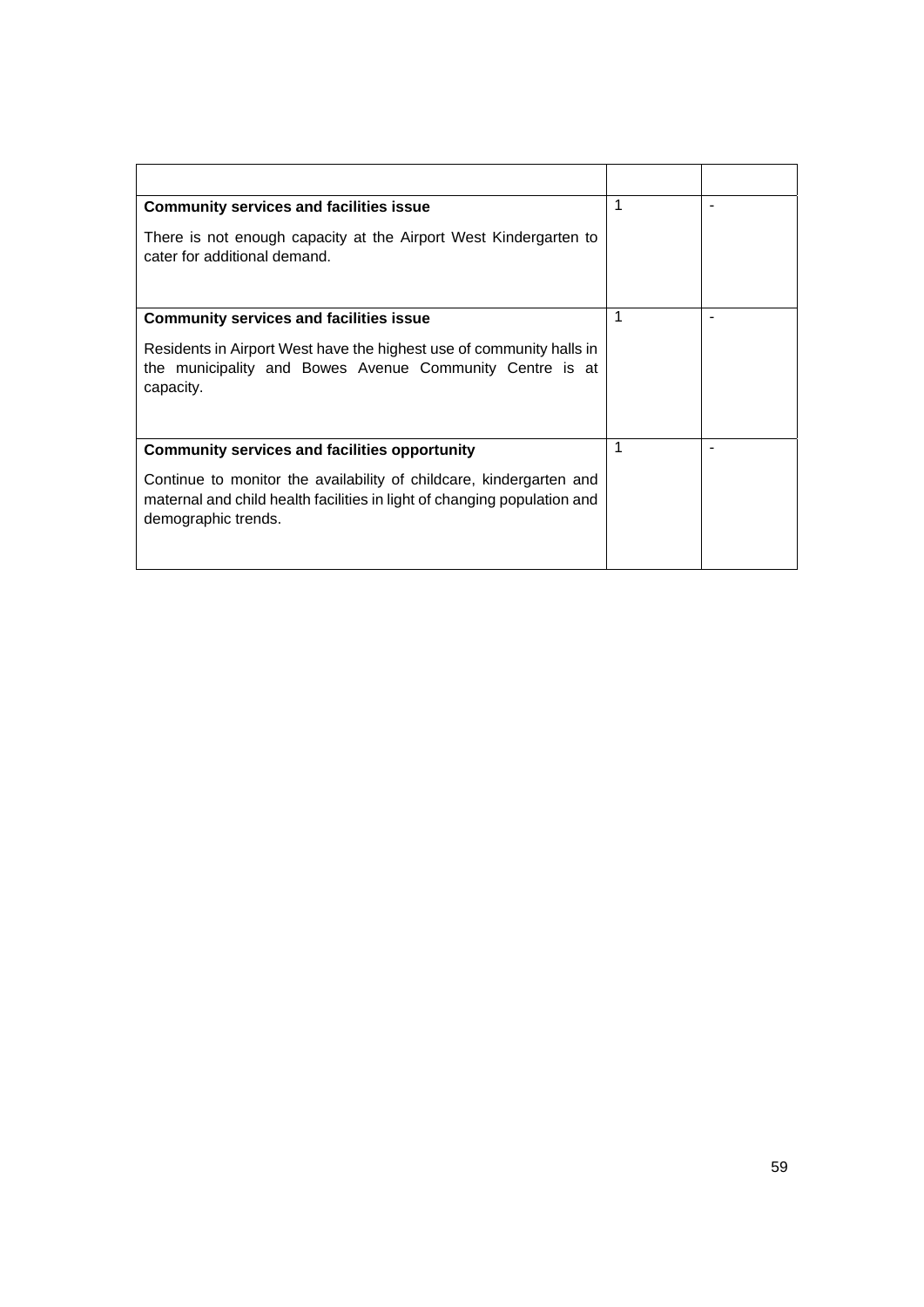| | | |
|---|---|---|
| **Community services and facilities issue**<br><br>There is not enough capacity at the Airport West Kindergarten to cater for additional demand. | 1 | - |
| **Community services and facilities issue**<br><br>Residents in Airport West have the highest use of community halls in the municipality and Bowes Avenue Community Centre is at capacity. | 1 | - |
| **Community services and facilities opportunity**<br><br>Continue to monitor the availability of childcare, kindergarten and maternal and child health facilities in light of changing population and demographic trends. | 1 | - |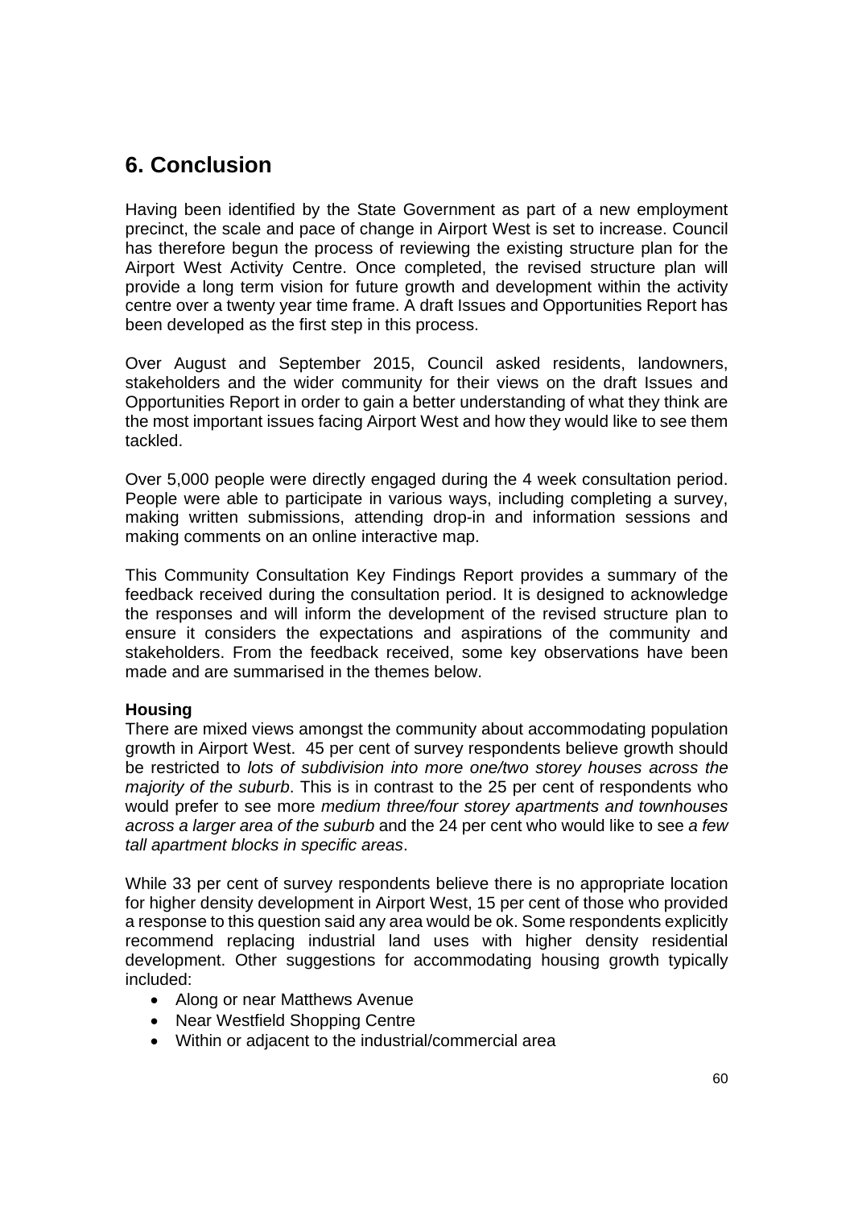# 6. Conclusion

Having been identified by the State Government as part of a new employment precinct, the scale and pace of change in Airport West is set to increase. Council has therefore begun the process of reviewing the existing structure plan for the Airport West Activity Centre. Once completed, the revised structure plan will provide a long term vision for future growth and development within the activity centre over a twenty year time frame. A draft Issues and Opportunities Report has been developed as the first step in this process.

Over August and September 2015, Council asked residents, landowners, stakeholders and the wider community for their views on the draft Issues and Opportunities Report in order to gain a better understanding of what they think are the most important issues facing Airport West and how they would like to see them tackled.

Over 5,000 people were directly engaged during the 4 week consultation period. People were able to participate in various ways, including completing a survey, making written submissions, attending drop-in and information sessions and making comments on an online interactive map.

This Community Consultation Key Findings Report provides a summary of the feedback received during the consultation period. It is designed to acknowledge the responses and will inform the development of the revised structure plan to ensure it considers the expectations and aspirations of the community and stakeholders. From the feedback received, some key observations have been made and are summarised in the themes below.

**Housing**

There are mixed views amongst the community about accommodating population growth in Airport West. 45 per cent of survey respondents believe growth should be restricted to *lots of subdivision into more one/two storey houses across the majority of the suburb*. This is in contrast to the 25 per cent of respondents who would prefer to see more *medium three/four storey apartments and townhouses across a larger area of the suburb* and the 24 per cent who would like to see *a few tall apartment blocks in specific areas*.

While 33 per cent of survey respondents believe there is no appropriate location for higher density development in Airport West, 15 per cent of those who provided a response to this question said any area would be ok. Some respondents explicitly recommend replacing industrial land uses with higher density residential development. Other suggestions for accommodating housing growth typically included:

- Along or near Matthews Avenue
- Near Westfield Shopping Centre
- Within or adjacent to the industrial/commercial area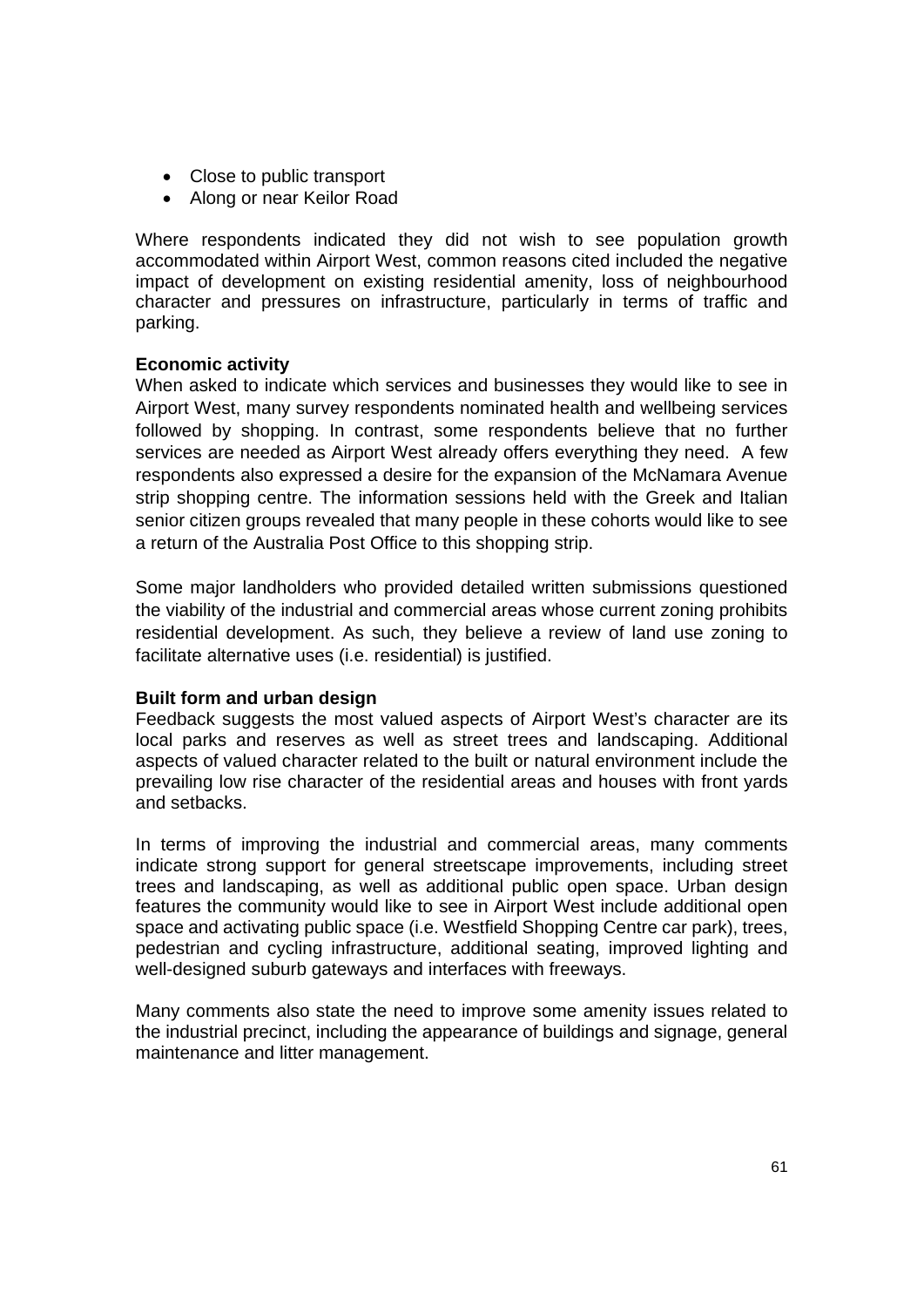- Close to public transport
- Along or near Keilor Road

Where respondents indicated they did not wish to see population growth accommodated within Airport West, common reasons cited included the negative impact of development on existing residential amenity, loss of neighbourhood character and pressures on infrastructure, particularly in terms of traffic and parking.

**Economic activity**

When asked to indicate which services and businesses they would like to see in Airport West, many survey respondents nominated health and wellbeing services followed by shopping. In contrast, some respondents believe that no further services are needed as Airport West already offers everything they need. A few respondents also expressed a desire for the expansion of the McNamara Avenue strip shopping centre. The information sessions held with the Greek and Italian senior citizen groups revealed that many people in these cohorts would like to see a return of the Australia Post Office to this shopping strip.

Some major landholders who provided detailed written submissions questioned the viability of the industrial and commercial areas whose current zoning prohibits residential development. As such, they believe a review of land use zoning to facilitate alternative uses (i.e. residential) is justified.

**Built form and urban design**

Feedback suggests the most valued aspects of Airport West's character are its local parks and reserves as well as street trees and landscaping. Additional aspects of valued character related to the built or natural environment include the prevailing low rise character of the residential areas and houses with front yards and setbacks.

In terms of improving the industrial and commercial areas, many comments indicate strong support for general streetscape improvements, including street trees and landscaping, as well as additional public open space. Urban design features the community would like to see in Airport West include additional open space and activating public space (i.e. Westfield Shopping Centre car park), trees, pedestrian and cycling infrastructure, additional seating, improved lighting and well-designed suburb gateways and interfaces with freeways.

Many comments also state the need to improve some amenity issues related to the industrial precinct, including the appearance of buildings and signage, general maintenance and litter management.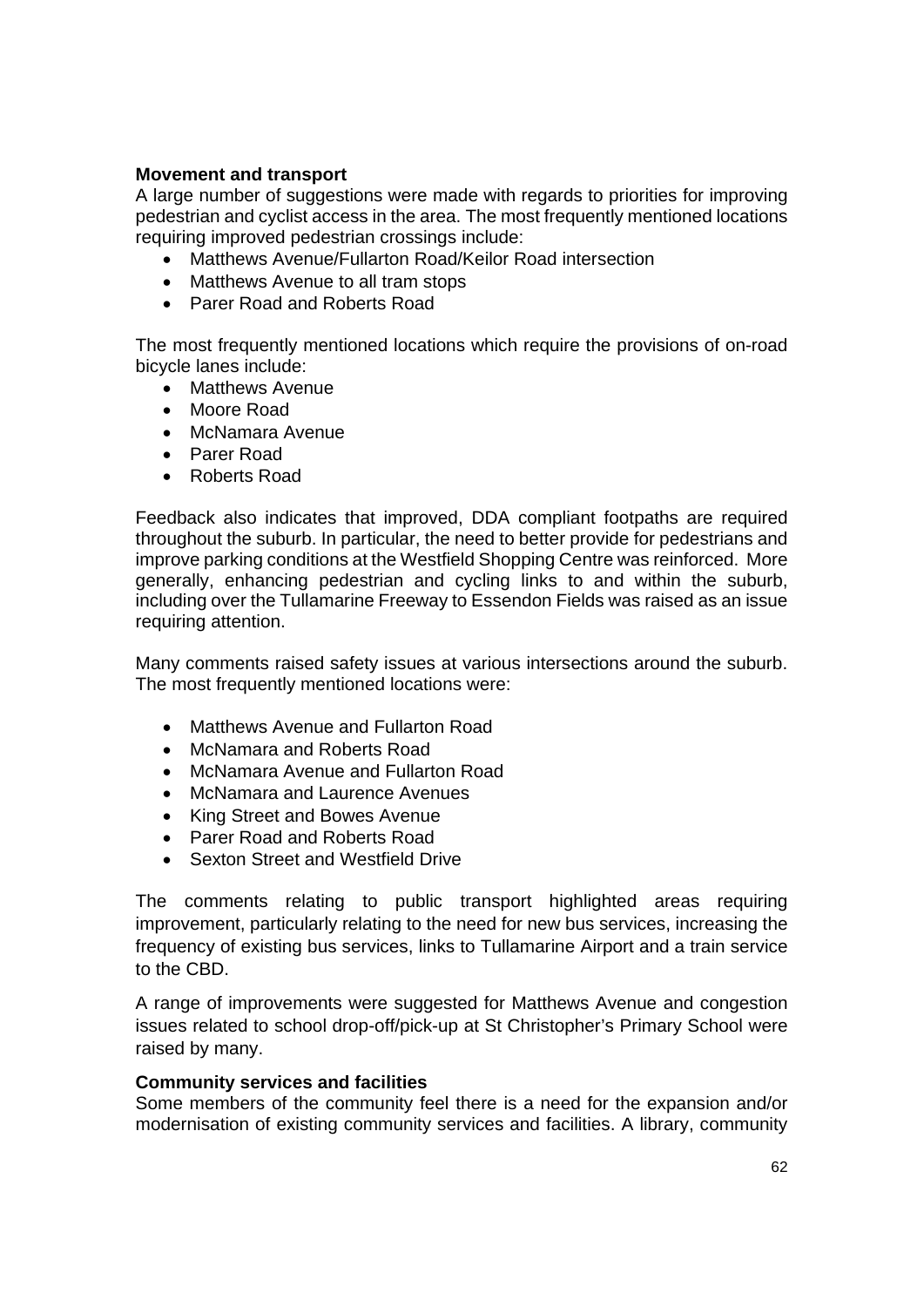**Movement and transport**

A large number of suggestions were made with regards to priorities for improving pedestrian and cyclist access in the area. The most frequently mentioned locations requiring improved pedestrian crossings include:

- Matthews Avenue/Fullarton Road/Keilor Road intersection
- Matthews Avenue to all tram stops
- Parer Road and Roberts Road

The most frequently mentioned locations which require the provisions of on-road bicycle lanes include:

- Matthews Avenue
- Moore Road
- McNamara Avenue
- Parer Road
- Roberts Road

Feedback also indicates that improved, DDA compliant footpaths are required throughout the suburb. In particular, the need to better provide for pedestrians and improve parking conditions at the Westfield Shopping Centre was reinforced. More generally, enhancing pedestrian and cycling links to and within the suburb, including over the Tullamarine Freeway to Essendon Fields was raised as an issue requiring attention.

Many comments raised safety issues at various intersections around the suburb. The most frequently mentioned locations were:

- Matthews Avenue and Fullarton Road
- McNamara and Roberts Road
- McNamara Avenue and Fullarton Road
- McNamara and Laurence Avenues
- King Street and Bowes Avenue
- Parer Road and Roberts Road
- Sexton Street and Westfield Drive

The comments relating to public transport highlighted areas requiring improvement, particularly relating to the need for new bus services, increasing the frequency of existing bus services, links to Tullamarine Airport and a train service to the CBD.

A range of improvements were suggested for Matthews Avenue and congestion issues related to school drop-off/pick-up at St Christopher's Primary School were raised by many.

**Community services and facilities**

Some members of the community feel there is a need for the expansion and/or modernisation of existing community services and facilities. A library, community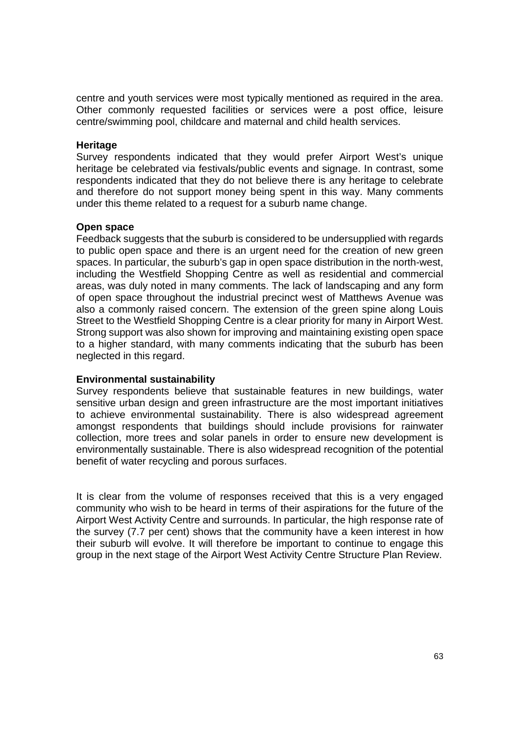centre and youth services were most typically mentioned as required in the area. Other commonly requested facilities or services were a post office, leisure centre/swimming pool, childcare and maternal and child health services.

**Heritage**

Survey respondents indicated that they would prefer Airport West's unique heritage be celebrated via festivals/public events and signage. In contrast, some respondents indicated that they do not believe there is any heritage to celebrate and therefore do not support money being spent in this way. Many comments under this theme related to a request for a suburb name change.

**Open space**

Feedback suggests that the suburb is considered to be undersupplied with regards to public open space and there is an urgent need for the creation of new green spaces. In particular, the suburb's gap in open space distribution in the north-west, including the Westfield Shopping Centre as well as residential and commercial areas, was duly noted in many comments. The lack of landscaping and any form of open space throughout the industrial precinct west of Matthews Avenue was also a commonly raised concern. The extension of the green spine along Louis Street to the Westfield Shopping Centre is a clear priority for many in Airport West. Strong support was also shown for improving and maintaining existing open space to a higher standard, with many comments indicating that the suburb has been neglected in this regard.

**Environmental sustainability**

Survey respondents believe that sustainable features in new buildings, water sensitive urban design and green infrastructure are the most important initiatives to achieve environmental sustainability. There is also widespread agreement amongst respondents that buildings should include provisions for rainwater collection, more trees and solar panels in order to ensure new development is environmentally sustainable. There is also widespread recognition of the potential benefit of water recycling and porous surfaces.

It is clear from the volume of responses received that this is a very engaged community who wish to be heard in terms of their aspirations for the future of the Airport West Activity Centre and surrounds. In particular, the high response rate of the survey (7.7 per cent) shows that the community have a keen interest in how their suburb will evolve. It will therefore be important to continue to engage this group in the next stage of the Airport West Activity Centre Structure Plan Review.